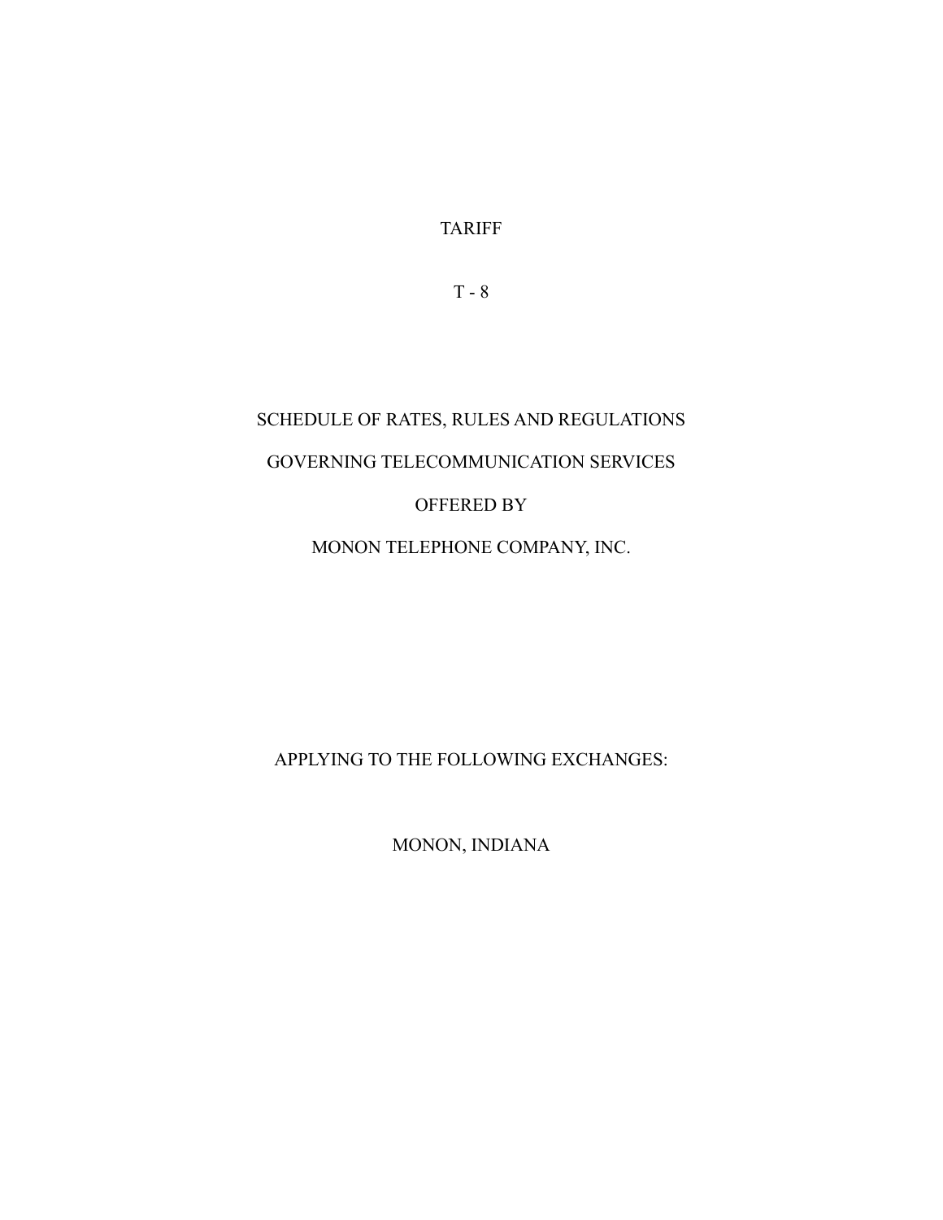# TARIFF

## T - 8

SCHEDULE OF RATES, RULES AND REGULATIONS

GOVERNING TELECOMMUNICATION SERVICES

OFFERED BY

MONON TELEPHONE COMPANY, INC.

APPLYING TO THE FOLLOWING EXCHANGES:

MONON, INDIANA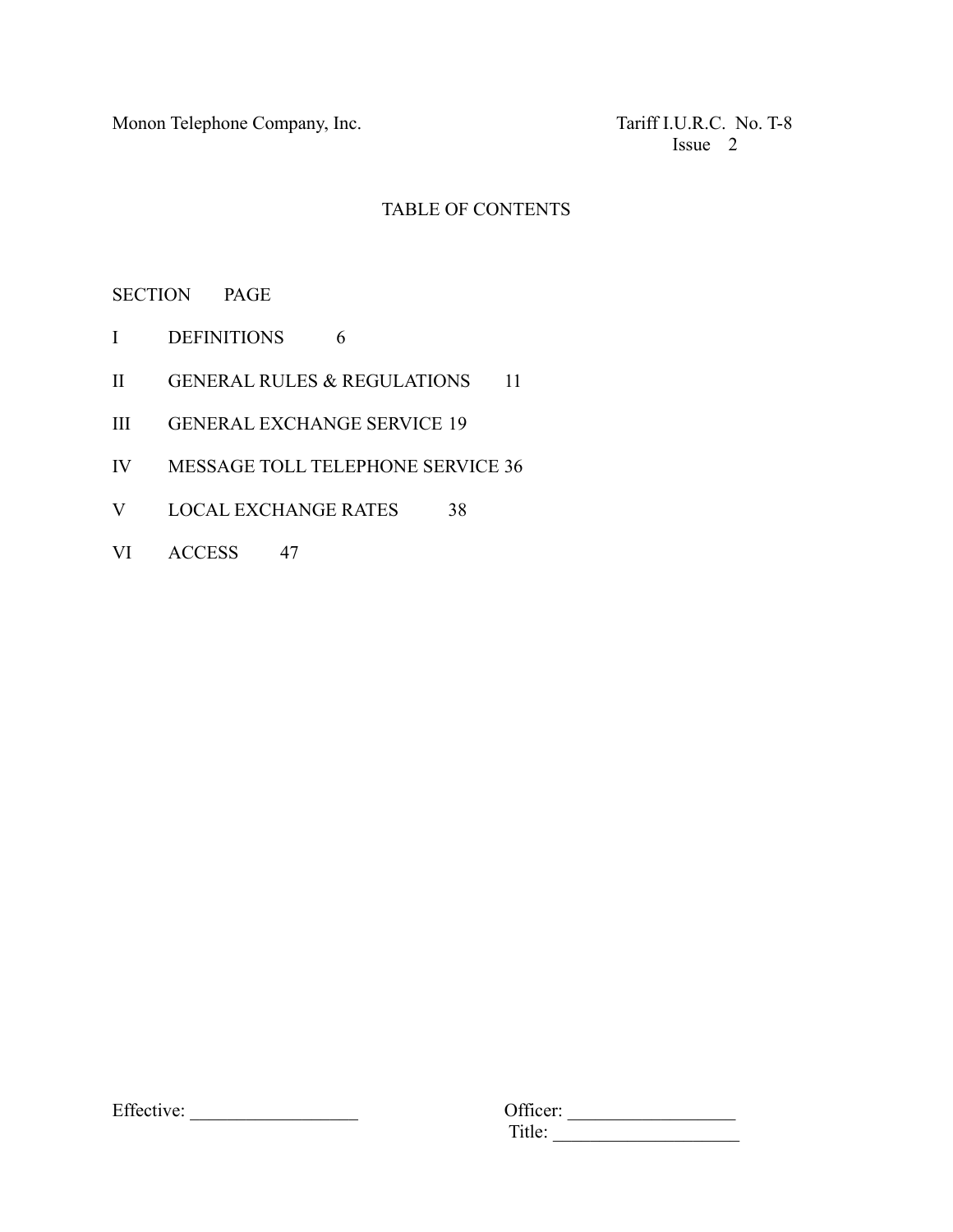Monon Telephone Company, Inc.

Tariff I.U.R.C. No. T-8
Issue 2

# TABLE OF CONTENTS

| SECTION | | PAGE |
|---|---|---|
| I | DEFINITIONS | 6 |
| II | GENERAL RULES & REGULATIONS | 11 |
| III | GENERAL EXCHANGE SERVICE | 19 |
| IV | MESSAGE TOLL TELEPHONE SERVICE | 36 |
| V | LOCAL EXCHANGE RATES | 38 |
| VI | ACCESS | 47 |

Effective: __________________

Officer: __________________
Title: ____________________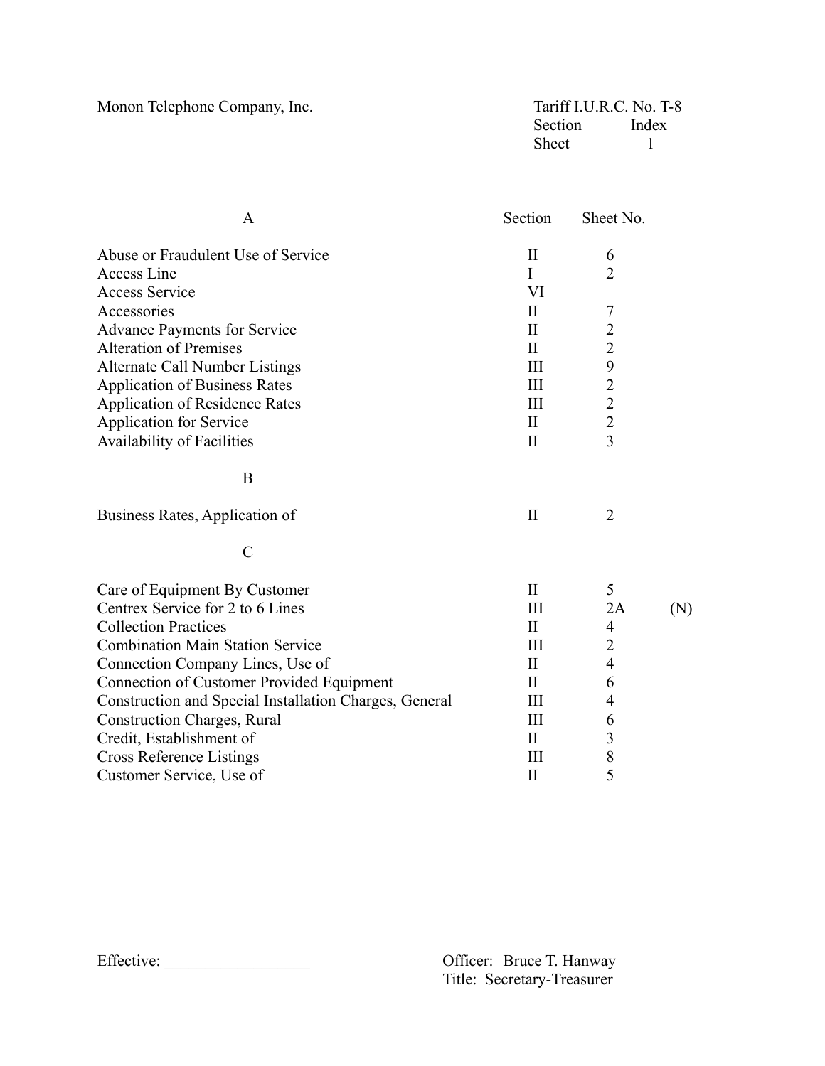Monon Telephone Company, Inc.

Tariff I.U.R.C. No. T-8
Section Index
Sheet 1

| A | Section | Sheet No. | |
|---|---|---|---|
| Abuse or Fraudulent Use of Service | II | 6 | |
| Access Line | I | 2 | |
| Access Service | VI | | |
| Accessories | II | 7 | |
| Advance Payments for Service | II | 2 | |
| Alteration of Premises | II | 2 | |
| Alternate Call Number Listings | III | 9 | |
| Application of Business Rates | III | 2 | |
| Application of Residence Rates | III | 2 | |
| Application for Service | II | 2 | |
| Availability of Facilities | II | 3 | |
| **B** | | | |
| Business Rates, Application of | II | 2 | |
| **C** | | | |
| Care of Equipment By Customer | II | 5 | |
| Centrex Service for 2 to 6 Lines | III | 2A | (N) |
| Collection Practices | II | 4 | |
| Combination Main Station Service | III | 2 | |
| Connection Company Lines, Use of | II | 4 | |
| Connection of Customer Provided Equipment | II | 6 | |
| Construction and Special Installation Charges, General | III | 4 | |
| Construction Charges, Rural | III | 6 | |
| Credit, Establishment of | II | 3 | |
| Cross Reference Listings | III | 8 | |
| Customer Service, Use of | II | 5 | |

Effective: ________________

Officer: Bruce T. Hanway
Title: Secretary-Treasurer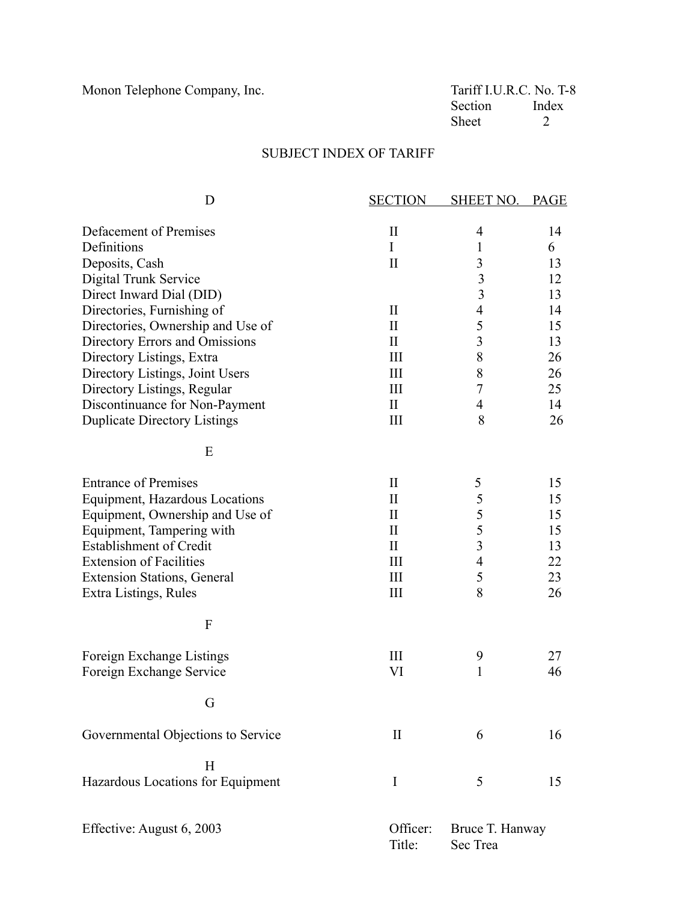Monon Telephone Company, Inc.

Tariff I.U.R.C. No. T-8
Section Index
Sheet 2

## SUBJECT INDEX OF TARIFF

| D | SECTION | SHEET NO. | PAGE |
|---|---|---|---|
| Defacement of Premises | II | 4 | 14 |
| Definitions | I | 1 | 6 |
| Deposits, Cash | II | 3 | 13 |
| Digital Trunk Service | | 3 | 12 |
| Direct Inward Dial (DID) | | 3 | 13 |
| Directories, Furnishing of | II | 4 | 14 |
| Directories, Ownership and Use of | II | 5 | 15 |
| Directory Errors and Omissions | II | 3 | 13 |
| Directory Listings, Extra | III | 8 | 26 |
| Directory Listings, Joint Users | III | 8 | 26 |
| Directory Listings, Regular | III | 7 | 25 |
| Discontinuance for Non-Payment | II | 4 | 14 |
| Duplicate Directory Listings | III | 8 | 26 |
| **E** | | | |
| Entrance of Premises | II | 5 | 15 |
| Equipment, Hazardous Locations | II | 5 | 15 |
| Equipment, Ownership and Use of | II | 5 | 15 |
| Equipment, Tampering with | II | 5 | 15 |
| Establishment of Credit | II | 3 | 13 |
| Extension of Facilities | III | 4 | 22 |
| Extension Stations, General | III | 5 | 23 |
| Extra Listings, Rules | III | 8 | 26 |
| **F** | | | |
| Foreign Exchange Listings | III | 9 | 27 |
| Foreign Exchange Service | VI | 1 | 46 |
| **G** | | | |
| Governmental Objections to Service | II | 6 | 16 |
| **H** | | | |
| Hazardous Locations for Equipment | I | 5 | 15 |

Effective: August 6, 2003

Officer: Bruce T. Hanway
Title: Sec Trea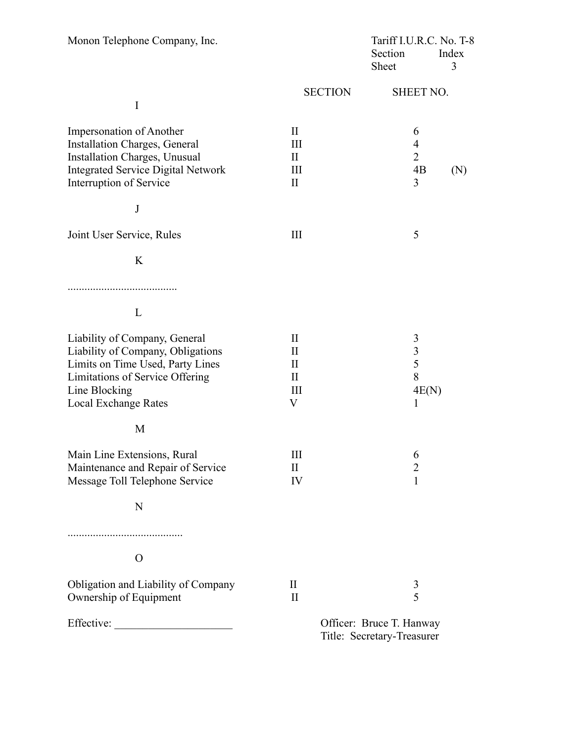Monon Telephone Company, Inc.

Tariff I.U.R.C. No. T-8
Section Index
Sheet 3

| | SECTION | SHEET NO. |
|---|---|---|
| **I** | | |
| Impersonation of Another | II | 6 |
| Installation Charges, General | III | 4 |
| Installation Charges, Unusual | II | 2 |
| Integrated Service Digital Network | III | 4B (N) |
| Interruption of Service | II | 3 |
| **J** | | |
| Joint User Service, Rules | III | 5 |
| **K** | | |
| ....................................... | | |
| **L** | | |
| Liability of Company, General | II | 3 |
| Liability of Company, Obligations | II | 3 |
| Limits on Time Used, Party Lines | II | 5 |
| Limitations of Service Offering | II | 8 |
| Line Blocking | III | 4E(N) |
| Local Exchange Rates | V | 1 |
| **M** | | |
| Main Line Extensions, Rural | III | 6 |
| Maintenance and Repair of Service | II | 2 |
| Message Toll Telephone Service | IV | 1 |
| **N** | | |
| ......................................... | | |
| **O** | | |
| Obligation and Liability of Company | II | 3 |
| Ownership of Equipment | II | 5 |

Effective: ____________________

Officer: Bruce T. Hanway
Title: Secretary-Treasurer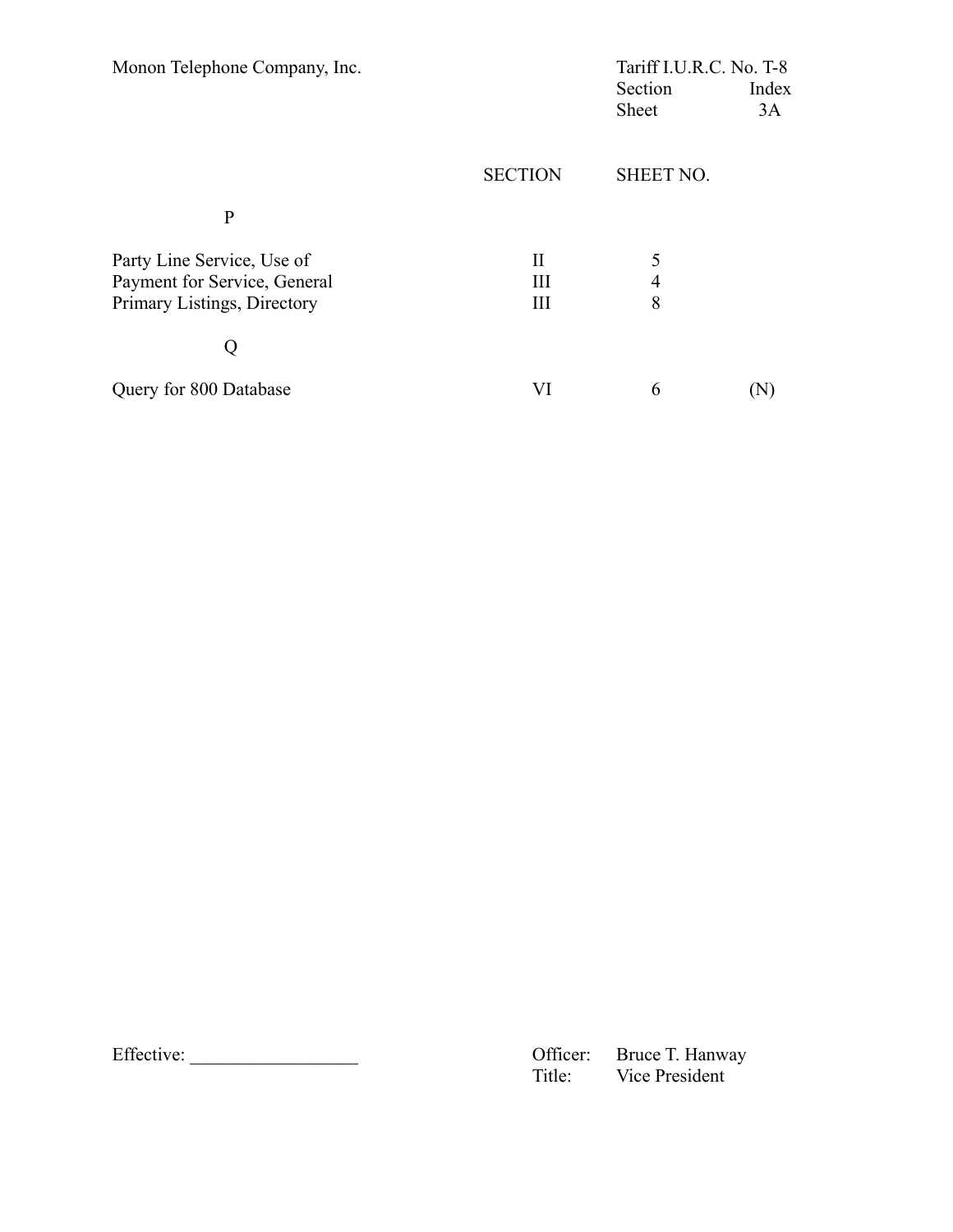Monon Telephone Company, Inc.

Tariff I.U.R.C. No. T-8
Section Index
Sheet 3A

| | SECTION | SHEET NO. | |
|---|---|---|---|
| **P** | | | |
| Party Line Service, Use of | II | 5 | |
| Payment for Service, General | III | 4 | |
| Primary Listings, Directory | III | 8 | |
| **Q** | | | |
| Query for 800 Database | VI | 6 | (N) |

Effective: ________________

Officer: Bruce T. Hanway
Title: Vice President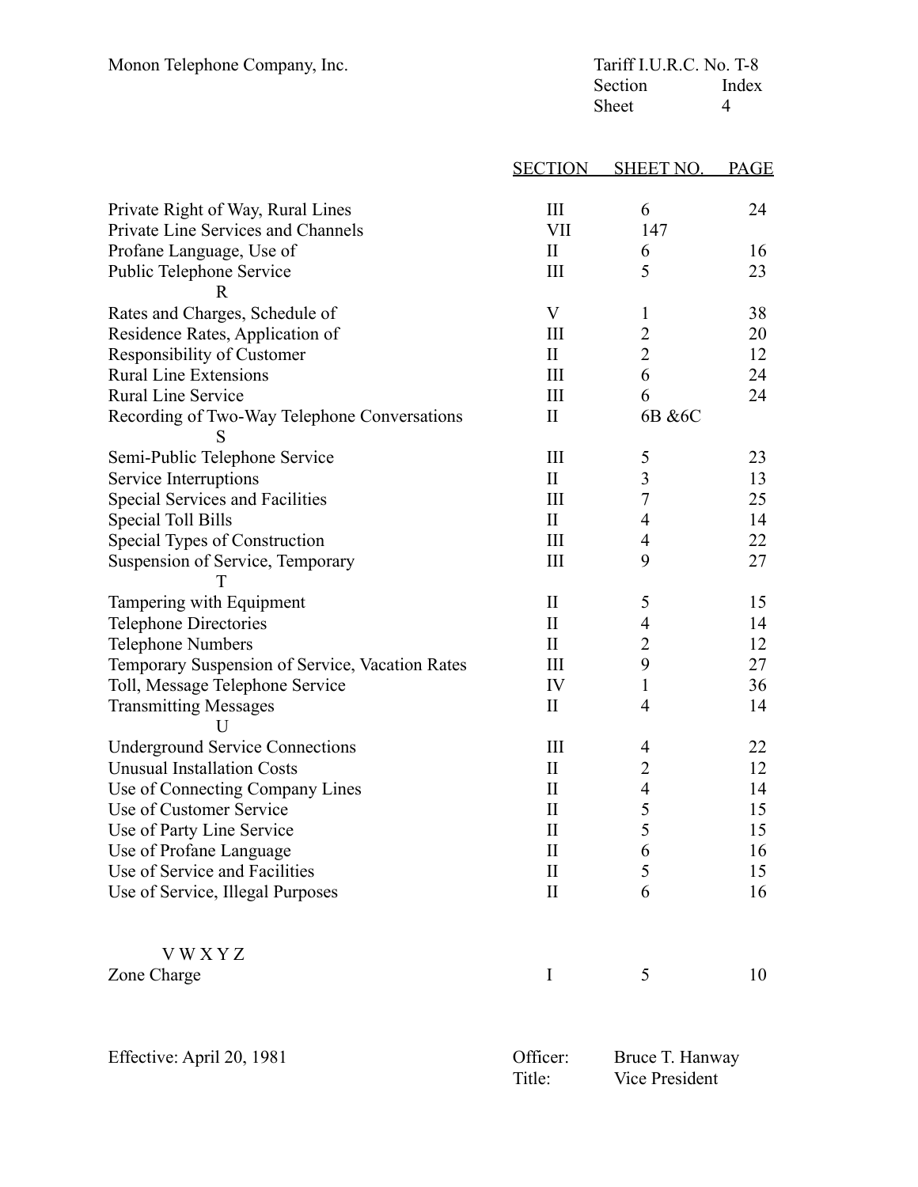Monon Telephone Company, Inc.

Tariff I.U.R.C. No. T-8
Section Index
Sheet 4

| | SECTION | SHEET NO. | PAGE |
|---|---|---|---|
| Private Right of Way, Rural Lines | III | 6 | 24 |
| Private Line Services and Channels | VII | 147 | |
| Profane Language, Use of | II | 6 | 16 |
| Public Telephone Service | III | 5 | 23 |
| R | | | |
| Rates and Charges, Schedule of | V | 1 | 38 |
| Residence Rates, Application of | III | 2 | 20 |
| Responsibility of Customer | II | 2 | 12 |
| Rural Line Extensions | III | 6 | 24 |
| Rural Line Service | III | 6 | 24 |
| Recording of Two-Way Telephone Conversations | II | 6B &6C | |
| S | | | |
| Semi-Public Telephone Service | III | 5 | 23 |
| Service Interruptions | II | 3 | 13 |
| Special Services and Facilities | III | 7 | 25 |
| Special Toll Bills | II | 4 | 14 |
| Special Types of Construction | III | 4 | 22 |
| Suspension of Service, Temporary | III | 9 | 27 |
| T | | | |
| Tampering with Equipment | II | 5 | 15 |
| Telephone Directories | II | 4 | 14 |
| Telephone Numbers | II | 2 | 12 |
| Temporary Suspension of Service, Vacation Rates | III | 9 | 27 |
| Toll, Message Telephone Service | IV | 1 | 36 |
| Transmitting Messages | II | 4 | 14 |
| U | | | |
| Underground Service Connections | III | 4 | 22 |
| Unusual Installation Costs | II | 2 | 12 |
| Use of Connecting Company Lines | II | 4 | 14 |
| Use of Customer Service | II | 5 | 15 |
| Use of Party Line Service | II | 5 | 15 |
| Use of Profane Language | II | 6 | 16 |
| Use of Service and Facilities | II | 5 | 15 |
| Use of Service, Illegal Purposes | II | 6 | 16 |
| V W X Y Z | | | |
| Zone Charge | I | 5 | 10 |

Effective: April 20, 1981

Officer: Bruce T. Hanway
Title: Vice President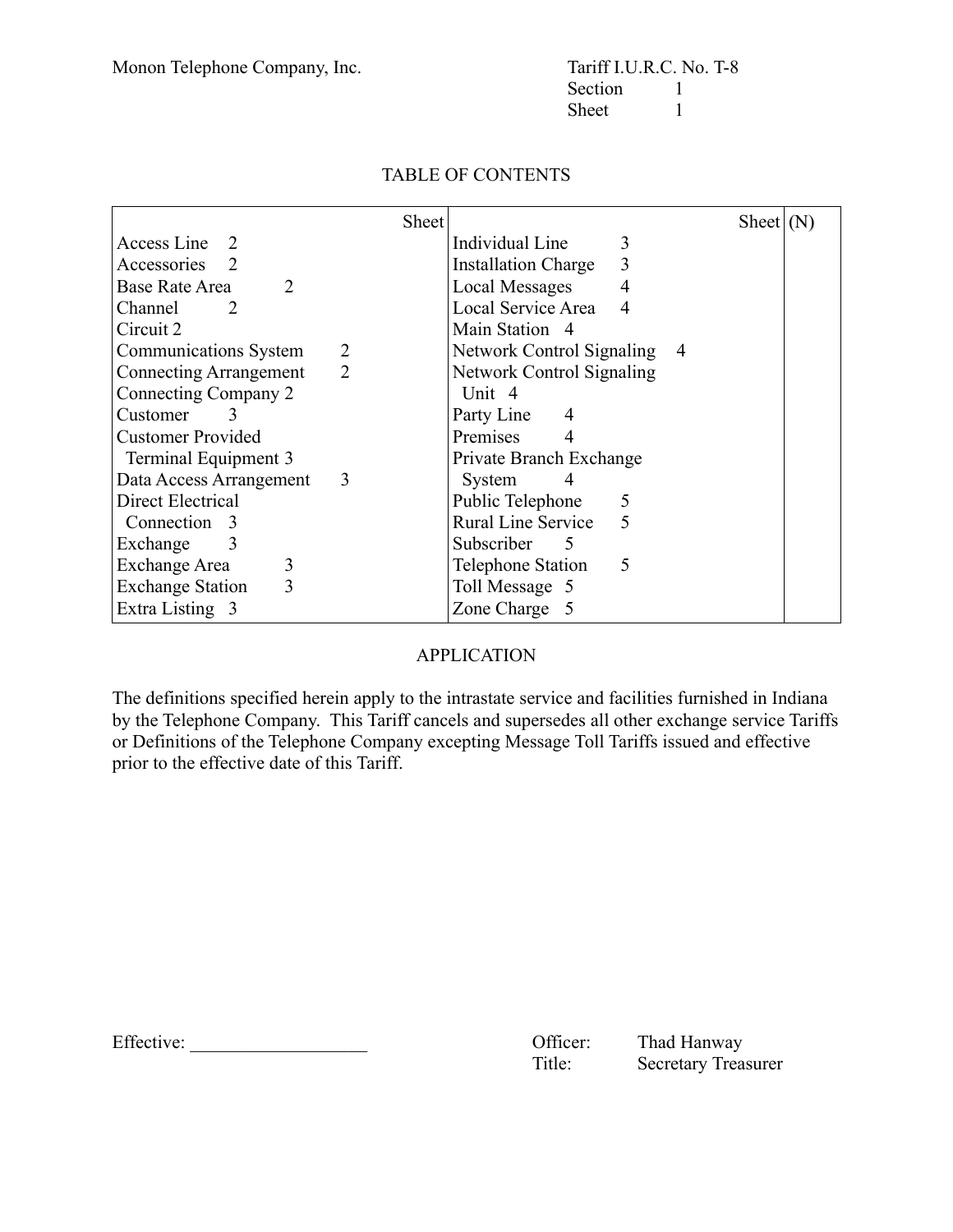Monon Telephone Company, Inc.

Tariff I.U.R.C. No. T-8
Section 1
Sheet 1

## TABLE OF CONTENTS

| | Sheet | | Sheet | (N) |
|---|---|---|---|---|
| Access Line | 2 | Individual Line | 3 | |
| Accessories | 2 | Installation Charge | 3 | |
| Base Rate Area | 2 | Local Messages | 4 | |
| Channel | 2 | Local Service Area | 4 | |
| Circuit | 2 | Main Station | 4 | |
| Communications System | 2 | Network Control Signaling | 4 | |
| Connecting Arrangement | 2 | Network Control Signaling Unit | 4 | |
| Connecting Company | 2 | Party Line | 4 | |
| Customer | 3 | Premises | 4 | |
| Customer Provided Terminal Equipment | 3 | Private Branch Exchange System | 4 | |
| Data Access Arrangement | 3 | Public Telephone | 5 | |
| Direct Electrical Connection | 3 | Rural Line Service | 5 | |
| Exchange | 3 | Subscriber | 5 | |
| Exchange Area | 3 | Telephone Station | 5 | |
| Exchange Station | 3 | Toll Message | 5 | |
| Extra Listing | 3 | Zone Charge | 5 | |

## APPLICATION

The definitions specified herein apply to the intrastate service and facilities furnished in Indiana by the Telephone Company. This Tariff cancels and supersedes all other exchange service Tariffs or Definitions of the Telephone Company excepting Message Toll Tariffs issued and effective prior to the effective date of this Tariff.

Effective: ___________________

Officer: Thad Hanway
Title: Secretary Treasurer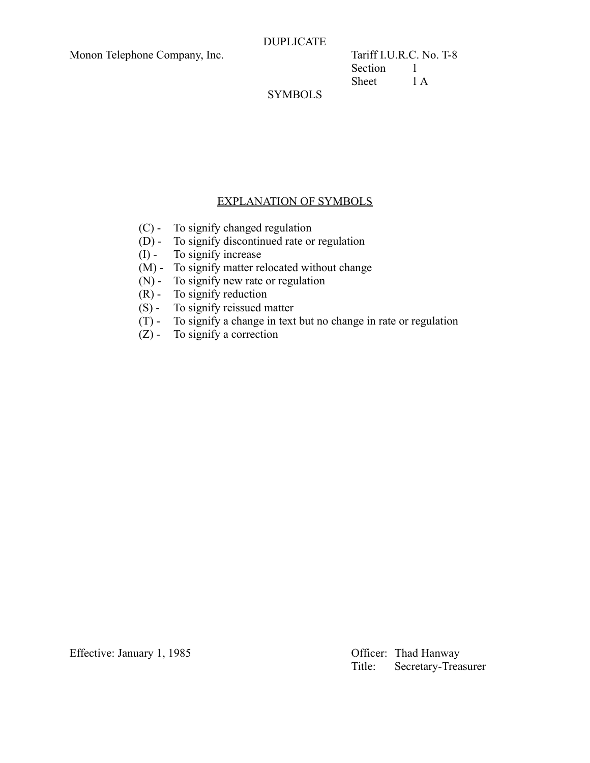DUPLICATE

Monon Telephone Company, Inc.

Tariff I.U.R.C. No. T-8
Section 1
Sheet 1 A

SYMBOLS

## EXPLANATION OF SYMBOLS

(C) - To signify changed regulation
(D) - To signify discontinued rate or regulation
(I) - To signify increase
(M) - To signify matter relocated without change
(N) - To signify new rate or regulation
(R) - To signify reduction
(S) - To signify reissued matter
(T) - To signify a change in text but no change in rate or regulation
(Z) - To signify a correction

Effective: January 1, 1985

Officer: Thad Hanway
Title: Secretary-Treasurer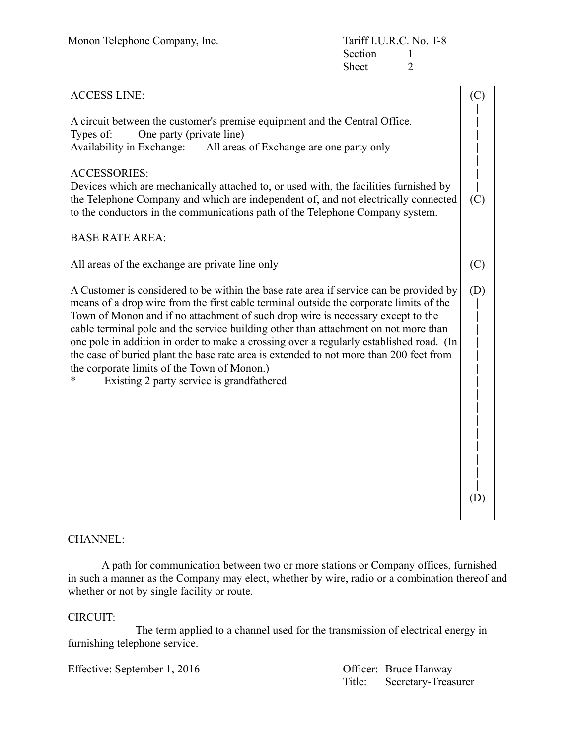Monon Telephone Company, Inc.

Tariff I.U.R.C. No. T-8
Section 1
Sheet 2

ACCESS LINE: (C)

A circuit between the customer's premise equipment and the Central Office.
Types of: One party (private line)
Availability in Exchange: All areas of Exchange are one party only

ACCESSORIES:
Devices which are mechanically attached to, or used with, the facilities furnished by the Telephone Company and which are independent of, and not electrically connected to the conductors in the communications path of the Telephone Company system. (C)

BASE RATE AREA:

All areas of the exchange are private line only (C)

A Customer is considered to be within the base rate area if service can be provided by means of a drop wire from the first cable terminal outside the corporate limits of the Town of Monon and if no attachment of such drop wire is necessary except to the cable terminal pole and the service building other than attachment on not more than one pole in addition in order to make a crossing over a regularly established road. (In the case of buried plant the base rate area is extended to not more than 200 feet from the corporate limits of the Town of Monon.) (D)
* Existing 2 party service is grandfathered (D)

CHANNEL:

A path for communication between two or more stations or Company offices, furnished in such a manner as the Company may elect, whether by wire, radio or a combination thereof and whether or not by single facility or route.

CIRCUIT:

The term applied to a channel used for the transmission of electrical energy in furnishing telephone service.

Effective: September 1, 2016

Officer: Bruce Hanway
Title: Secretary-Treasurer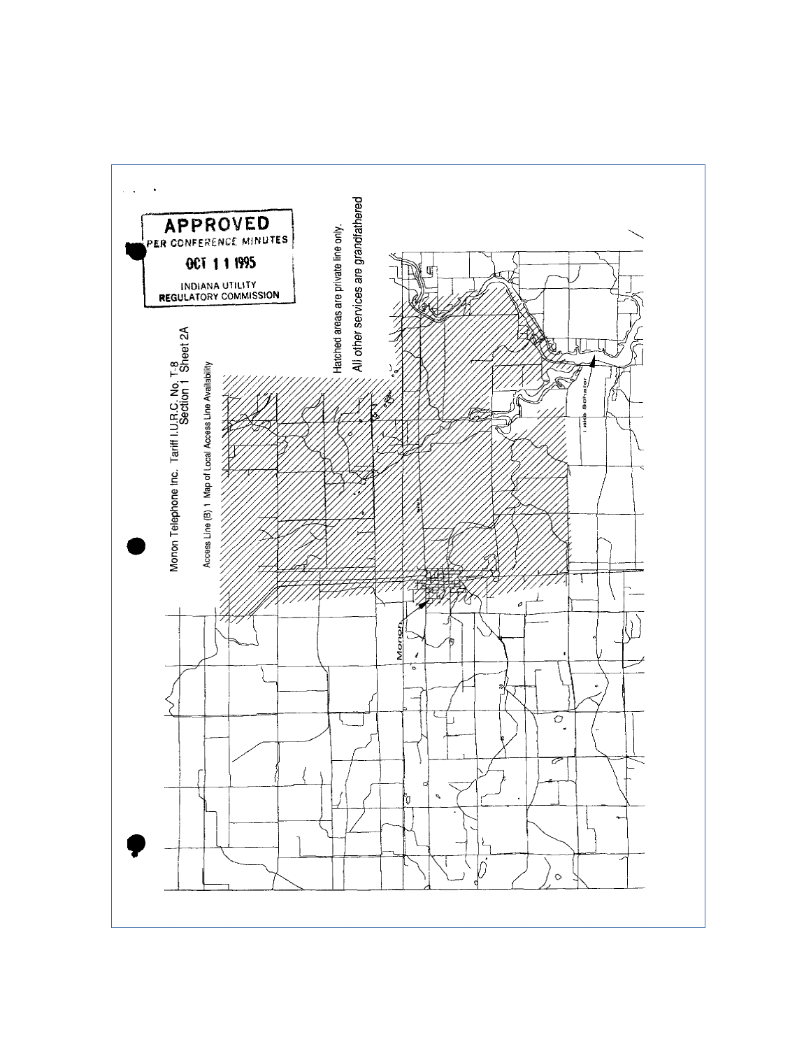**APPROVED**
PER CONFERENCE MINUTES
OCT 1 1 1995
INDIANA UTILITY
REGULATORY COMMISSION

Monon Telephone Inc. Tariff I.U.R.C. No. T-8
Section 1 Sheet 2A

Access Line (B) 1 Map of Local Access Line Availability

Hatched areas are private line only.

All other services are grandfathered

Monon

Lake Schafer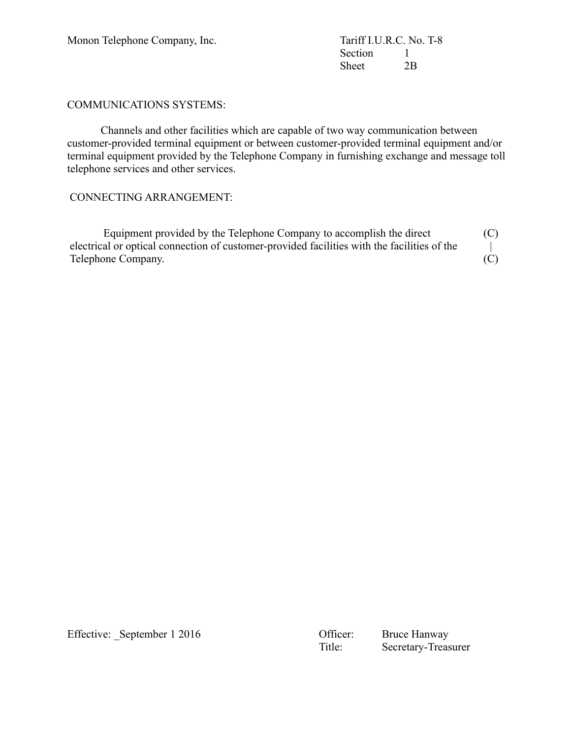COMMUNICATIONS SYSTEMS:

Channels and other facilities which are capable of two way communication between customer-provided terminal equipment or between customer-provided terminal equipment and/or terminal equipment provided by the Telephone Company in furnishing exchange and message toll telephone services and other services.

CONNECTING ARRANGEMENT:

Equipment provided by the Telephone Company to accomplish the direct electrical or optical connection of customer-provided facilities with the facilities of the Telephone Company. (C)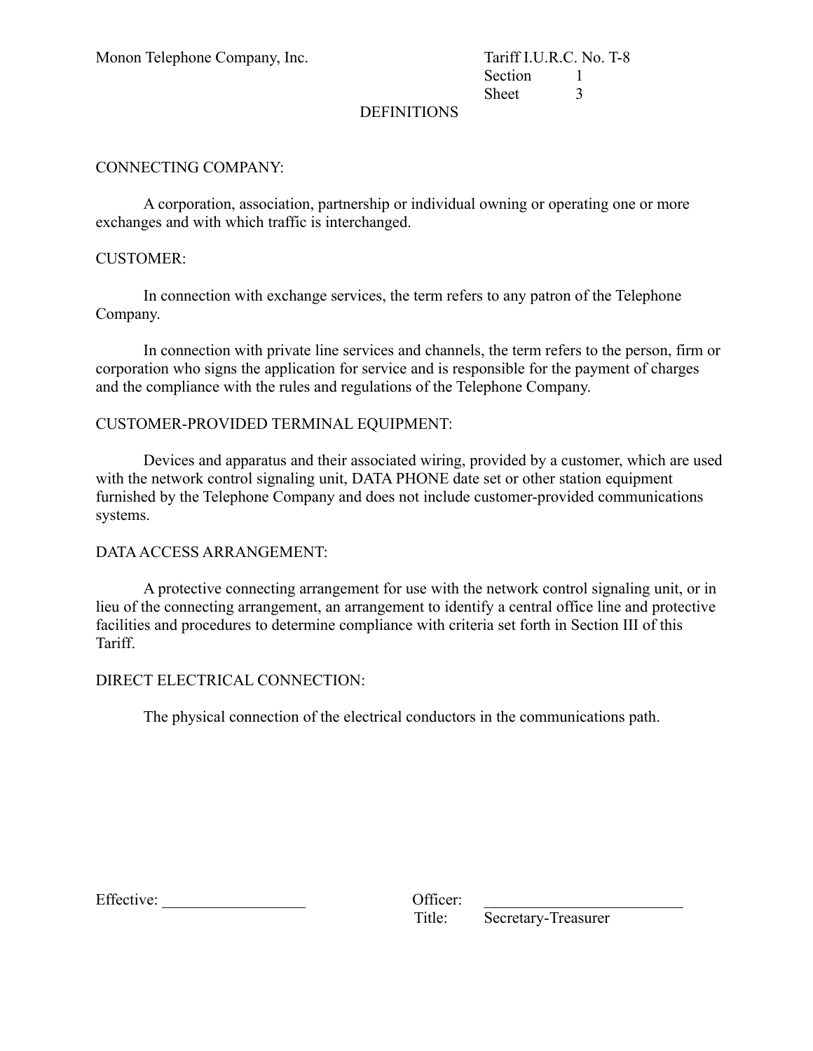## DEFINITIONS

### CONNECTING COMPANY:

A corporation, association, partnership or individual owning or operating one or more exchanges and with which traffic is interchanged.

### CUSTOMER:

In connection with exchange services, the term refers to any patron of the Telephone Company.

In connection with private line services and channels, the term refers to the person, firm or corporation who signs the application for service and is responsible for the payment of charges and the compliance with the rules and regulations of the Telephone Company.

### CUSTOMER-PROVIDED TERMINAL EQUIPMENT:

Devices and apparatus and their associated wiring, provided by a customer, which are used with the network control signaling unit, DATA PHONE date set or other station equipment furnished by the Telephone Company and does not include customer-provided communications systems.

### DATA ACCESS ARRANGEMENT:

A protective connecting arrangement for use with the network control signaling unit, or in lieu of the connecting arrangement, an arrangement to identify a central office line and protective facilities and procedures to determine compliance with criteria set forth in Section III of this Tariff.

### DIRECT ELECTRICAL CONNECTION:

The physical connection of the electrical conductors in the communications path.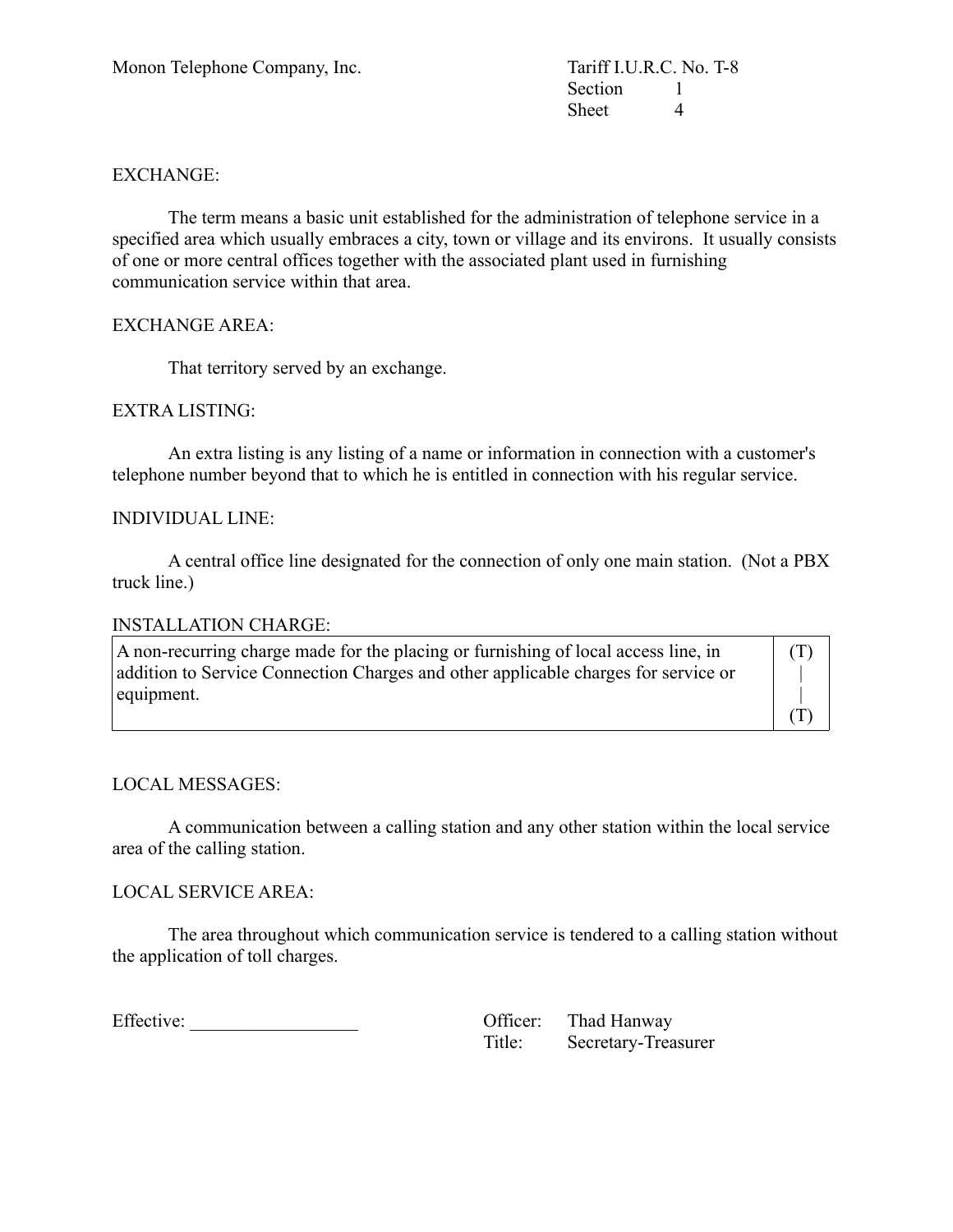EXCHANGE:

The term means a basic unit established for the administration of telephone service in a specified area which usually embraces a city, town or village and its environs. It usually consists of one or more central offices together with the associated plant used in furnishing communication service within that area.

EXCHANGE AREA:

That territory served by an exchange.

EXTRA LISTING:

An extra listing is any listing of a name or information in connection with a customer's telephone number beyond that to which he is entitled in connection with his regular service.

INDIVIDUAL LINE:

A central office line designated for the connection of only one main station. (Not a PBX truck line.)

INSTALLATION CHARGE:

| | |
|---|---|
| A non-recurring charge made for the placing or furnishing of local access line, in addition to Service Connection Charges and other applicable charges for service or equipment. | (T)<br>\|<br>\|<br>(T) |

LOCAL MESSAGES:

A communication between a calling station and any other station within the local service area of the calling station.

LOCAL SERVICE AREA:

The area throughout which communication service is tendered to a calling station without the application of toll charges.

Effective: __________________

Officer: Thad Hanway
Title: Secretary-Treasurer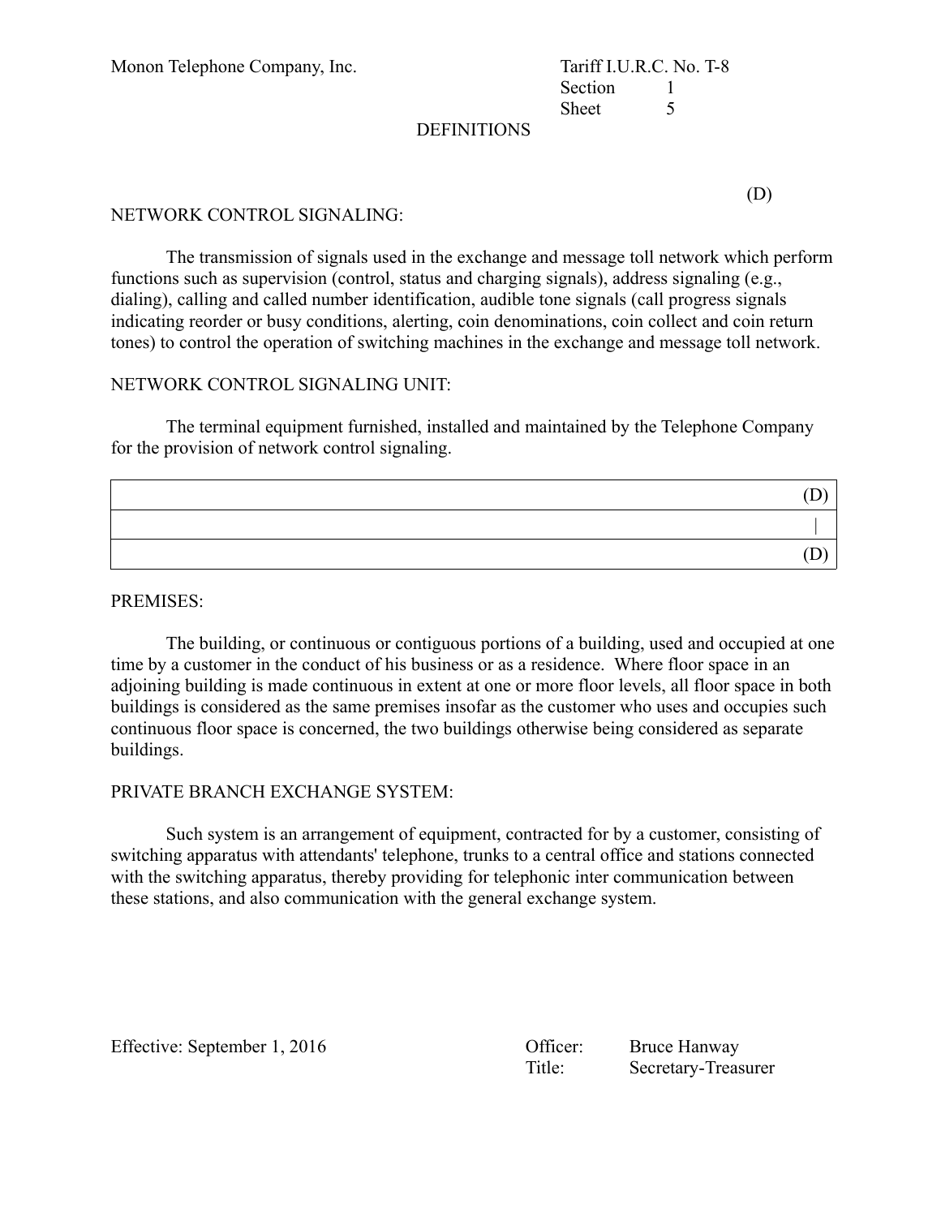DEFINITIONS

(D)

NETWORK CONTROL SIGNALING:

The transmission of signals used in the exchange and message toll network which perform functions such as supervision (control, status and charging signals), address signaling (e.g., dialing), calling and called number identification, audible tone signals (call progress signals indicating reorder or busy conditions, alerting, coin denominations, coin collect and coin return tones) to control the operation of switching machines in the exchange and message toll network.

NETWORK CONTROL SIGNALING UNIT:

The terminal equipment furnished, installed and maintained by the Telephone Company for the provision of network control signaling.

| |
|---|
| (D) |
| \| |
| (D) |

PREMISES:

The building, or continuous or contiguous portions of a building, used and occupied at one time by a customer in the conduct of his business or as a residence. Where floor space in an adjoining building is made continuous in extent at one or more floor levels, all floor space in both buildings is considered as the same premises insofar as the customer who uses and occupies such continuous floor space is concerned, the two buildings otherwise being considered as separate buildings.

PRIVATE BRANCH EXCHANGE SYSTEM:

Such system is an arrangement of equipment, contracted for by a customer, consisting of switching apparatus with attendants' telephone, trunks to a central office and stations connected with the switching apparatus, thereby providing for telephonic inter communication between these stations, and also communication with the general exchange system.

Effective: September 1, 2016

Officer: Bruce Hanway
Title: Secretary-Treasurer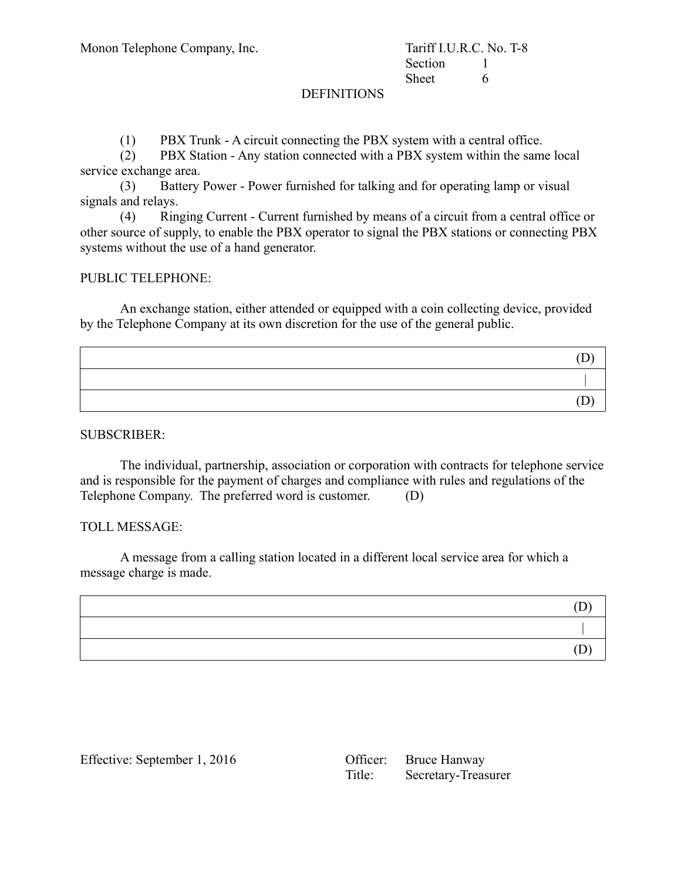Monon Telephone Company, Inc.

Tariff I.U.R.C. No. T-8
Section 1
Sheet 6

DEFINITIONS

(1) PBX Trunk - A circuit connecting the PBX system with a central office.
(2) PBX Station - Any station connected with a PBX system within the same local service exchange area.
(3) Battery Power - Power furnished for talking and for operating lamp or visual signals and relays.
(4) Ringing Current - Current furnished by means of a circuit from a central office or other source of supply, to enable the PBX operator to signal the PBX stations or connecting PBX systems without the use of a hand generator.

PUBLIC TELEPHONE:

An exchange station, either attended or equipped with a coin collecting device, provided by the Telephone Company at its own discretion for the use of the general public.

| |
|---|
| (D) |
| \| |
| (D) |

SUBSCRIBER:

The individual, partnership, association or corporation with contracts for telephone service and is responsible for the payment of charges and compliance with rules and regulations of the Telephone Company. The preferred word is customer. (D)

TOLL MESSAGE:

A message from a calling station located in a different local service area for which a message charge is made.

| |
|---|
| (D) |
| \| |
| (D) |

Effective: September 1, 2016

Officer: Bruce Hanway
Title: Secretary-Treasurer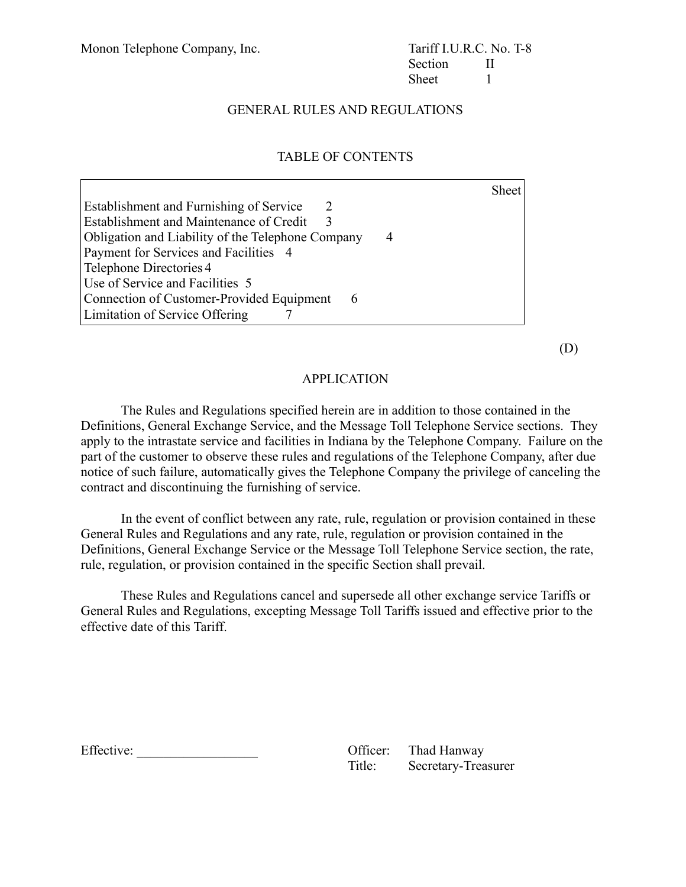Monon Telephone Company, Inc.

Tariff I.U.R.C. No. T-8
Section II
Sheet 1

# GENERAL RULES AND REGULATIONS

## TABLE OF CONTENTS

| | Sheet |
|---|---|
| Establishment and Furnishing of Service | 2 |
| Establishment and Maintenance of Credit | 3 |
| Obligation and Liability of the Telephone Company | 4 |
| Payment for Services and Facilities | 4 |
| Telephone Directories | 4 |
| Use of Service and Facilities | 5 |
| Connection of Customer-Provided Equipment | 6 |
| Limitation of Service Offering | 7 |

(D)

## APPLICATION

The Rules and Regulations specified herein are in addition to those contained in the Definitions, General Exchange Service, and the Message Toll Telephone Service sections. They apply to the intrastate service and facilities in Indiana by the Telephone Company. Failure on the part of the customer to observe these rules and regulations of the Telephone Company, after due notice of such failure, automatically gives the Telephone Company the privilege of canceling the contract and discontinuing the furnishing of service.

In the event of conflict between any rate, rule, regulation or provision contained in these General Rules and Regulations and any rate, rule, regulation or provision contained in the Definitions, General Exchange Service or the Message Toll Telephone Service section, the rate, rule, regulation, or provision contained in the specific Section shall prevail.

These Rules and Regulations cancel and supersede all other exchange service Tariffs or General Rules and Regulations, excepting Message Toll Tariffs issued and effective prior to the effective date of this Tariff.

Effective: __________________

Officer: Thad Hanway
Title: Secretary-Treasurer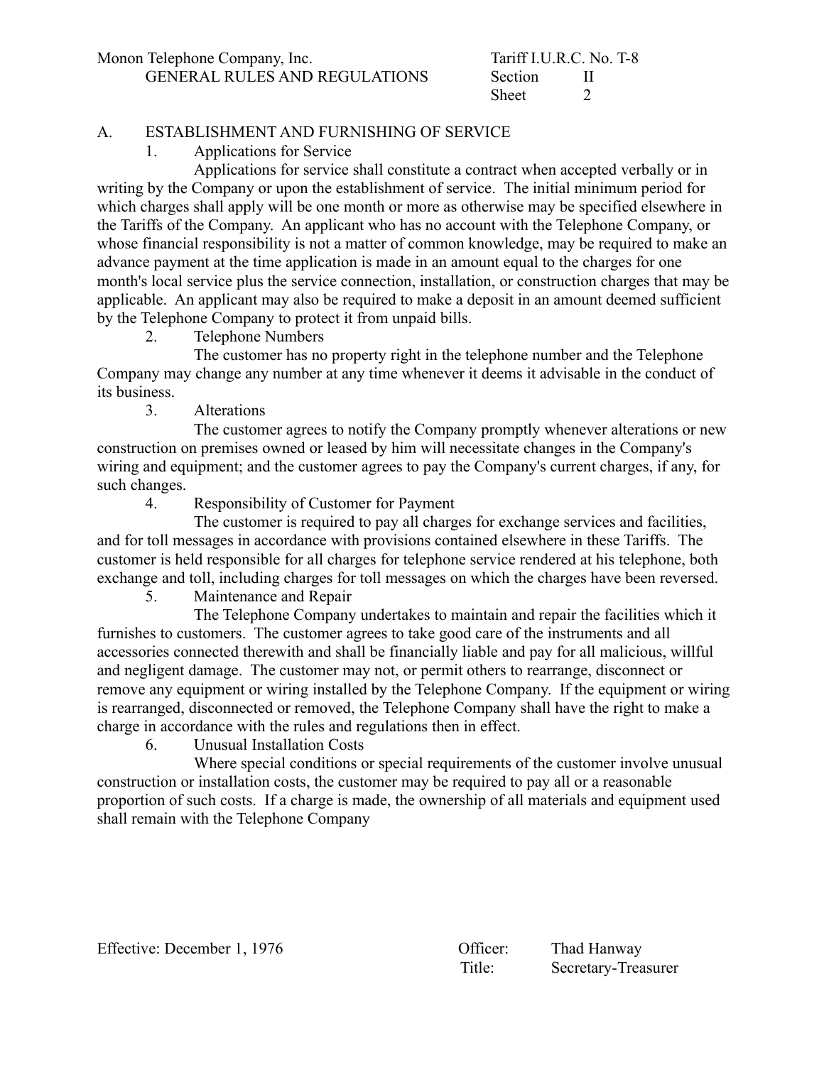## A. ESTABLISHMENT AND FURNISHING OF SERVICE

### 1. Applications for Service

Applications for service shall constitute a contract when accepted verbally or in writing by the Company or upon the establishment of service. The initial minimum period for which charges shall apply will be one month or more as otherwise may be specified elsewhere in the Tariffs of the Company. An applicant who has no account with the Telephone Company, or whose financial responsibility is not a matter of common knowledge, may be required to make an advance payment at the time application is made in an amount equal to the charges for one month's local service plus the service connection, installation, or construction charges that may be applicable. An applicant may also be required to make a deposit in an amount deemed sufficient by the Telephone Company to protect it from unpaid bills.

### 2. Telephone Numbers

The customer has no property right in the telephone number and the Telephone Company may change any number at any time whenever it deems it advisable in the conduct of its business.

### 3. Alterations

The customer agrees to notify the Company promptly whenever alterations or new construction on premises owned or leased by him will necessitate changes in the Company's wiring and equipment; and the customer agrees to pay the Company's current charges, if any, for such changes.

### 4. Responsibility of Customer for Payment

The customer is required to pay all charges for exchange services and facilities, and for toll messages in accordance with provisions contained elsewhere in these Tariffs. The customer is held responsible for all charges for telephone service rendered at his telephone, both exchange and toll, including charges for toll messages on which the charges have been reversed.

### 5. Maintenance and Repair

The Telephone Company undertakes to maintain and repair the facilities which it furnishes to customers. The customer agrees to take good care of the instruments and all accessories connected therewith and shall be financially liable and pay for all malicious, willful and negligent damage. The customer may not, or permit others to rearrange, disconnect or remove any equipment or wiring installed by the Telephone Company. If the equipment or wiring is rearranged, disconnected or removed, the Telephone Company shall have the right to make a charge in accordance with the rules and regulations then in effect.

### 6. Unusual Installation Costs

Where special conditions or special requirements of the customer involve unusual construction or installation costs, the customer may be required to pay all or a reasonable proportion of such costs. If a charge is made, the ownership of all materials and equipment used shall remain with the Telephone Company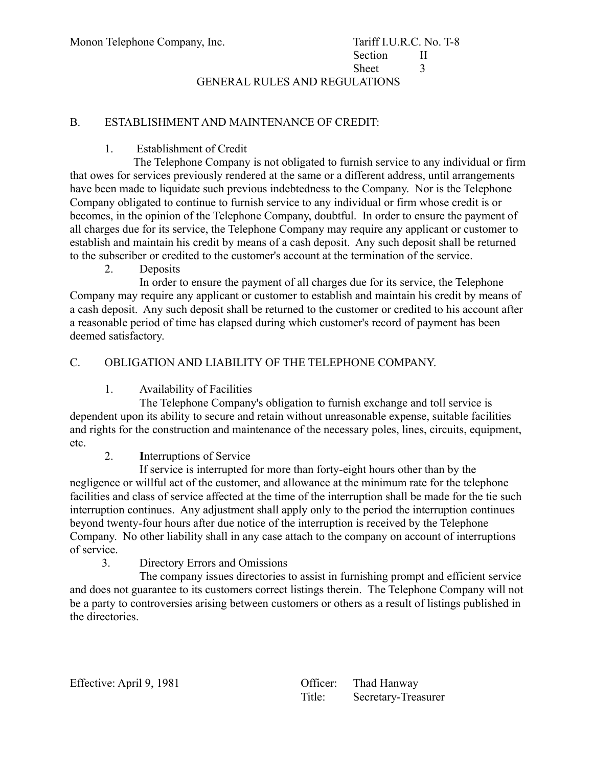Monon Telephone Company, Inc. Tariff I.U.R.C. No. T-8
Section II
Sheet 3

GENERAL RULES AND REGULATIONS

## B. ESTABLISHMENT AND MAINTENANCE OF CREDIT:

1. Establishment of Credit

The Telephone Company is not obligated to furnish service to any individual or firm that owes for services previously rendered at the same or a different address, until arrangements have been made to liquidate such previous indebtedness to the Company. Nor is the Telephone Company obligated to continue to furnish service to any individual or firm whose credit is or becomes, in the opinion of the Telephone Company, doubtful. In order to ensure the payment of all charges due for its service, the Telephone Company may require any applicant or customer to establish and maintain his credit by means of a cash deposit. Any such deposit shall be returned to the subscriber or credited to the customer's account at the termination of the service.

2. Deposits

In order to ensure the payment of all charges due for its service, the Telephone Company may require any applicant or customer to establish and maintain his credit by means of a cash deposit. Any such deposit shall be returned to the customer or credited to his account after a reasonable period of time has elapsed during which customer's record of payment has been deemed satisfactory.

## C. OBLIGATION AND LIABILITY OF THE TELEPHONE COMPANY.

1. Availability of Facilities

The Telephone Company's obligation to furnish exchange and toll service is dependent upon its ability to secure and retain without unreasonable expense, suitable facilities and rights for the construction and maintenance of the necessary poles, lines, circuits, equipment, etc.

2. **I**nterruptions of Service

If service is interrupted for more than forty-eight hours other than by the negligence or willful act of the customer, and allowance at the minimum rate for the telephone facilities and class of service affected at the time of the interruption shall be made for the tie such interruption continues. Any adjustment shall apply only to the period the interruption continues beyond twenty-four hours after due notice of the interruption is received by the Telephone Company. No other liability shall in any case attach to the company on account of interruptions of service.

3. Directory Errors and Omissions

The company issues directories to assist in furnishing prompt and efficient service and does not guarantee to its customers correct listings therein. The Telephone Company will not be a party to controversies arising between customers or others as a result of listings published in the directories.

Effective: April 9, 1981

Officer: Thad Hanway
Title: Secretary-Treasurer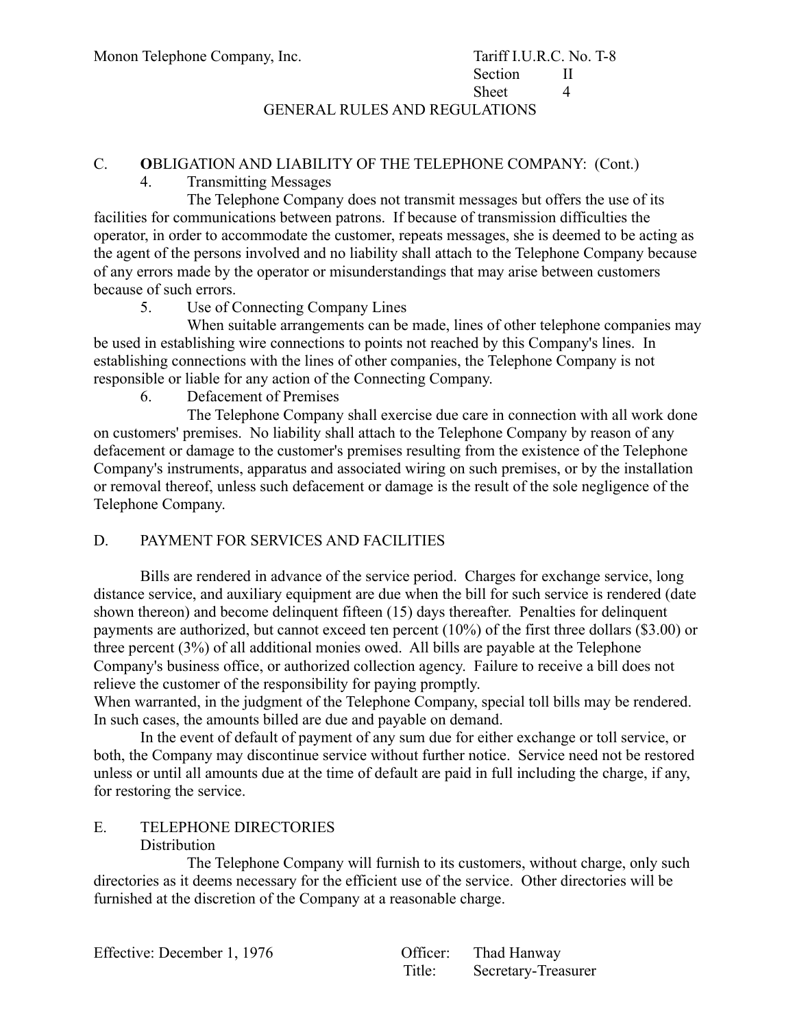Monon Telephone Company, Inc. Tariff I.U.R.C. No. T-8 Section II Sheet 4

GENERAL RULES AND REGULATIONS

## C. OBLIGATION AND LIABILITY OF THE TELEPHONE COMPANY: (Cont.)

### 4. Transmitting Messages

The Telephone Company does not transmit messages but offers the use of its facilities for communications between patrons. If because of transmission difficulties the operator, in order to accommodate the customer, repeats messages, she is deemed to be acting as the agent of the persons involved and no liability shall attach to the Telephone Company because of any errors made by the operator or misunderstandings that may arise between customers because of such errors.

### 5. Use of Connecting Company Lines

When suitable arrangements can be made, lines of other telephone companies may be used in establishing wire connections to points not reached by this Company's lines. In establishing connections with the lines of other companies, the Telephone Company is not responsible or liable for any action of the Connecting Company.

### 6. Defacement of Premises

The Telephone Company shall exercise due care in connection with all work done on customers' premises. No liability shall attach to the Telephone Company by reason of any defacement or damage to the customer's premises resulting from the existence of the Telephone Company's instruments, apparatus and associated wiring on such premises, or by the installation or removal thereof, unless such defacement or damage is the result of the sole negligence of the Telephone Company.

## D. PAYMENT FOR SERVICES AND FACILITIES

Bills are rendered in advance of the service period. Charges for exchange service, long distance service, and auxiliary equipment are due when the bill for such service is rendered (date shown thereon) and become delinquent fifteen (15) days thereafter. Penalties for delinquent payments are authorized, but cannot exceed ten percent (10%) of the first three dollars ($3.00) or three percent (3%) of all additional monies owed. All bills are payable at the Telephone Company's business office, or authorized collection agency. Failure to receive a bill does not relieve the customer of the responsibility for paying promptly.

When warranted, in the judgment of the Telephone Company, special toll bills may be rendered. In such cases, the amounts billed are due and payable on demand.

In the event of default of payment of any sum due for either exchange or toll service, or both, the Company may discontinue service without further notice. Service need not be restored unless or until all amounts due at the time of default are paid in full including the charge, if any, for restoring the service.

## E. TELEPHONE DIRECTORIES

### Distribution

The Telephone Company will furnish to its customers, without charge, only such directories as it deems necessary for the efficient use of the service. Other directories will be furnished at the discretion of the Company at a reasonable charge.

Effective: December 1, 1976 Officer: Thad Hanway Title: Secretary-Treasurer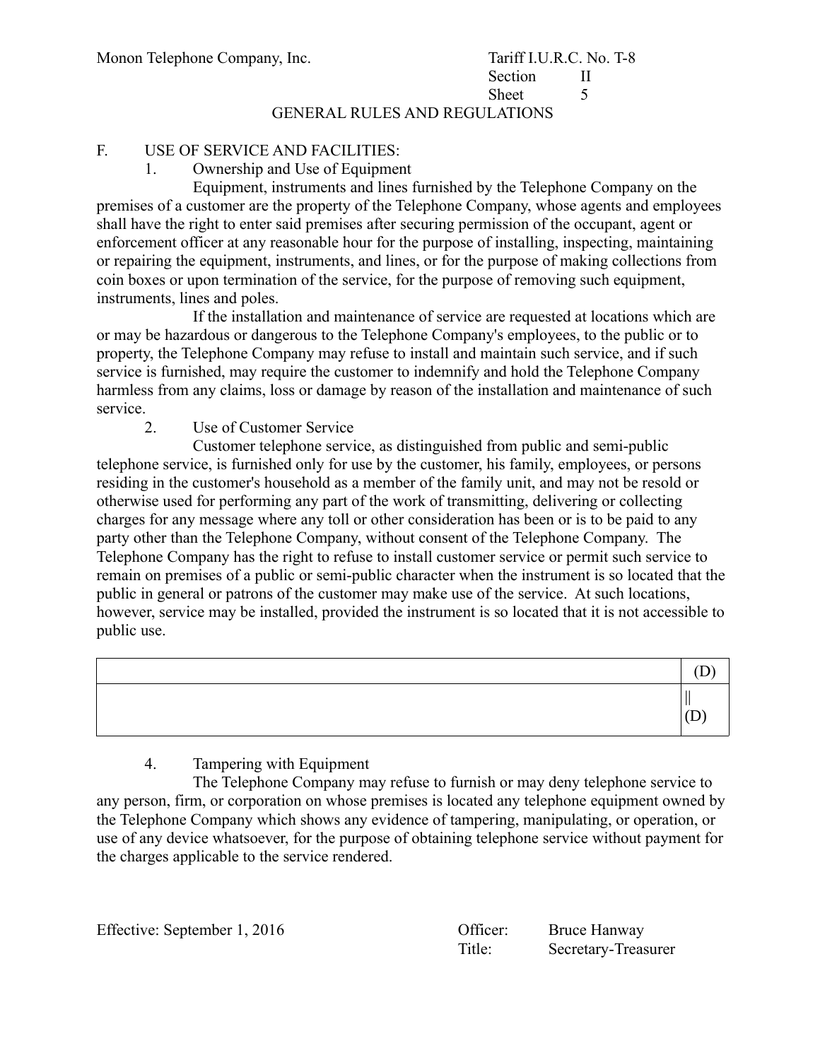Monon Telephone Company, Inc.

Tariff I.U.R.C. No. T-8
Section II
Sheet 5

GENERAL RULES AND REGULATIONS

F. USE OF SERVICE AND FACILITIES:

1. Ownership and Use of Equipment

Equipment, instruments and lines furnished by the Telephone Company on the premises of a customer are the property of the Telephone Company, whose agents and employees shall have the right to enter said premises after securing permission of the occupant, agent or enforcement officer at any reasonable hour for the purpose of installing, inspecting, maintaining or repairing the equipment, instruments, and lines, or for the purpose of making collections from coin boxes or upon termination of the service, for the purpose of removing such equipment, instruments, lines and poles.

If the installation and maintenance of service are requested at locations which are or may be hazardous or dangerous to the Telephone Company's employees, to the public or to property, the Telephone Company may refuse to install and maintain such service, and if such service is furnished, may require the customer to indemnify and hold the Telephone Company harmless from any claims, loss or damage by reason of the installation and maintenance of such service.

2. Use of Customer Service

Customer telephone service, as distinguished from public and semi-public telephone service, is furnished only for use by the customer, his family, employees, or persons residing in the customer's household as a member of the family unit, and may not be resold or otherwise used for performing any part of the work of transmitting, delivering or collecting charges for any message where any toll or other consideration has been or is to be paid to any party other than the Telephone Company, without consent of the Telephone Company. The Telephone Company has the right to refuse to install customer service or permit such service to remain on premises of a public or semi-public character when the instrument is so located that the public in general or patrons of the customer may make use of the service. At such locations, however, service may be installed, provided the instrument is so located that it is not accessible to public use.

| | (D) |
|---|---|
| | \|\| (D) |

4. Tampering with Equipment

The Telephone Company may refuse to furnish or may deny telephone service to any person, firm, or corporation on whose premises is located any telephone equipment owned by the Telephone Company which shows any evidence of tampering, manipulating, or operation, or use of any device whatsoever, for the purpose of obtaining telephone service without payment for the charges applicable to the service rendered.

Effective: September 1, 2016

Officer: Bruce Hanway
Title: Secretary-Treasurer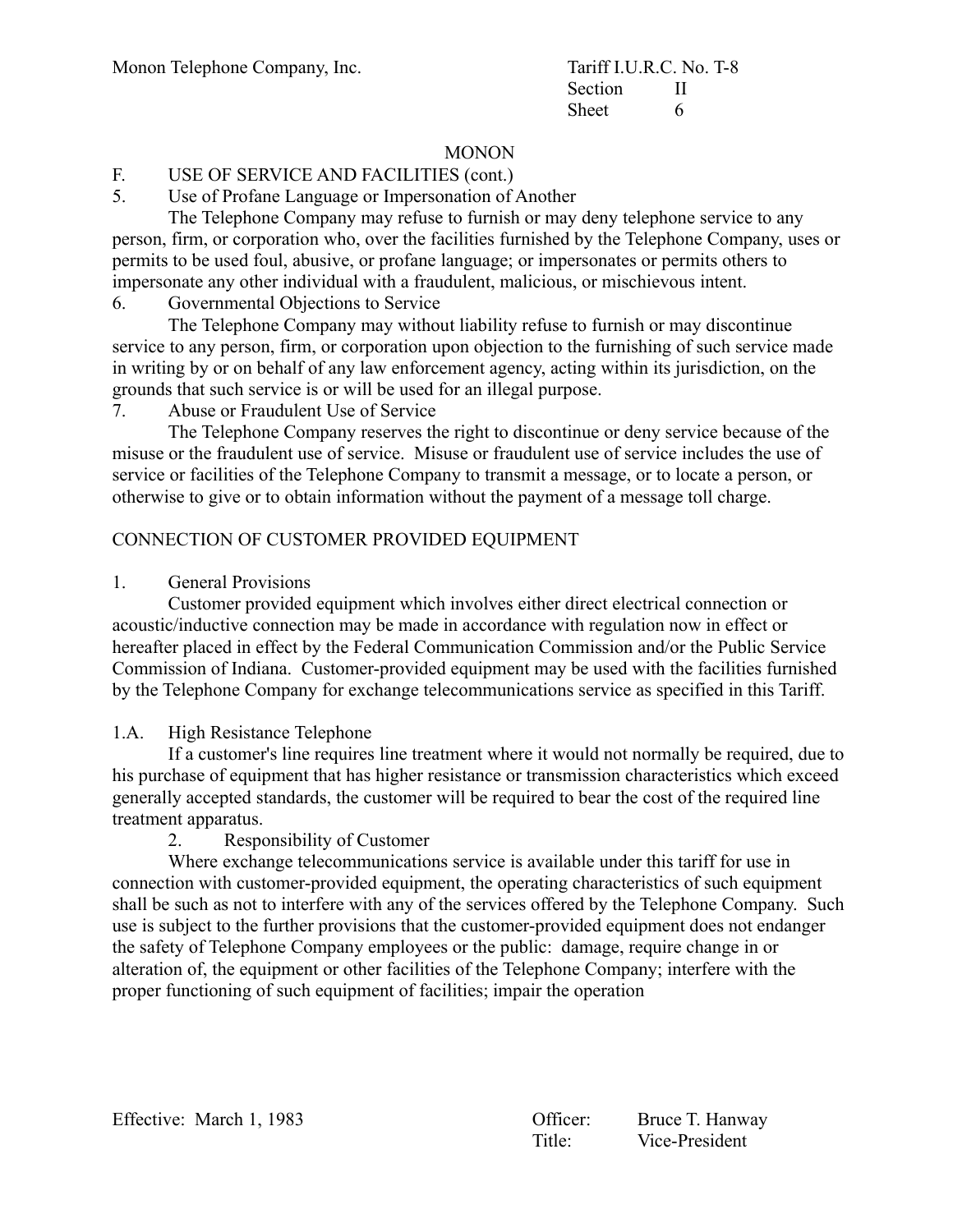MONON

F. USE OF SERVICE AND FACILITIES (cont.)

5. Use of Profane Language or Impersonation of Another

The Telephone Company may refuse to furnish or may deny telephone service to any person, firm, or corporation who, over the facilities furnished by the Telephone Company, uses or permits to be used foul, abusive, or profane language; or impersonates or permits others to impersonate any other individual with a fraudulent, malicious, or mischievous intent.

6. Governmental Objections to Service

The Telephone Company may without liability refuse to furnish or may discontinue service to any person, firm, or corporation upon objection to the furnishing of such service made in writing by or on behalf of any law enforcement agency, acting within its jurisdiction, on the grounds that such service is or will be used for an illegal purpose.

7. Abuse or Fraudulent Use of Service

The Telephone Company reserves the right to discontinue or deny service because of the misuse or the fraudulent use of service. Misuse or fraudulent use of service includes the use of service or facilities of the Telephone Company to transmit a message, or to locate a person, or otherwise to give or to obtain information without the payment of a message toll charge.

CONNECTION OF CUSTOMER PROVIDED EQUIPMENT

1. General Provisions

Customer provided equipment which involves either direct electrical connection or acoustic/inductive connection may be made in accordance with regulation now in effect or hereafter placed in effect by the Federal Communication Commission and/or the Public Service Commission of Indiana. Customer-provided equipment may be used with the facilities furnished by the Telephone Company for exchange telecommunications service as specified in this Tariff.

1.A. High Resistance Telephone

If a customer's line requires line treatment where it would not normally be required, due to his purchase of equipment that has higher resistance or transmission characteristics which exceed generally accepted standards, the customer will be required to bear the cost of the required line treatment apparatus.

2. Responsibility of Customer

Where exchange telecommunications service is available under this tariff for use in connection with customer-provided equipment, the operating characteristics of such equipment shall be such as not to interfere with any of the services offered by the Telephone Company. Such use is subject to the further provisions that the customer-provided equipment does not endanger the safety of Telephone Company employees or the public: damage, require change in or alteration of, the equipment or other facilities of the Telephone Company; interfere with the proper functioning of such equipment of facilities; impair the operation

Effective: March 1, 1983

Officer: Bruce T. Hanway
Title: Vice-President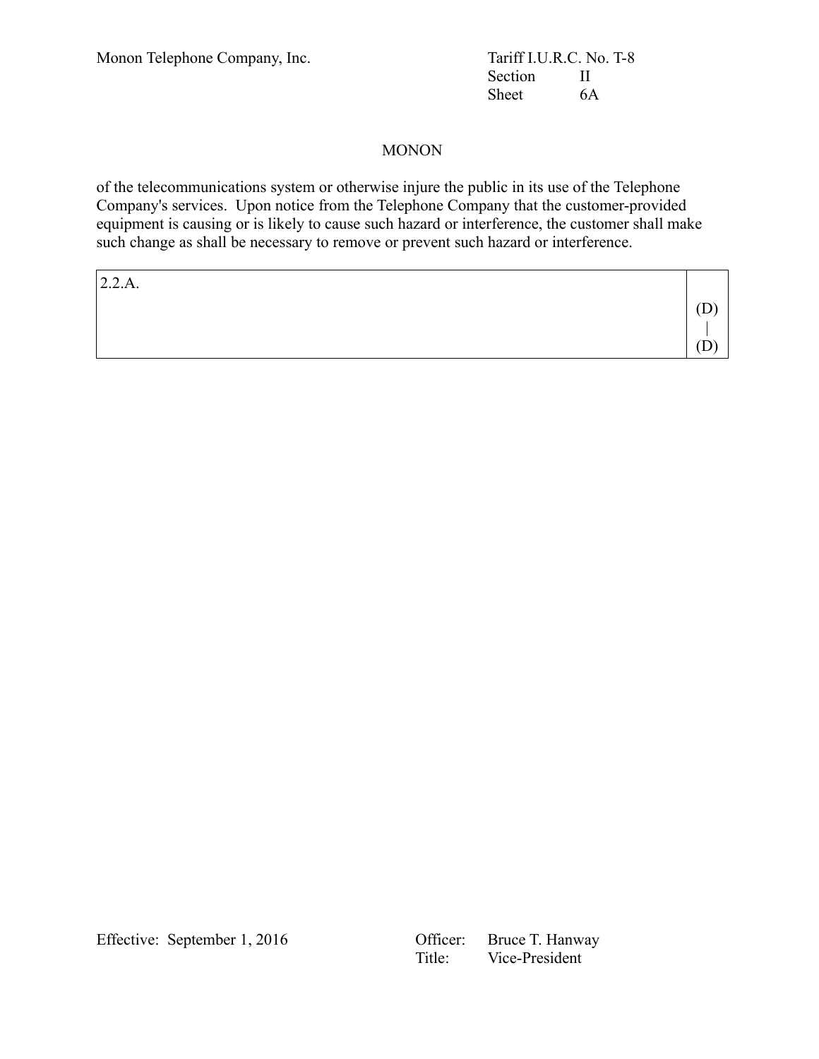MONON

of the telecommunications system or otherwise injure the public in its use of the Telephone Company's services. Upon notice from the Telephone Company that the customer-provided equipment is causing or is likely to cause such hazard or interference, the customer shall make such change as shall be necessary to remove or prevent such hazard or interference.

| 2.2.A. | (D)<br>\|<br>(D) |
|---|---|

Effective: September 1, 2016

Officer: Bruce T. Hanway
Title: Vice-President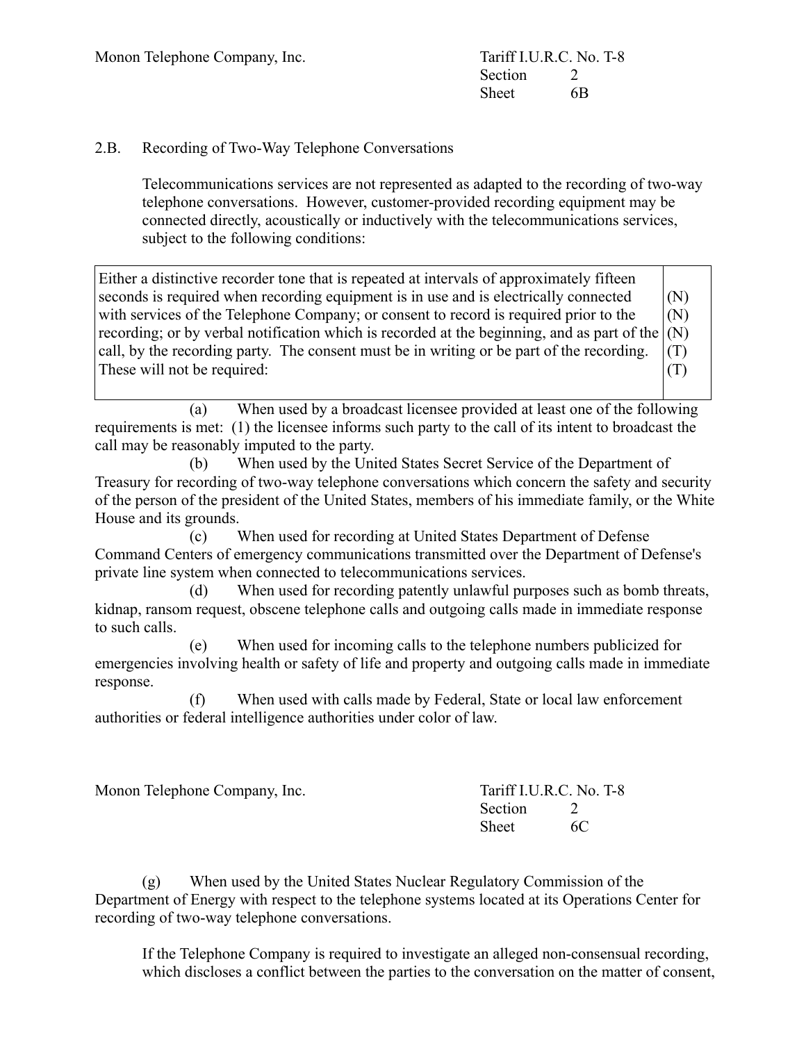## 2.B. Recording of Two-Way Telephone Conversations

Telecommunications services are not represented as adapted to the recording of two-way telephone conversations. However, customer-provided recording equipment may be connected directly, acoustically or inductively with the telecommunications services, subject to the following conditions:

| | |
|---|---|
| Either a distinctive recorder tone that is repeated at intervals of approximately fifteen seconds is required when recording equipment is in use and is electrically connected with services of the Telephone Company; or consent to record is required prior to the recording; or by verbal notification which is recorded at the beginning, and as part of the call, by the recording party. The consent must be in writing or be part of the recording. These will not be required: | (N)<br>(N)<br>(N)<br>(T)<br>(T) |

(a) When used by a broadcast licensee provided at least one of the following requirements is met: (1) the licensee informs such party to the call of its intent to broadcast the call may be reasonably imputed to the party.

(b) When used by the United States Secret Service of the Department of Treasury for recording of two-way telephone conversations which concern the safety and security of the person of the president of the United States, members of his immediate family, or the White House and its grounds.

(c) When used for recording at United States Department of Defense Command Centers of emergency communications transmitted over the Department of Defense's private line system when connected to telecommunications services.

(d) When used for recording patently unlawful purposes such as bomb threats, kidnap, ransom request, obscene telephone calls and outgoing calls made in immediate response to such calls.

(e) When used for incoming calls to the telephone numbers publicized for emergencies involving health or safety of life and property and outgoing calls made in immediate response.

(f) When used with calls made by Federal, State or local law enforcement authorities or federal intelligence authorities under color of law.

(g) When used by the United States Nuclear Regulatory Commission of the Department of Energy with respect to the telephone systems located at its Operations Center for recording of two-way telephone conversations.

If the Telephone Company is required to investigate an alleged non-consensual recording, which discloses a conflict between the parties to the conversation on the matter of consent,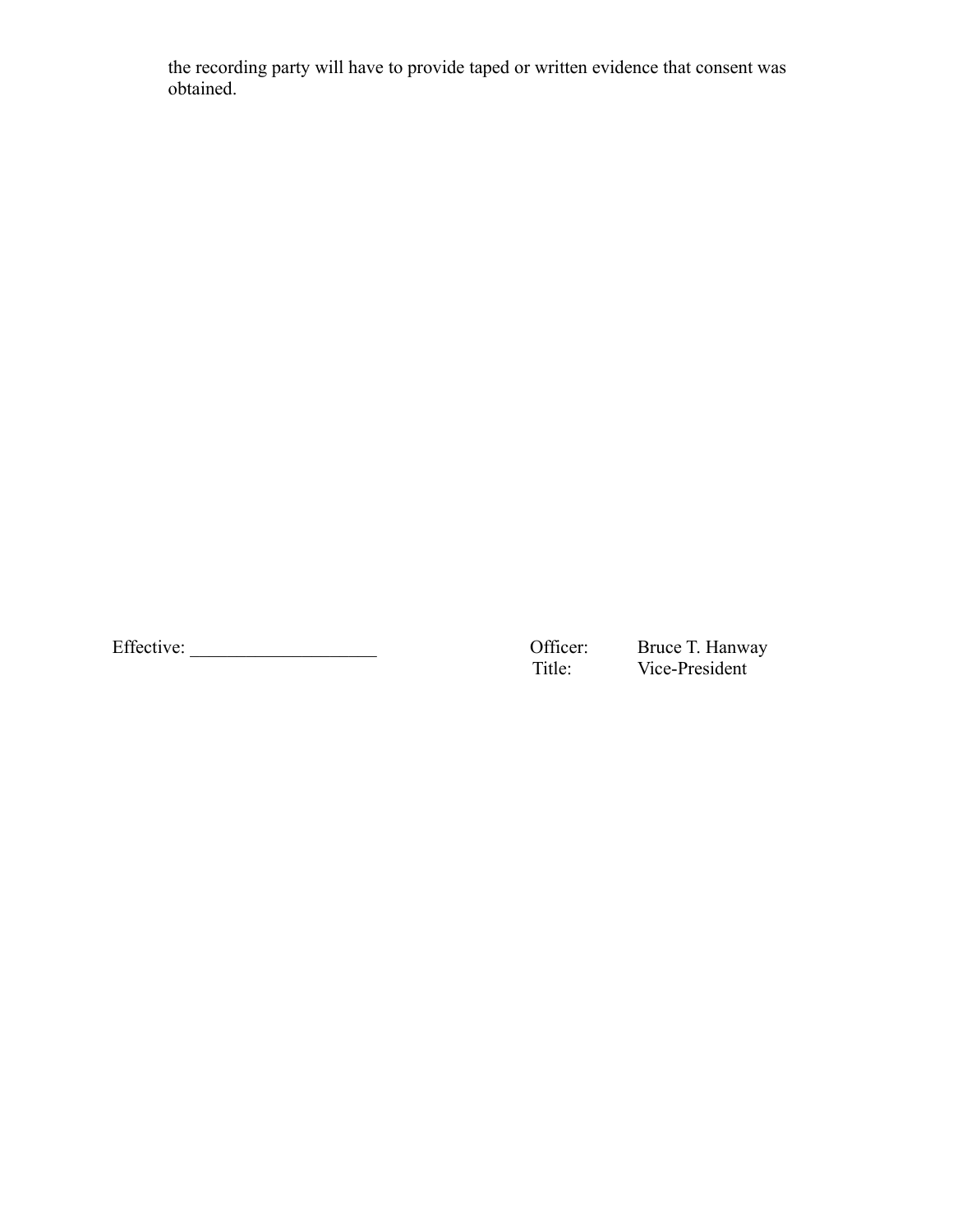the recording party will have to provide taped or written evidence that consent was obtained.

Effective: ____________________

Officer: Bruce T. Hanway
Title: Vice-President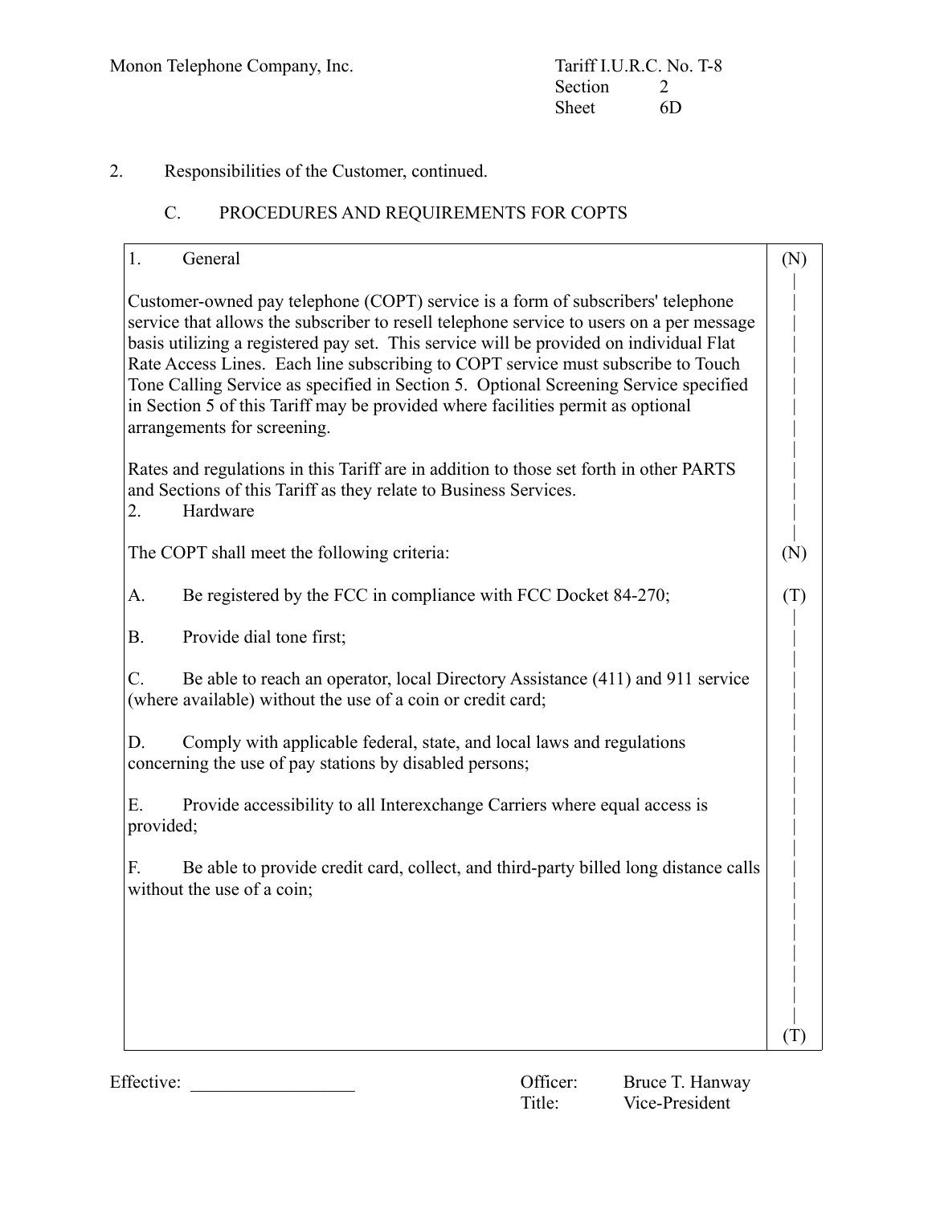Monon Telephone Company, Inc.

Tariff I.U.R.C. No. T-8
Section 2
Sheet 6D

2. Responsibilities of the Customer, continued.

C. PROCEDURES AND REQUIREMENTS FOR COPTS

1. General (N)

Customer-owned pay telephone (COPT) service is a form of subscribers' telephone service that allows the subscriber to resell telephone service to users on a per message basis utilizing a registered pay set. This service will be provided on individual Flat Rate Access Lines. Each line subscribing to COPT service must subscribe to Touch Tone Calling Service as specified in Section 5. Optional Screening Service specified in Section 5 of this Tariff may be provided where facilities permit as optional arrangements for screening.

Rates and regulations in this Tariff are in addition to those set forth in other PARTS and Sections of this Tariff as they relate to Business Services.

2. Hardware

The COPT shall meet the following criteria: (N)

A. Be registered by the FCC in compliance with FCC Docket 84-270; (T)

B. Provide dial tone first;

C. Be able to reach an operator, local Directory Assistance (411) and 911 service (where available) without the use of a coin or credit card;

D. Comply with applicable federal, state, and local laws and regulations concerning the use of pay stations by disabled persons;

E. Provide accessibility to all Interexchange Carriers where equal access is provided;

F. Be able to provide credit card, collect, and third-party billed long distance calls without the use of a coin; (T)

Effective: __________________

Officer: Bruce T. Hanway
Title: Vice-President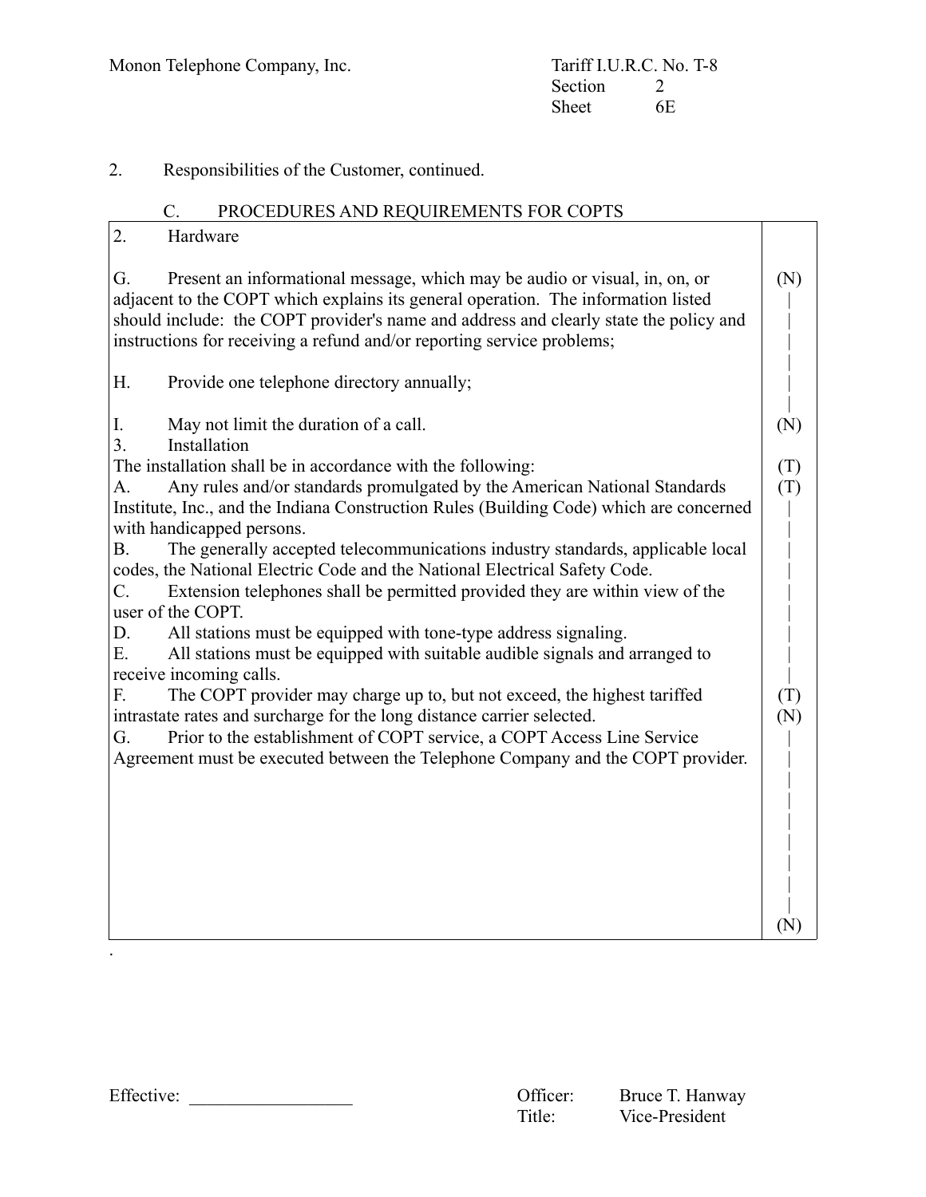Monon Telephone Company, Inc.

Tariff I.U.R.C. No. T-8
Section 2
Sheet 6E

2. Responsibilities of the Customer, continued.

C. PROCEDURES AND REQUIREMENTS FOR COPTS

2. Hardware

G. Present an informational message, which may be audio or visual, in, on, or adjacent to the COPT which explains its general operation. The information listed should include: the COPT provider's name and address and clearly state the policy and instructions for receiving a refund and/or reporting service problems; (N)

H. Provide one telephone directory annually;

I. May not limit the duration of a call. (N)

3. Installation

The installation shall be in accordance with the following: (T)

A. Any rules and/or standards promulgated by the American National Standards Institute, Inc., and the Indiana Construction Rules (Building Code) which are concerned with handicapped persons. (T)

B. The generally accepted telecommunications industry standards, applicable local codes, the National Electric Code and the National Electrical Safety Code.

C. Extension telephones shall be permitted provided they are within view of the user of the COPT.

D. All stations must be equipped with tone-type address signaling.

E. All stations must be equipped with suitable audible signals and arranged to receive incoming calls.

F. The COPT provider may charge up to, but not exceed, the highest tariffed intrastate rates and surcharge for the long distance carrier selected. (T)

G. Prior to the establishment of COPT service, a COPT Access Line Service Agreement must be executed between the Telephone Company and the COPT provider. (N) (N)

Effective: __________________

Officer: Bruce T. Hanway
Title: Vice-President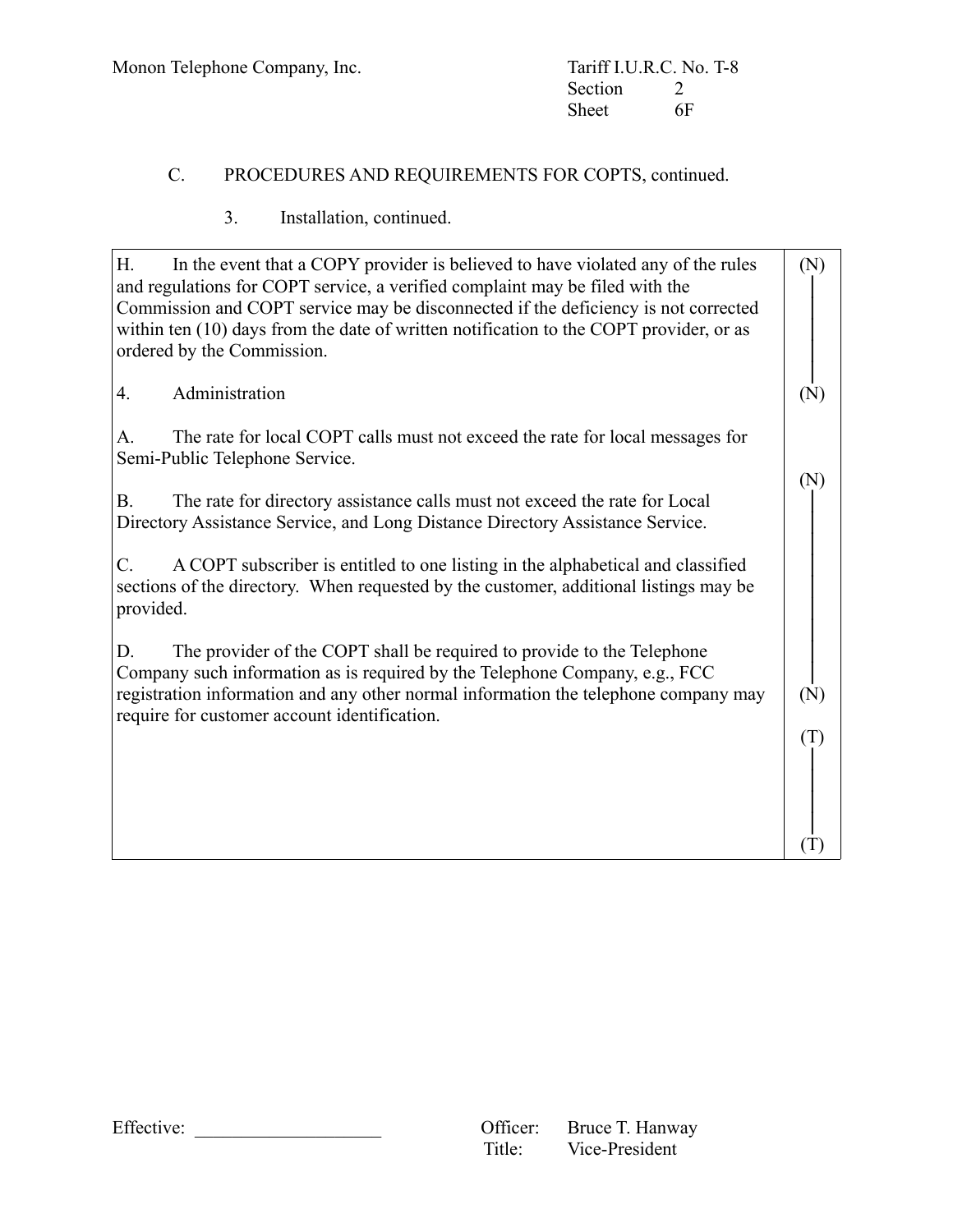Monon Telephone Company, Inc.

Tariff I.U.R.C. No. T-8
Section 2
Sheet 6F

C. PROCEDURES AND REQUIREMENTS FOR COPTS, continued.

3. Installation, continued.

H. In the event that a COPY provider is believed to have violated any of the rules and regulations for COPT service, a verified complaint may be filed with the Commission and COPT service may be disconnected if the deficiency is not corrected within ten (10) days from the date of written notification to the COPT provider, or as ordered by the Commission. (N)

4. Administration (N)

A. The rate for local COPT calls must not exceed the rate for local messages for Semi-Public Telephone Service.

B. The rate for directory assistance calls must not exceed the rate for Local Directory Assistance Service, and Long Distance Directory Assistance Service. (N)

C. A COPT subscriber is entitled to one listing in the alphabetical and classified sections of the directory. When requested by the customer, additional listings may be provided.

D. The provider of the COPT shall be required to provide to the Telephone Company such information as is required by the Telephone Company, e.g., FCC registration information and any other normal information the telephone company may require for customer account identification. (N)

(T)

(T)

Effective: ____________________

Officer: Bruce T. Hanway
Title: Vice-President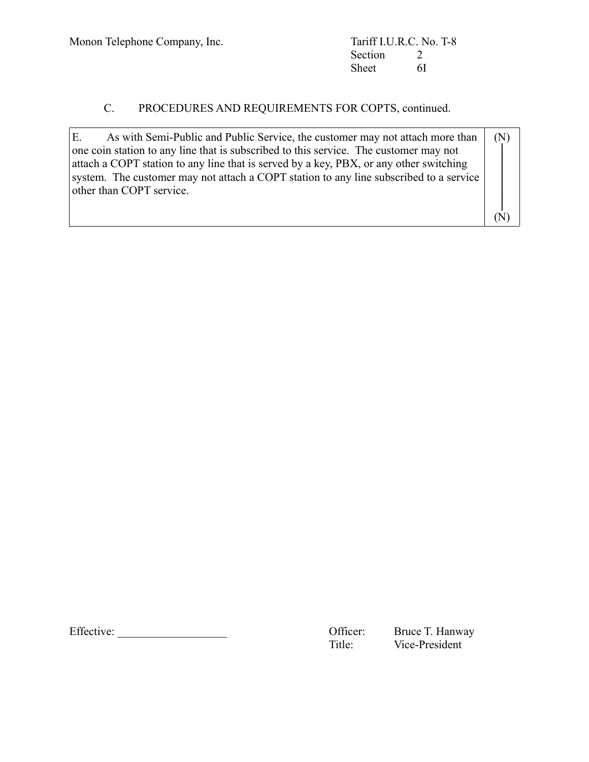Monon Telephone Company, Inc.

Tariff I.U.R.C. No. T-8
Section 2
Sheet 6I

C. PROCEDURES AND REQUIREMENTS FOR COPTS, continued.

| | |
|---|---|
| E. As with Semi-Public and Public Service, the customer may not attach more than one coin station to any line that is subscribed to this service. The customer may not attach a COPT station to any line that is served by a key, PBX, or any other switching system. The customer may not attach a COPT station to any line subscribed to a service other than COPT service. | (N)<br><br>(N) |

Effective: ___________________

Officer: Bruce T. Hanway
Title: Vice-President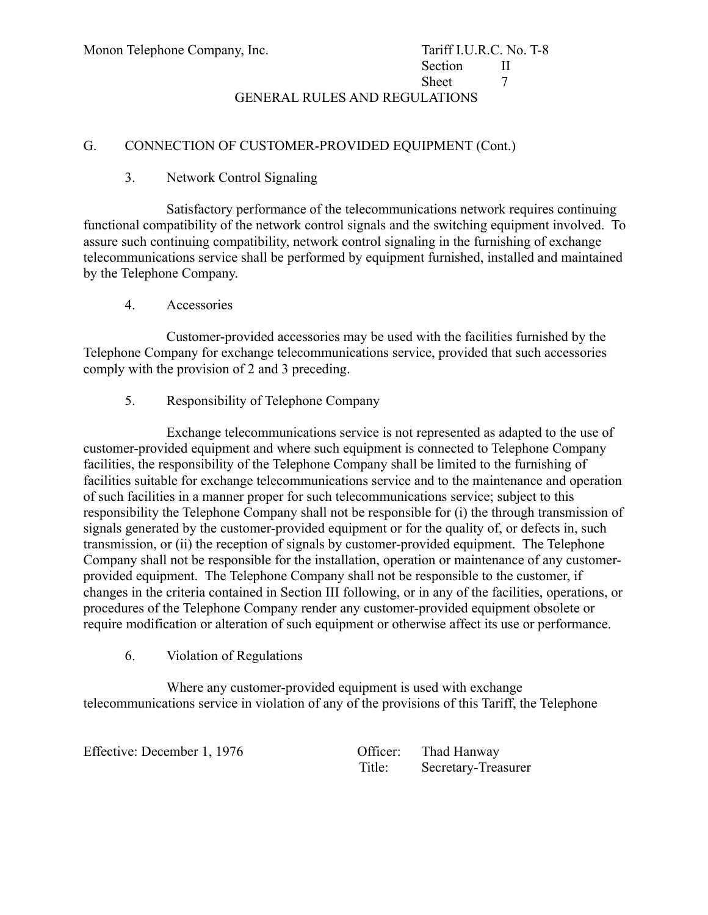## G. CONNECTION OF CUSTOMER-PROVIDED EQUIPMENT (Cont.)

### 3. Network Control Signaling

Satisfactory performance of the telecommunications network requires continuing functional compatibility of the network control signals and the switching equipment involved. To assure such continuing compatibility, network control signaling in the furnishing of exchange telecommunications service shall be performed by equipment furnished, installed and maintained by the Telephone Company.

### 4. Accessories

Customer-provided accessories may be used with the facilities furnished by the Telephone Company for exchange telecommunications service, provided that such accessories comply with the provision of 2 and 3 preceding.

### 5. Responsibility of Telephone Company

Exchange telecommunications service is not represented as adapted to the use of customer-provided equipment and where such equipment is connected to Telephone Company facilities, the responsibility of the Telephone Company shall be limited to the furnishing of facilities suitable for exchange telecommunications service and to the maintenance and operation of such facilities in a manner proper for such telecommunications service; subject to this responsibility the Telephone Company shall not be responsible for (i) the through transmission of signals generated by the customer-provided equipment or for the quality of, or defects in, such transmission, or (ii) the reception of signals by customer-provided equipment. The Telephone Company shall not be responsible for the installation, operation or maintenance of any customer-provided equipment. The Telephone Company shall not be responsible to the customer, if changes in the criteria contained in Section III following, or in any of the facilities, operations, or procedures of the Telephone Company render any customer-provided equipment obsolete or require modification or alteration of such equipment or otherwise affect its use or performance.

### 6. Violation of Regulations

Where any customer-provided equipment is used with exchange telecommunications service in violation of any of the provisions of this Tariff, the Telephone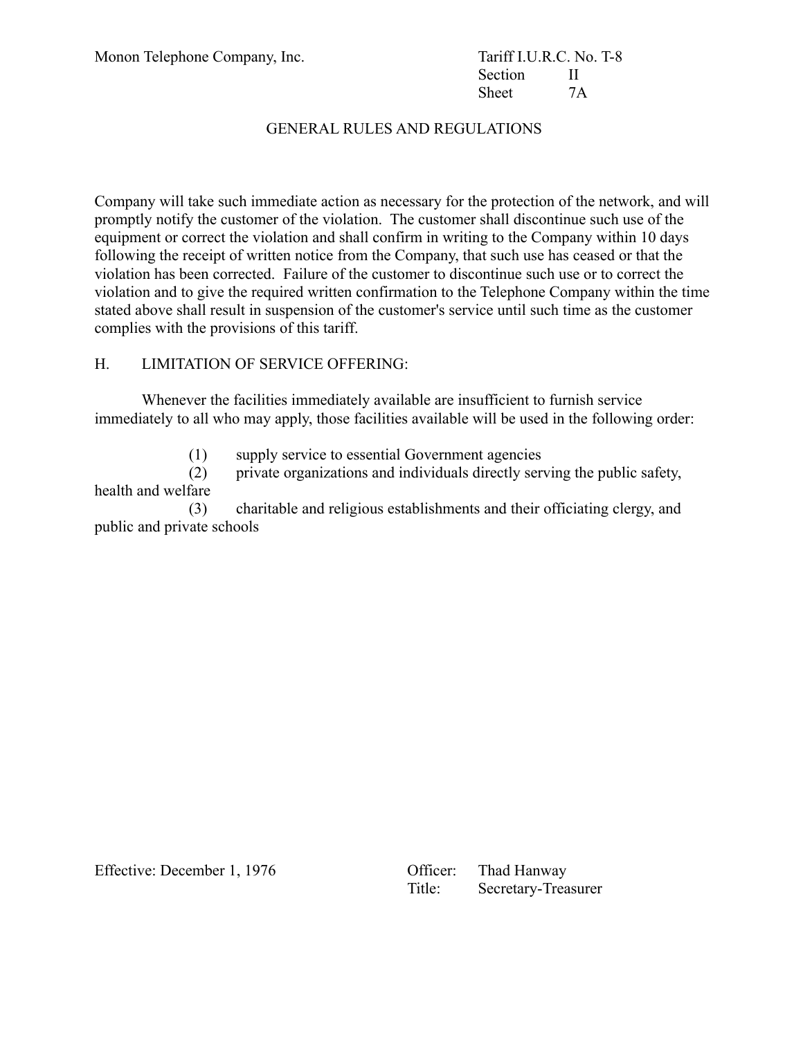GENERAL RULES AND REGULATIONS

Company will take such immediate action as necessary for the protection of the network, and will promptly notify the customer of the violation. The customer shall discontinue such use of the equipment or correct the violation and shall confirm in writing to the Company within 10 days following the receipt of written notice from the Company, that such use has ceased or that the violation has been corrected. Failure of the customer to discontinue such use or to correct the violation and to give the required written confirmation to the Telephone Company within the time stated above shall result in suspension of the customer's service until such time as the customer complies with the provisions of this tariff.

H. LIMITATION OF SERVICE OFFERING:

Whenever the facilities immediately available are insufficient to furnish service immediately to all who may apply, those facilities available will be used in the following order:

(1) supply service to essential Government agencies
(2) private organizations and individuals directly serving the public safety, health and welfare
(3) charitable and religious establishments and their officiating clergy, and public and private schools

Effective: December 1, 1976

Officer: Thad Hanway
Title: Secretary-Treasurer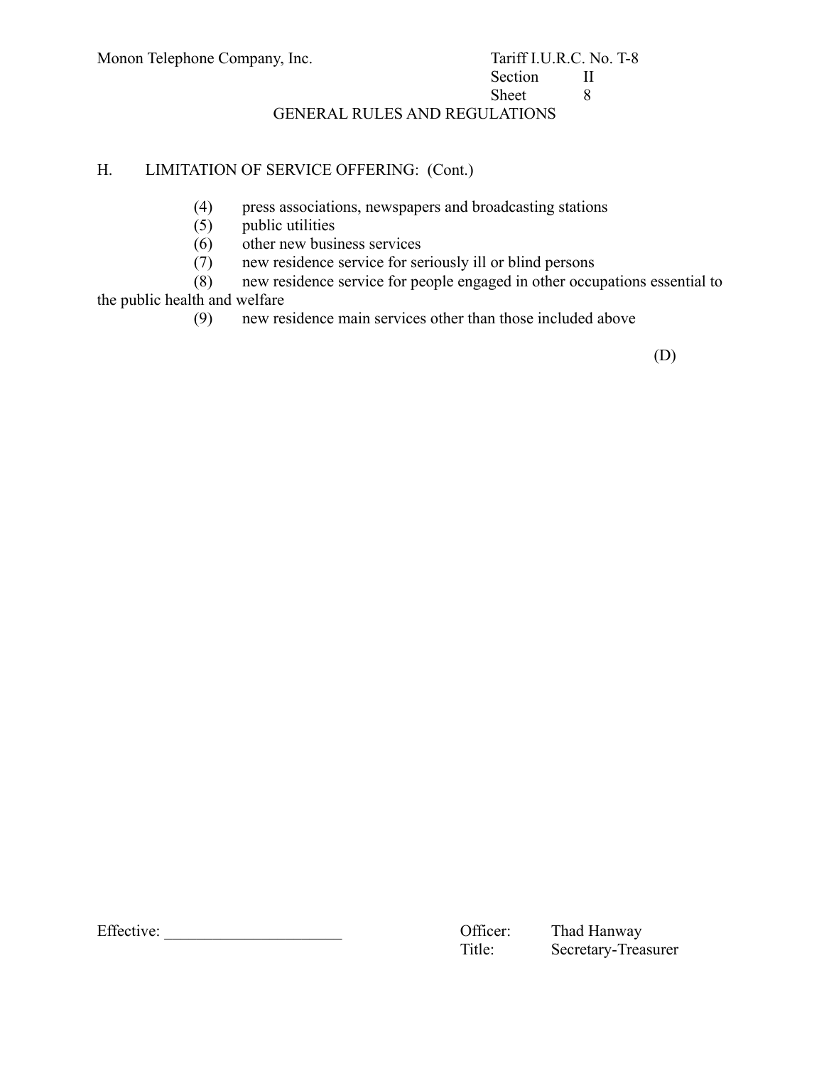Monon Telephone Company, Inc.

Tariff I.U.R.C. No. T-8
Section II
Sheet 8

GENERAL RULES AND REGULATIONS

H. LIMITATION OF SERVICE OFFERING: (Cont.)

(4) press associations, newspapers and broadcasting stations
(5) public utilities
(6) other new business services
(7) new residence service for seriously ill or blind persons
(8) new residence service for people engaged in other occupations essential to the public health and welfare
(9) new residence main services other than those included above

(D)

Effective: ______________________

Officer: Thad Hanway
Title: Secretary-Treasurer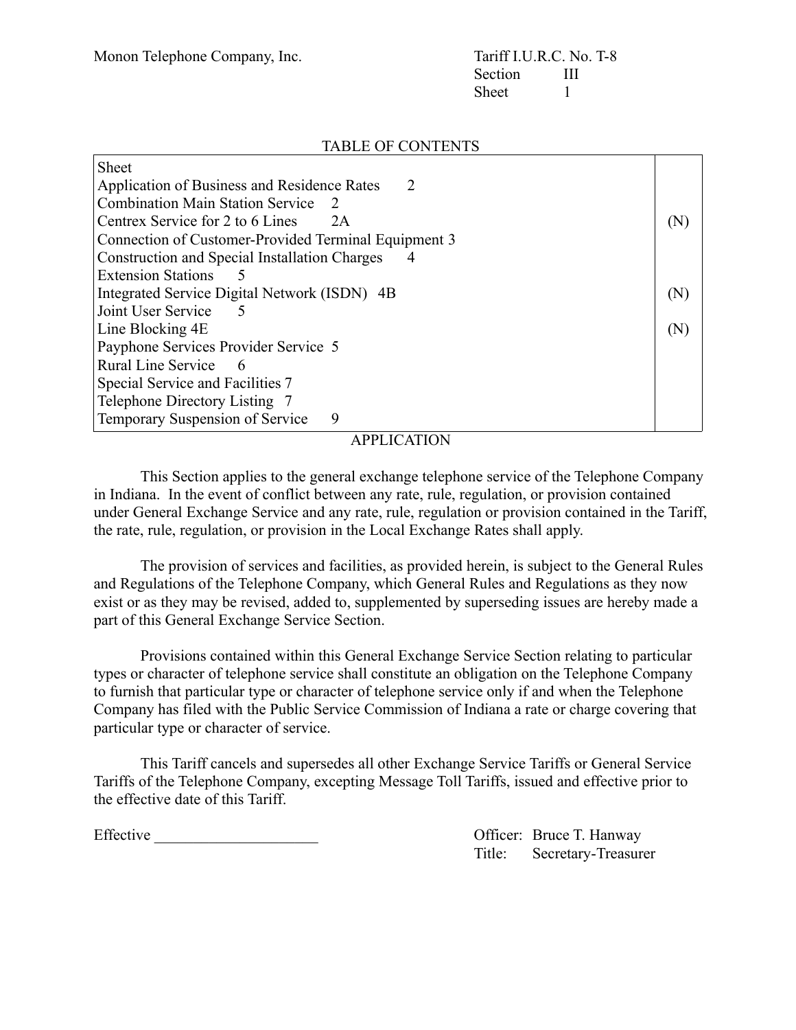Monon Telephone Company, Inc.

Tariff I.U.R.C. No. T-8
Section III
Sheet 1

## TABLE OF CONTENTS

| Sheet | |
|---|---|
| Application of Business and Residence Rates 2 | |
| Combination Main Station Service 2 | |
| Centrex Service for 2 to 6 Lines 2A | (N) |
| Connection of Customer-Provided Terminal Equipment 3 | |
| Construction and Special Installation Charges 4 | |
| Extension Stations 5 | |
| Integrated Service Digital Network (ISDN) 4B | (N) |
| Joint User Service 5 | |
| Line Blocking 4E | (N) |
| Payphone Services Provider Service 5 | |
| Rural Line Service 6 | |
| Special Service and Facilities 7 | |
| Telephone Directory Listing 7 | |
| Temporary Suspension of Service 9 | |

## APPLICATION

This Section applies to the general exchange telephone service of the Telephone Company in Indiana. In the event of conflict between any rate, rule, regulation, or provision contained under General Exchange Service and any rate, rule, regulation or provision contained in the Tariff, the rate, rule, regulation, or provision in the Local Exchange Rates shall apply.

The provision of services and facilities, as provided herein, is subject to the General Rules and Regulations of the Telephone Company, which General Rules and Regulations as they now exist or as they may be revised, added to, supplemented by superseding issues are hereby made a part of this General Exchange Service Section.

Provisions contained within this General Exchange Service Section relating to particular types or character of telephone service shall constitute an obligation on the Telephone Company to furnish that particular type or character of telephone service only if and when the Telephone Company has filed with the Public Service Commission of Indiana a rate or charge covering that particular type or character of service.

This Tariff cancels and supersedes all other Exchange Service Tariffs or General Service Tariffs of the Telephone Company, excepting Message Toll Tariffs, issued and effective prior to the effective date of this Tariff.

Effective ____________________

Officer: Bruce T. Hanway
Title: Secretary-Treasurer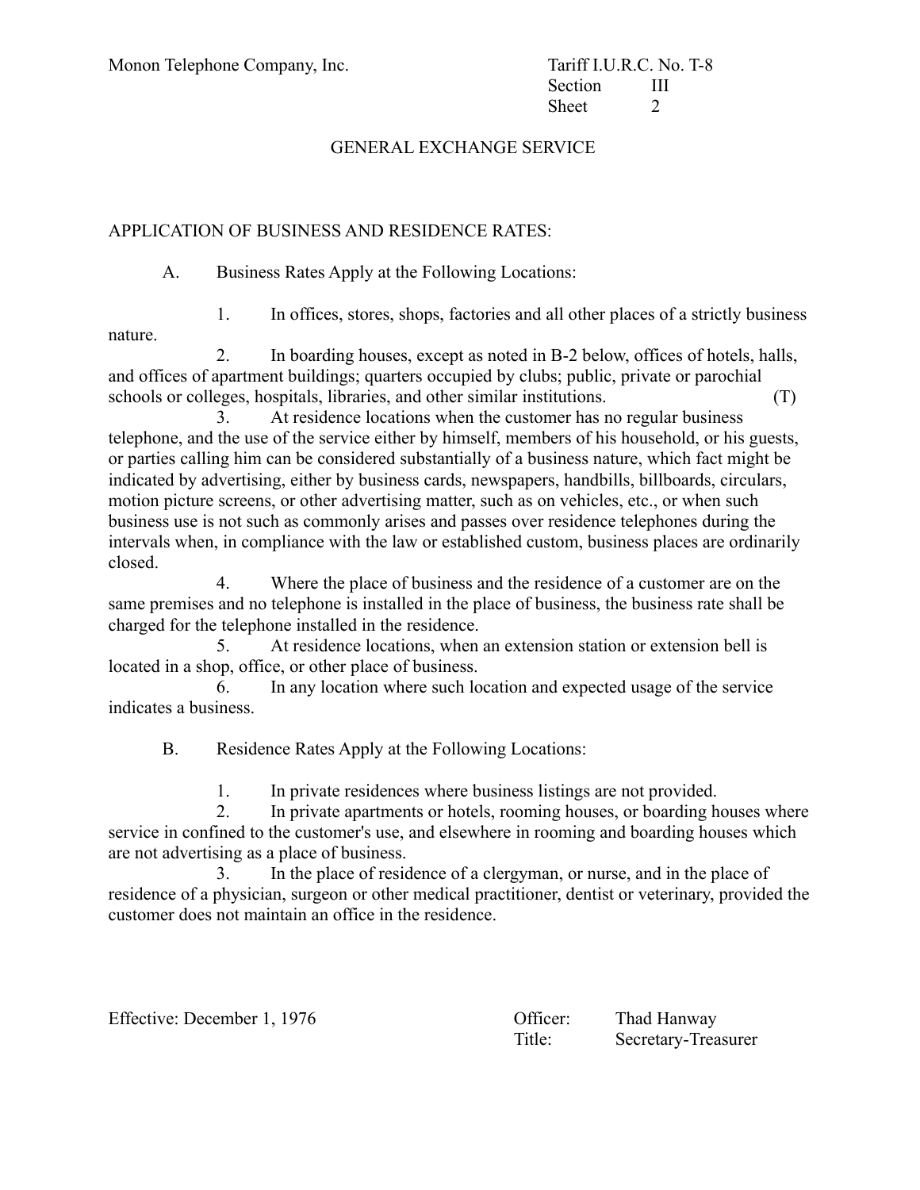Monon Telephone Company, Inc.

Tariff I.U.R.C. No. T-8
Section III
Sheet 2

## GENERAL EXCHANGE SERVICE

APPLICATION OF BUSINESS AND RESIDENCE RATES:

A. Business Rates Apply at the Following Locations:

1. In offices, stores, shops, factories and all other places of a strictly business nature.

2. In boarding houses, except as noted in B-2 below, offices of hotels, halls, and offices of apartment buildings; quarters occupied by clubs; public, private or parochial schools or colleges, hospitals, libraries, and other similar institutions. (T)

3. At residence locations when the customer has no regular business telephone, and the use of the service either by himself, members of his household, or his guests, or parties calling him can be considered substantially of a business nature, which fact might be indicated by advertising, either by business cards, newspapers, handbills, billboards, circulars, motion picture screens, or other advertising matter, such as on vehicles, etc., or when such business use is not such as commonly arises and passes over residence telephones during the intervals when, in compliance with the law or established custom, business places are ordinarily closed.

4. Where the place of business and the residence of a customer are on the same premises and no telephone is installed in the place of business, the business rate shall be charged for the telephone installed in the residence.

5. At residence locations, when an extension station or extension bell is located in a shop, office, or other place of business.

6. In any location where such location and expected usage of the service indicates a business.

B. Residence Rates Apply at the Following Locations:

1. In private residences where business listings are not provided.

2. In private apartments or hotels, rooming houses, or boarding houses where service in confined to the customer's use, and elsewhere in rooming and boarding houses which are not advertising as a place of business.

3. In the place of residence of a clergyman, or nurse, and in the place of residence of a physician, surgeon or other medical practitioner, dentist or veterinary, provided the customer does not maintain an office in the residence.

Effective: December 1, 1976

Officer: Thad Hanway
Title: Secretary-Treasurer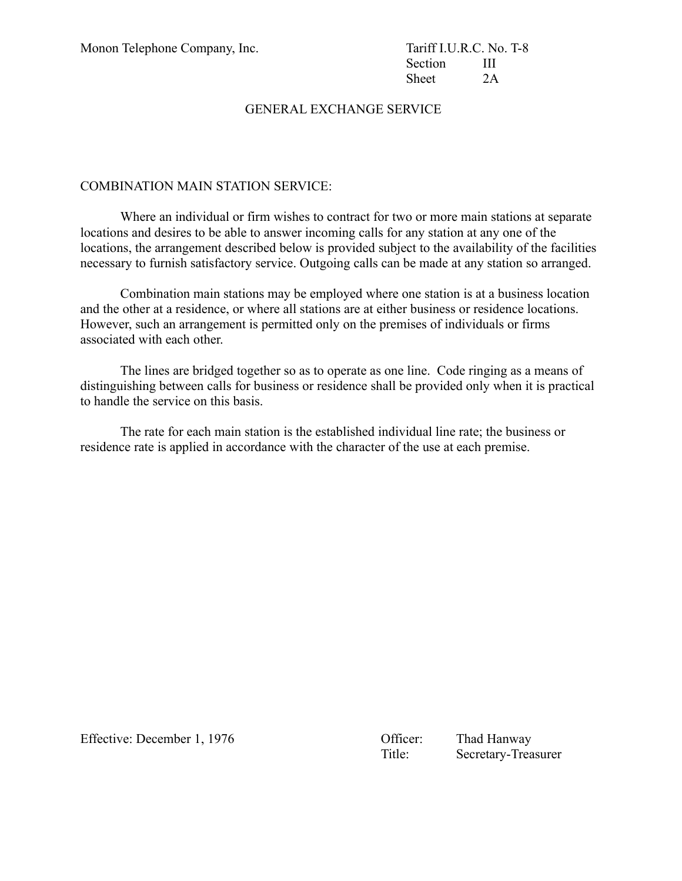Monon Telephone Company, Inc.

Tariff I.U.R.C. No. T-8
Section III
Sheet 2A

## GENERAL EXCHANGE SERVICE

### COMBINATION MAIN STATION SERVICE:

Where an individual or firm wishes to contract for two or more main stations at separate locations and desires to be able to answer incoming calls for any station at any one of the locations, the arrangement described below is provided subject to the availability of the facilities necessary to furnish satisfactory service. Outgoing calls can be made at any station so arranged.

Combination main stations may be employed where one station is at a business location and the other at a residence, or where all stations are at either business or residence locations. However, such an arrangement is permitted only on the premises of individuals or firms associated with each other.

The lines are bridged together so as to operate as one line. Code ringing as a means of distinguishing between calls for business or residence shall be provided only when it is practical to handle the service on this basis.

The rate for each main station is the established individual line rate; the business or residence rate is applied in accordance with the character of the use at each premise.

Effective: December 1, 1976

Officer: Thad Hanway
Title: Secretary-Treasurer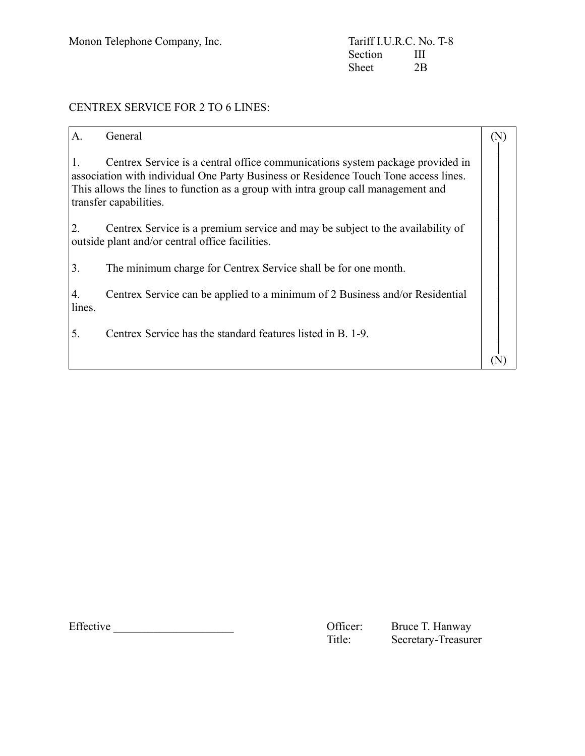Monon Telephone Company, Inc.

Tariff I.U.R.C. No. T-8
Section III
Sheet 2B

CENTREX SERVICE FOR 2 TO 6 LINES:

A. General (N)

1. Centrex Service is a central office communications system package provided in association with individual One Party Business or Residence Touch Tone access lines. This allows the lines to function as a group with intra group call management and transfer capabilities.

2. Centrex Service is a premium service and may be subject to the availability of outside plant and/or central office facilities.

3. The minimum charge for Centrex Service shall be for one month.

4. Centrex Service can be applied to a minimum of 2 Business and/or Residential lines.

5. Centrex Service has the standard features listed in B. 1-9. (N)

Effective ____________________

Officer: Bruce T. Hanway
Title: Secretary-Treasurer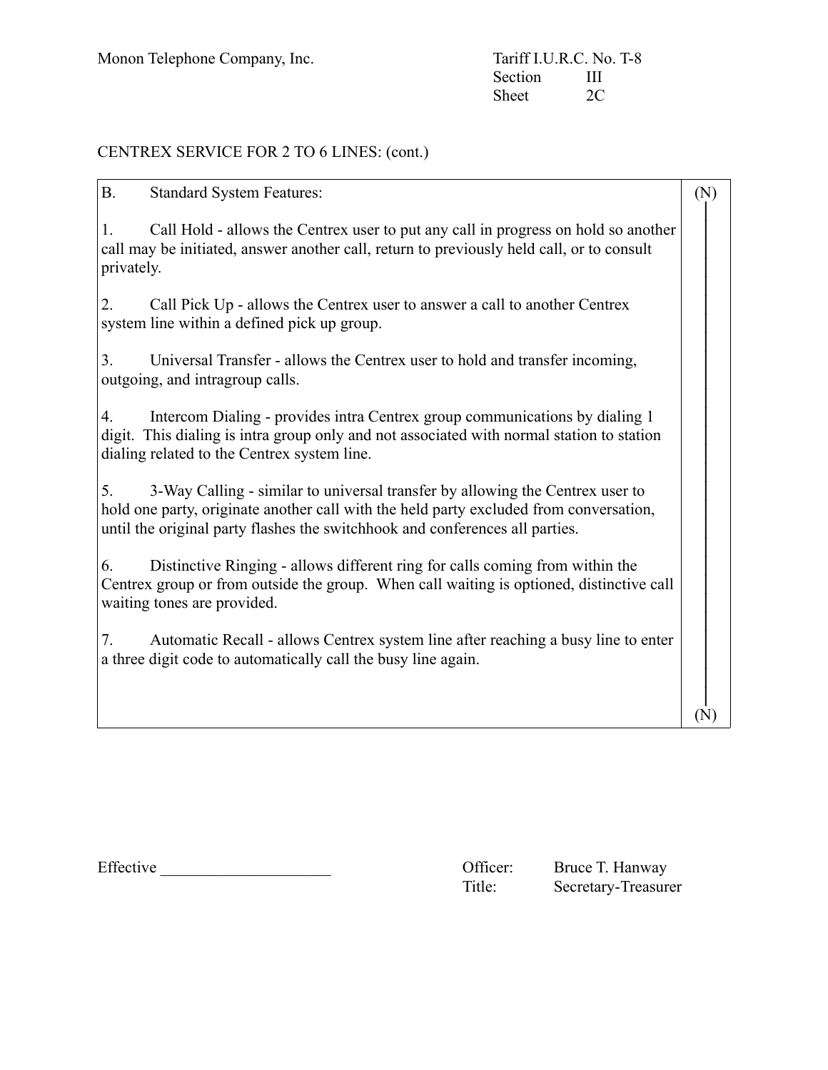Monon Telephone Company, Inc.

Tariff I.U.R.C. No. T-8
Section III
Sheet 2C

CENTREX SERVICE FOR 2 TO 6 LINES: (cont.)

B. Standard System Features: (N)

1. Call Hold - allows the Centrex user to put any call in progress on hold so another call may be initiated, answer another call, return to previously held call, or to consult privately.

2. Call Pick Up - allows the Centrex user to answer a call to another Centrex system line within a defined pick up group.

3. Universal Transfer - allows the Centrex user to hold and transfer incoming, outgoing, and intragroup calls.

4. Intercom Dialing - provides intra Centrex group communications by dialing 1 digit. This dialing is intra group only and not associated with normal station to station dialing related to the Centrex system line.

5. 3-Way Calling - similar to universal transfer by allowing the Centrex user to hold one party, originate another call with the held party excluded from conversation, until the original party flashes the switchhook and conferences all parties.

6. Distinctive Ringing - allows different ring for calls coming from within the Centrex group or from outside the group. When call waiting is optioned, distinctive call waiting tones are provided.

7. Automatic Recall - allows Centrex system line after reaching a busy line to enter a three digit code to automatically call the busy line again.

(N)

Effective ____________________

Officer: Bruce T. Hanway
Title: Secretary-Treasurer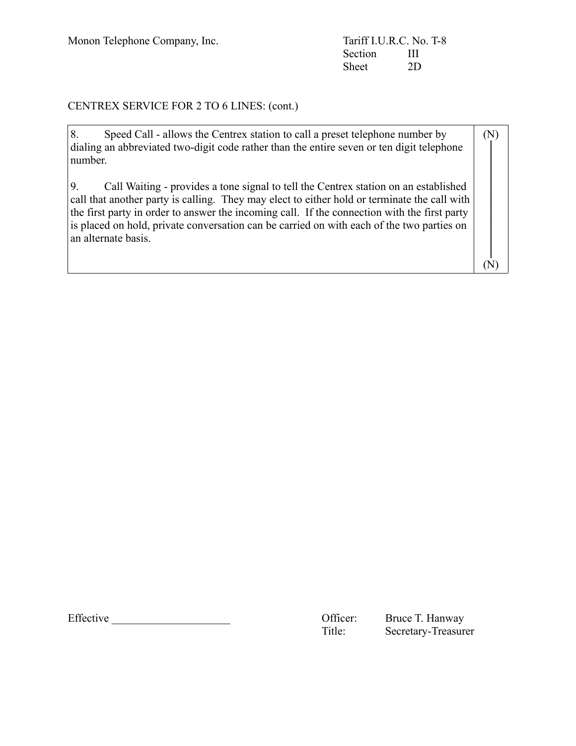Monon Telephone Company, Inc.

Tariff I.U.R.C. No. T-8
Section III
Sheet 2D

CENTREX SERVICE FOR 2 TO 6 LINES: (cont.)

| | |
|---|---|
| 8. Speed Call - allows the Centrex station to call a preset telephone number by dialing an abbreviated two-digit code rather than the entire seven or ten digit telephone number.<br><br>9. Call Waiting - provides a tone signal to tell the Centrex station on an established call that another party is calling. They may elect to either hold or terminate the call with the first party in order to answer the incoming call. If the connection with the first party is placed on hold, private conversation can be carried on with each of the two parties on an alternate basis. | (N)<br><br><br><br><br><br>(N) |

Effective ____________________

Officer: Bruce T. Hanway
Title: Secretary-Treasurer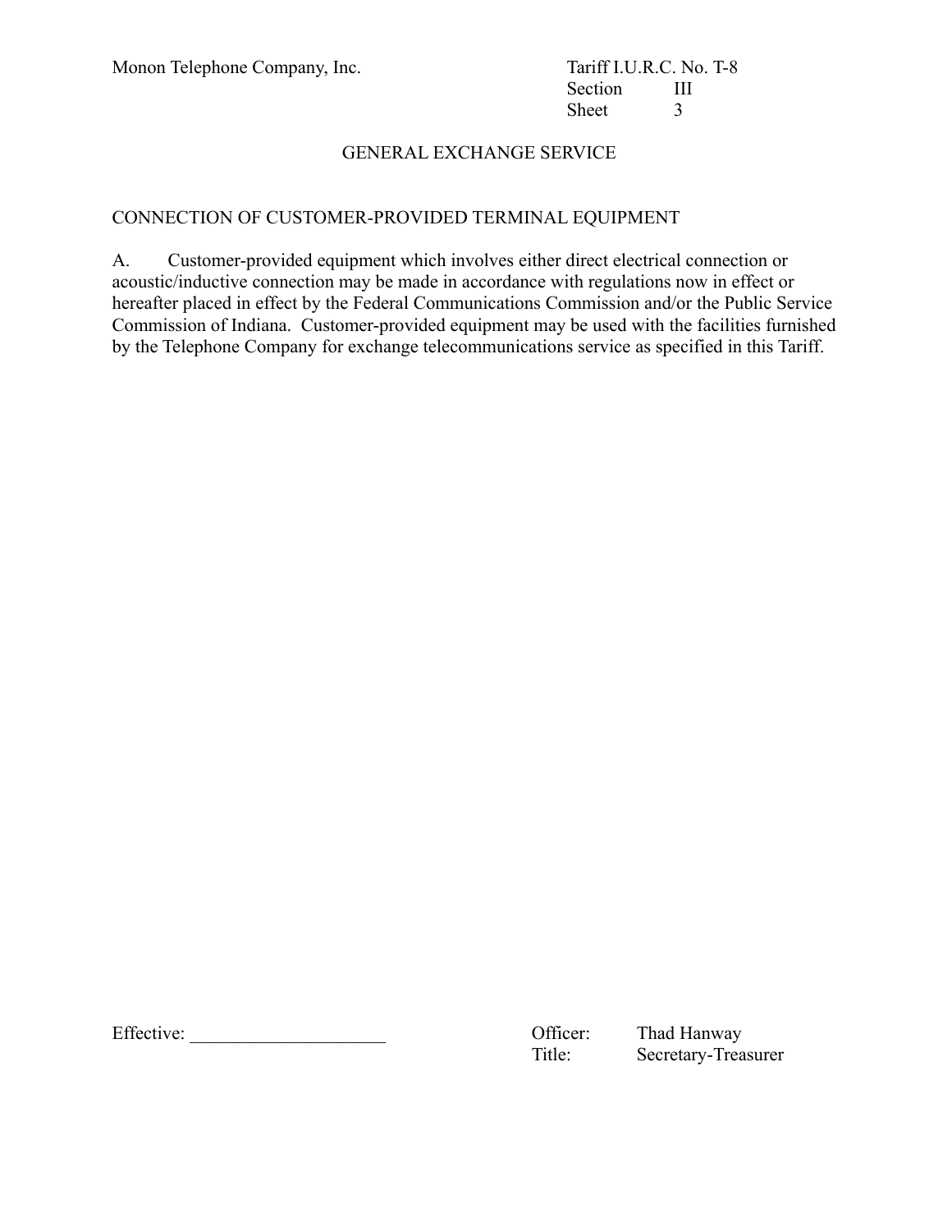Monon Telephone Company, Inc.

Tariff I.U.R.C. No. T-8
Section III
Sheet 3

## GENERAL EXCHANGE SERVICE

### CONNECTION OF CUSTOMER-PROVIDED TERMINAL EQUIPMENT

A. Customer-provided equipment which involves either direct electrical connection or acoustic/inductive connection may be made in accordance with regulations now in effect or hereafter placed in effect by the Federal Communications Commission and/or the Public Service Commission of Indiana. Customer-provided equipment may be used with the facilities furnished by the Telephone Company for exchange telecommunications service as specified in this Tariff.

Effective: ____________________

Officer: Thad Hanway
Title: Secretary-Treasurer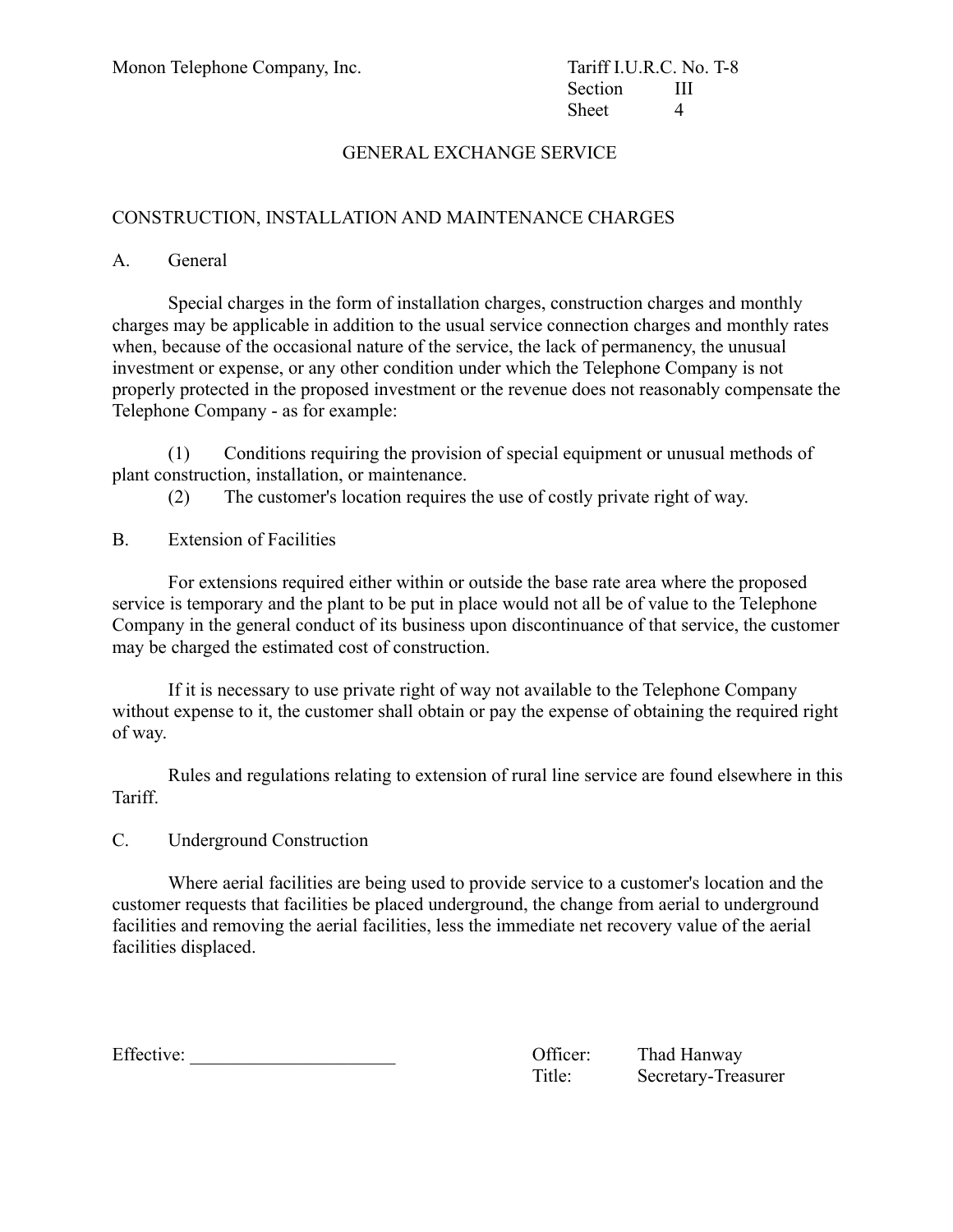Monon Telephone Company, Inc.

Tariff I.U.R.C. No. T-8
Section III
Sheet 4

# GENERAL EXCHANGE SERVICE

## CONSTRUCTION, INSTALLATION AND MAINTENANCE CHARGES

### A. General

Special charges in the form of installation charges, construction charges and monthly charges may be applicable in addition to the usual service connection charges and monthly rates when, because of the occasional nature of the service, the lack of permanency, the unusual investment or expense, or any other condition under which the Telephone Company is not properly protected in the proposed investment or the revenue does not reasonably compensate the Telephone Company - as for example:

(1) Conditions requiring the provision of special equipment or unusual methods of plant construction, installation, or maintenance.

(2) The customer's location requires the use of costly private right of way.

### B. Extension of Facilities

For extensions required either within or outside the base rate area where the proposed service is temporary and the plant to be put in place would not all be of value to the Telephone Company in the general conduct of its business upon discontinuance of that service, the customer may be charged the estimated cost of construction.

If it is necessary to use private right of way not available to the Telephone Company without expense to it, the customer shall obtain or pay the expense of obtaining the required right of way.

Rules and regulations relating to extension of rural line service are found elsewhere in this Tariff.

### C. Underground Construction

Where aerial facilities are being used to provide service to a customer's location and the customer requests that facilities be placed underground, the change from aerial to underground facilities and removing the aerial facilities, less the immediate net recovery value of the aerial facilities displaced.

Effective: ______________________

Officer: Thad Hanway
Title: Secretary-Treasurer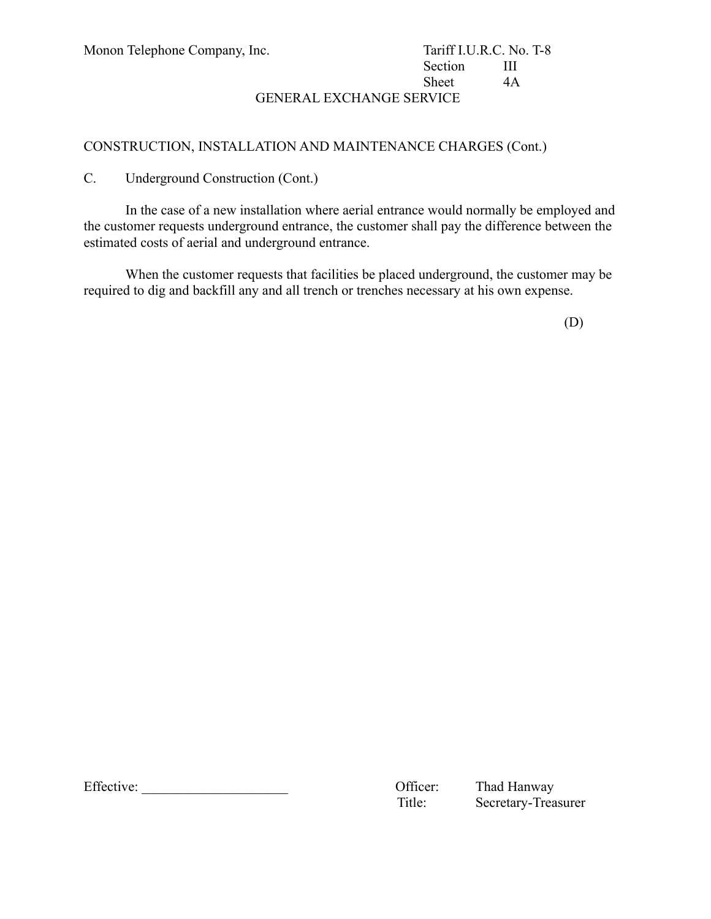Monon Telephone Company, Inc. Tariff I.U.R.C. No. T-8
Section III
Sheet 4A

GENERAL EXCHANGE SERVICE

CONSTRUCTION, INSTALLATION AND MAINTENANCE CHARGES (Cont.)

C. Underground Construction (Cont.)

In the case of a new installation where aerial entrance would normally be employed and the customer requests underground entrance, the customer shall pay the difference between the estimated costs of aerial and underground entrance.

When the customer requests that facilities be placed underground, the customer may be required to dig and backfill any and all trench or trenches necessary at his own expense.

(D)

Effective: ____________________

Officer: Thad Hanway
Title: Secretary-Treasurer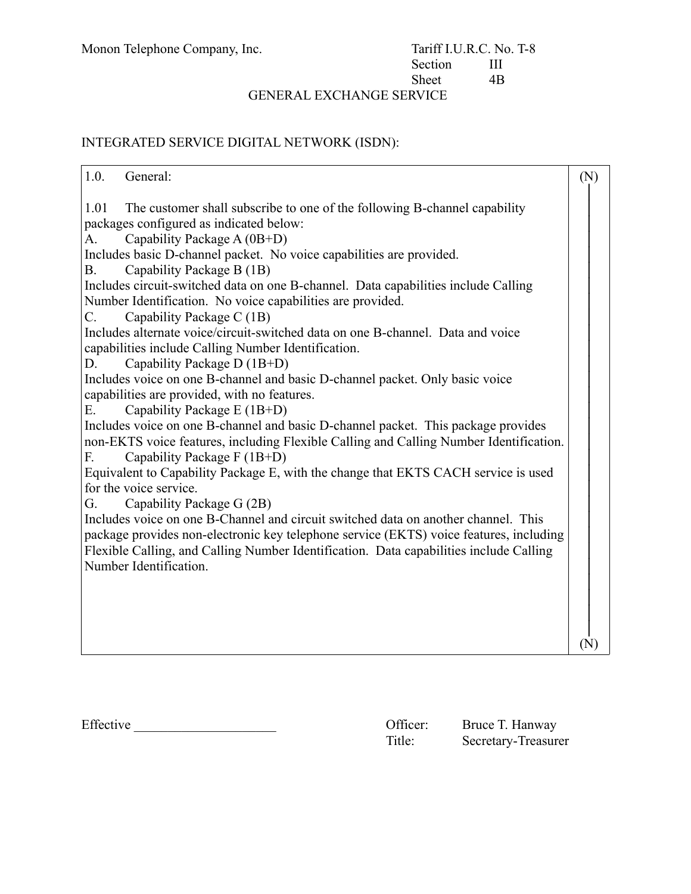Monon Telephone Company, Inc.

Tariff I.U.R.C. No. T-8
Section III
Sheet 4B

GENERAL EXCHANGE SERVICE

INTEGRATED SERVICE DIGITAL NETWORK (ISDN):

(N)

1.0. General:

1.01 The customer shall subscribe to one of the following B-channel capability packages configured as indicated below:

A. Capability Package A (0B+D)
Includes basic D-channel packet. No voice capabilities are provided.

B. Capability Package B (1B)
Includes circuit-switched data on one B-channel. Data capabilities include Calling Number Identification. No voice capabilities are provided.

C. Capability Package C (1B)
Includes alternate voice/circuit-switched data on one B-channel. Data and voice capabilities include Calling Number Identification.

D. Capability Package D (1B+D)
Includes voice on one B-channel and basic D-channel packet. Only basic voice capabilities are provided, with no features.

E. Capability Package E (1B+D)
Includes voice on one B-channel and basic D-channel packet. This package provides non-EKTS voice features, including Flexible Calling and Calling Number Identification.

F. Capability Package F (1B+D)
Equivalent to Capability Package E, with the change that EKTS CACH service is used for the voice service.

G. Capability Package G (2B)
Includes voice on one B-Channel and circuit switched data on another channel. This package provides non-electronic key telephone service (EKTS) voice features, including Flexible Calling, and Calling Number Identification. Data capabilities include Calling Number Identification.

(N)

Effective ____________________

Officer: Bruce T. Hanway
Title: Secretary-Treasurer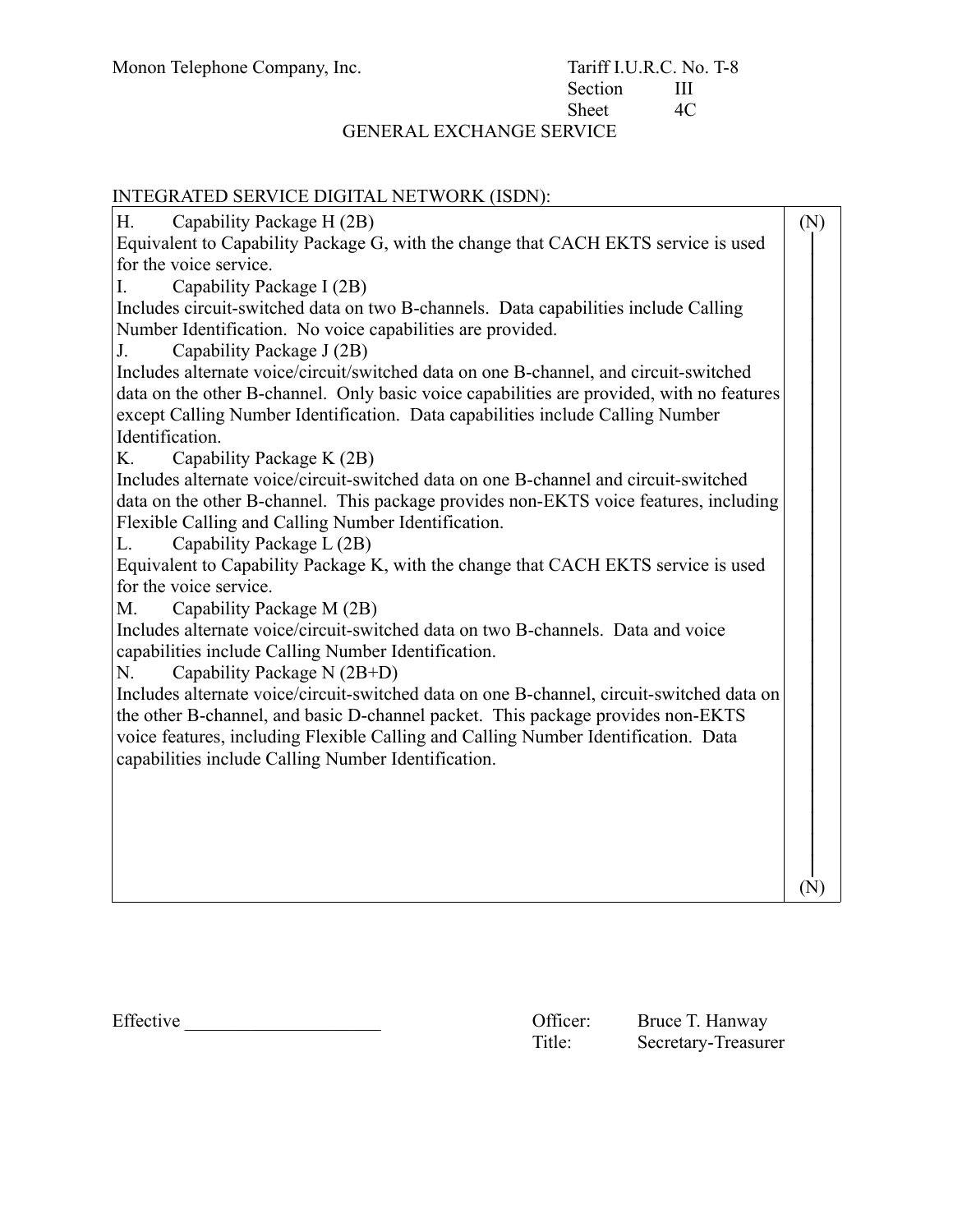Monon Telephone Company, Inc.

Tariff I.U.R.C. No. T-8
Section III
Sheet 4C

GENERAL EXCHANGE SERVICE

INTEGRATED SERVICE DIGITAL NETWORK (ISDN):

(N)

H. Capability Package H (2B)
Equivalent to Capability Package G, with the change that CACH EKTS service is used for the voice service.

I. Capability Package I (2B)
Includes circuit-switched data on two B-channels. Data capabilities include Calling Number Identification. No voice capabilities are provided.

J. Capability Package J (2B)
Includes alternate voice/circuit/switched data on one B-channel, and circuit-switched data on the other B-channel. Only basic voice capabilities are provided, with no features except Calling Number Identification. Data capabilities include Calling Number Identification.

K. Capability Package K (2B)
Includes alternate voice/circuit-switched data on one B-channel and circuit-switched data on the other B-channel. This package provides non-EKTS voice features, including Flexible Calling and Calling Number Identification.

L. Capability Package L (2B)
Equivalent to Capability Package K, with the change that CACH EKTS service is used for the voice service.

M. Capability Package M (2B)
Includes alternate voice/circuit-switched data on two B-channels. Data and voice capabilities include Calling Number Identification.

N. Capability Package N (2B+D)
Includes alternate voice/circuit-switched data on one B-channel, circuit-switched data on the other B-channel, and basic D-channel packet. This package provides non-EKTS voice features, including Flexible Calling and Calling Number Identification. Data capabilities include Calling Number Identification.

(N)

Effective ____________________

Officer: Bruce T. Hanway
Title: Secretary-Treasurer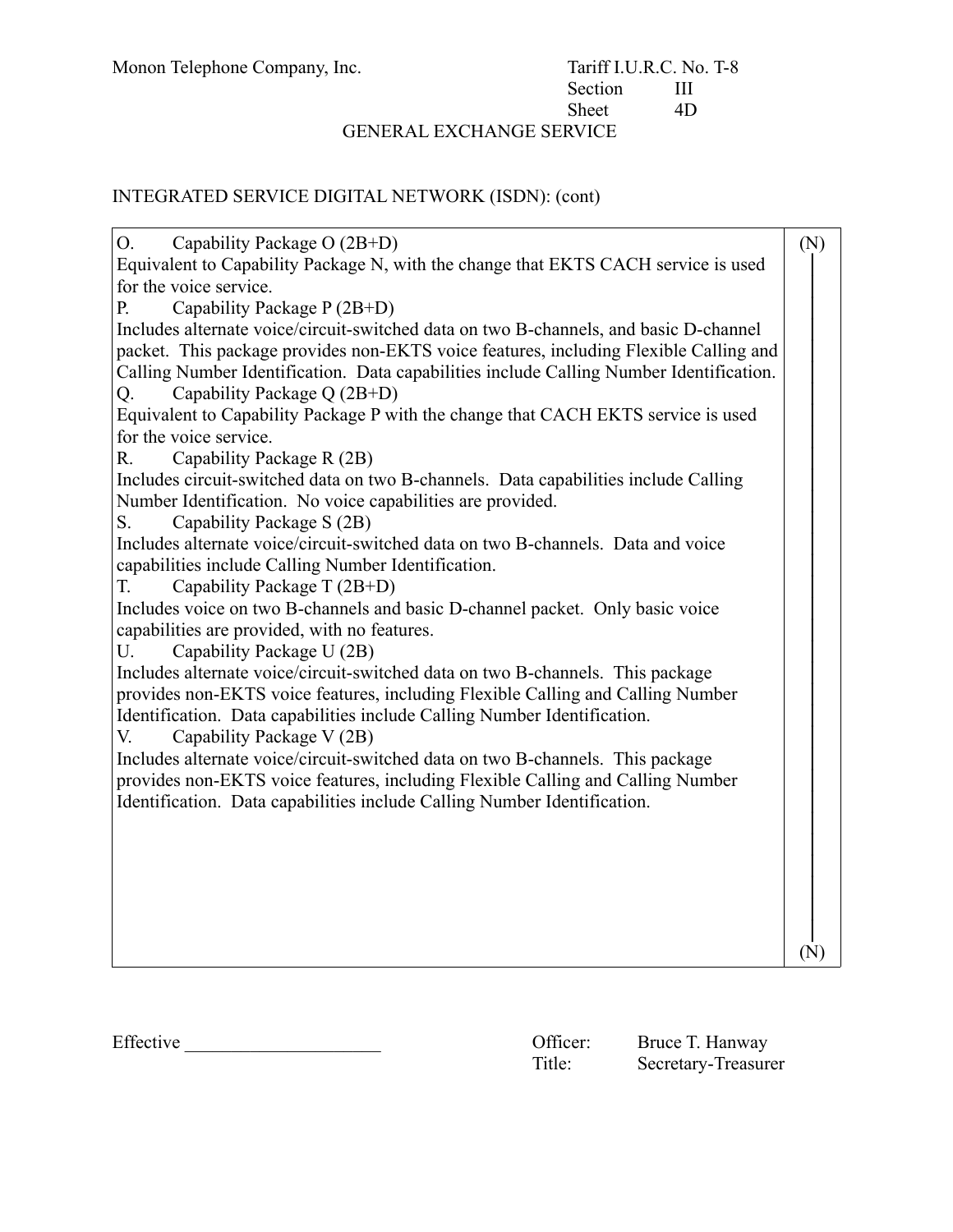Monon Telephone Company, Inc. Tariff I.U.R.C. No. T-8
Section III
Sheet 4D

GENERAL EXCHANGE SERVICE

INTEGRATED SERVICE DIGITAL NETWORK (ISDN): (cont)

(N)

O. Capability Package O (2B+D)
Equivalent to Capability Package N, with the change that EKTS CACH service is used for the voice service.

P. Capability Package P (2B+D)
Includes alternate voice/circuit-switched data on two B-channels, and basic D-channel packet. This package provides non-EKTS voice features, including Flexible Calling and Calling Number Identification. Data capabilities include Calling Number Identification.

Q. Capability Package Q (2B+D)
Equivalent to Capability Package P with the change that CACH EKTS service is used for the voice service.

R. Capability Package R (2B)
Includes circuit-switched data on two B-channels. Data capabilities include Calling Number Identification. No voice capabilities are provided.

S. Capability Package S (2B)
Includes alternate voice/circuit-switched data on two B-channels. Data and voice capabilities include Calling Number Identification.

T. Capability Package T (2B+D)
Includes voice on two B-channels and basic D-channel packet. Only basic voice capabilities are provided, with no features.

U. Capability Package U (2B)
Includes alternate voice/circuit-switched data on two B-channels. This package provides non-EKTS voice features, including Flexible Calling and Calling Number Identification. Data capabilities include Calling Number Identification.

V. Capability Package V (2B)
Includes alternate voice/circuit-switched data on two B-channels. This package provides non-EKTS voice features, including Flexible Calling and Calling Number Identification. Data capabilities include Calling Number Identification.

(N)

Effective ____________________

Officer: Bruce T. Hanway
Title: Secretary-Treasurer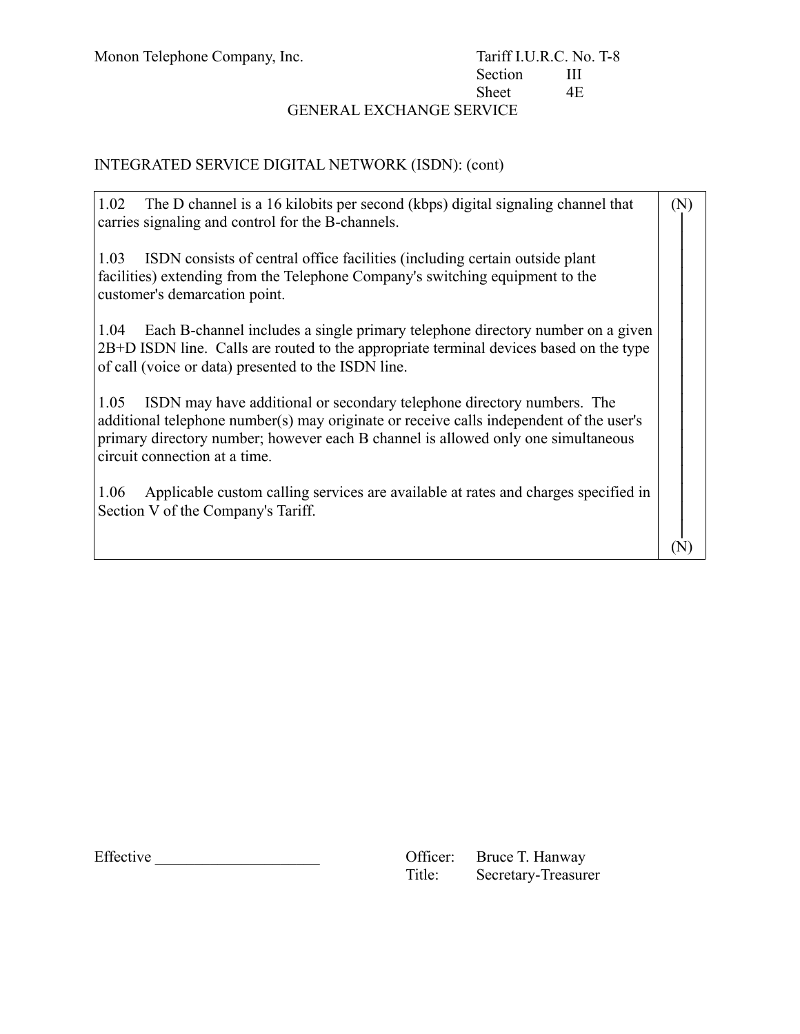Monon Telephone Company, Inc.

Tariff I.U.R.C. No. T-8
Section III
Sheet 4E

GENERAL EXCHANGE SERVICE

INTEGRATED SERVICE DIGITAL NETWORK (ISDN): (cont)

1.02 The D channel is a 16 kilobits per second (kbps) digital signaling channel that carries signaling and control for the B-channels. (N)

1.03 ISDN consists of central office facilities (including certain outside plant facilities) extending from the Telephone Company's switching equipment to the customer's demarcation point.

1.04 Each B-channel includes a single primary telephone directory number on a given 2B+D ISDN line. Calls are routed to the appropriate terminal devices based on the type of call (voice or data) presented to the ISDN line.

1.05 ISDN may have additional or secondary telephone directory numbers. The additional telephone number(s) may originate or receive calls independent of the user's primary directory number; however each B channel is allowed only one simultaneous circuit connection at a time.

1.06 Applicable custom calling services are available at rates and charges specified in Section V of the Company's Tariff. (N)

Effective ____________________

Officer: Bruce T. Hanway
Title: Secretary-Treasurer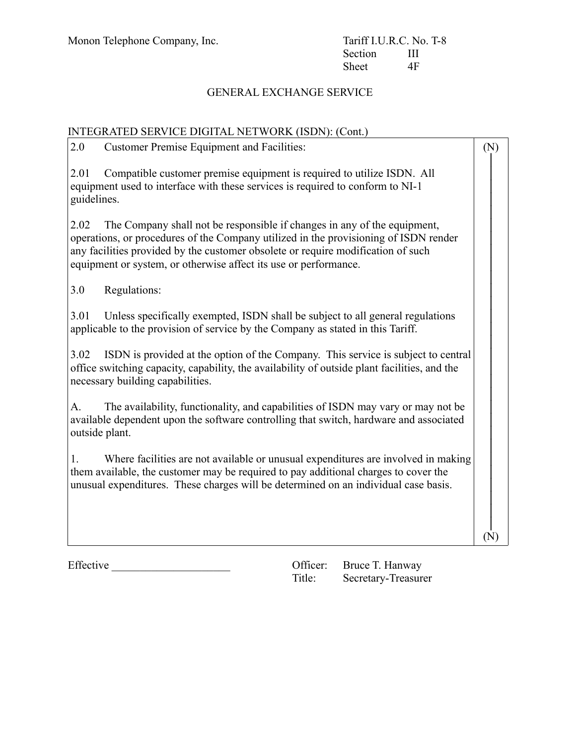Monon Telephone Company, Inc.

Tariff I.U.R.C. No. T-8
Section III
Sheet 4F

## GENERAL EXCHANGE SERVICE

INTEGRATED SERVICE DIGITAL NETWORK (ISDN): (Cont.)

(N)

2.0 Customer Premise Equipment and Facilities:

2.01 Compatible customer premise equipment is required to utilize ISDN. All equipment used to interface with these services is required to conform to NI-1 guidelines.

2.02 The Company shall not be responsible if changes in any of the equipment, operations, or procedures of the Company utilized in the provisioning of ISDN render any facilities provided by the customer obsolete or require modification of such equipment or system, or otherwise affect its use or performance.

3.0 Regulations:

3.01 Unless specifically exempted, ISDN shall be subject to all general regulations applicable to the provision of service by the Company as stated in this Tariff.

3.02 ISDN is provided at the option of the Company. This service is subject to central office switching capacity, capability, the availability of outside plant facilities, and the necessary building capabilities.

A. The availability, functionality, and capabilities of ISDN may vary or may not be available dependent upon the software controlling that switch, hardware and associated outside plant.

1. Where facilities are not available or unusual expenditures are involved in making them available, the customer may be required to pay additional charges to cover the unusual expenditures. These charges will be determined on an individual case basis.

(N)

Effective ____________________

Officer: Bruce T. Hanway
Title: Secretary-Treasurer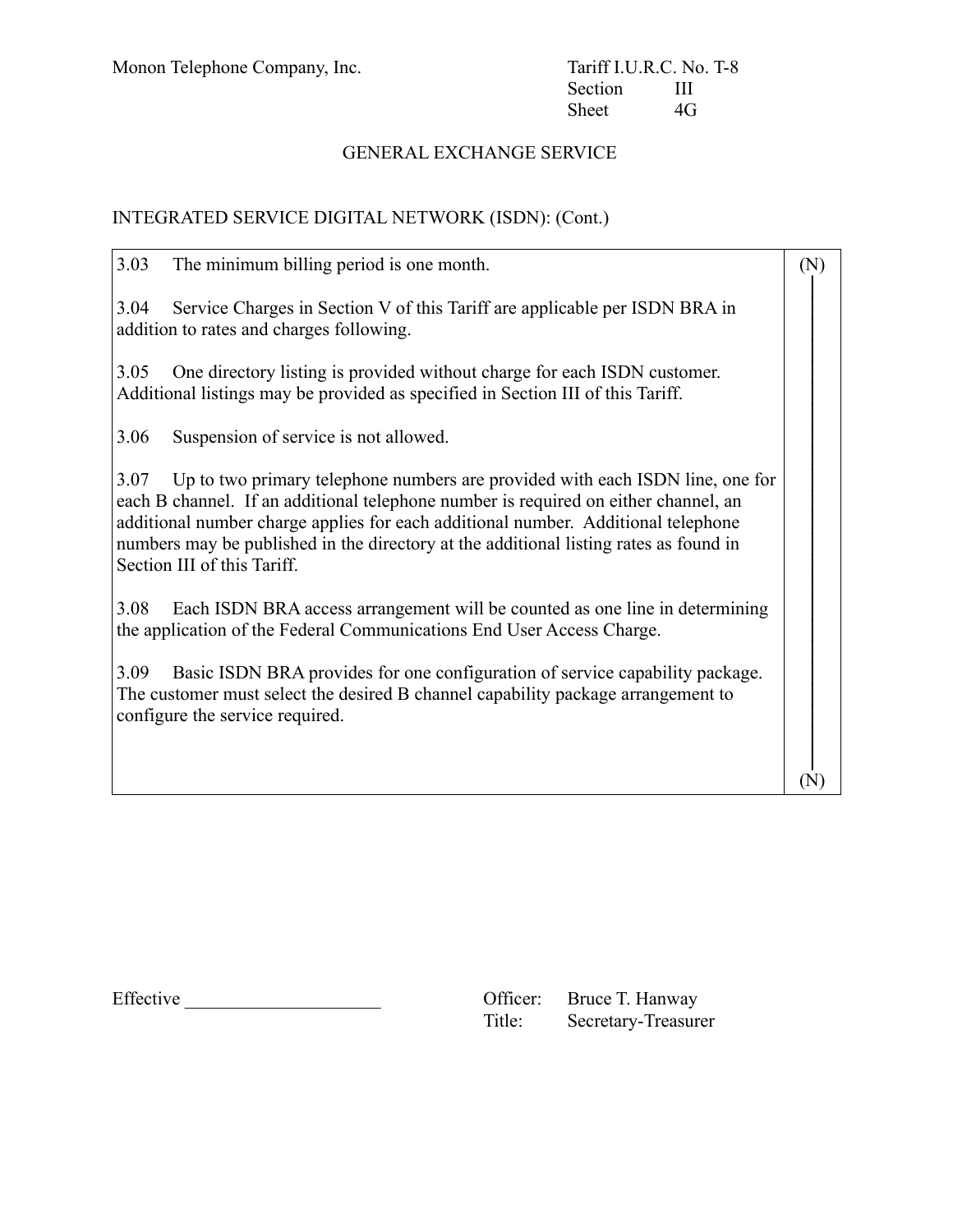Monon Telephone Company, Inc.

Tariff I.U.R.C. No. T-8
Section III
Sheet 4G

## GENERAL EXCHANGE SERVICE

### INTEGRATED SERVICE DIGITAL NETWORK (ISDN): (Cont.)

(N)

3.03 The minimum billing period is one month.

3.04 Service Charges in Section V of this Tariff are applicable per ISDN BRA in addition to rates and charges following.

3.05 One directory listing is provided without charge for each ISDN customer. Additional listings may be provided as specified in Section III of this Tariff.

3.06 Suspension of service is not allowed.

3.07 Up to two primary telephone numbers are provided with each ISDN line, one for each B channel. If an additional telephone number is required on either channel, an additional number charge applies for each additional number. Additional telephone numbers may be published in the directory at the additional listing rates as found in Section III of this Tariff.

3.08 Each ISDN BRA access arrangement will be counted as one line in determining the application of the Federal Communications End User Access Charge.

3.09 Basic ISDN BRA provides for one configuration of service capability package. The customer must select the desired B channel capability package arrangement to configure the service required.

(N)

Effective ____________________

Officer: Bruce T. Hanway
Title: Secretary-Treasurer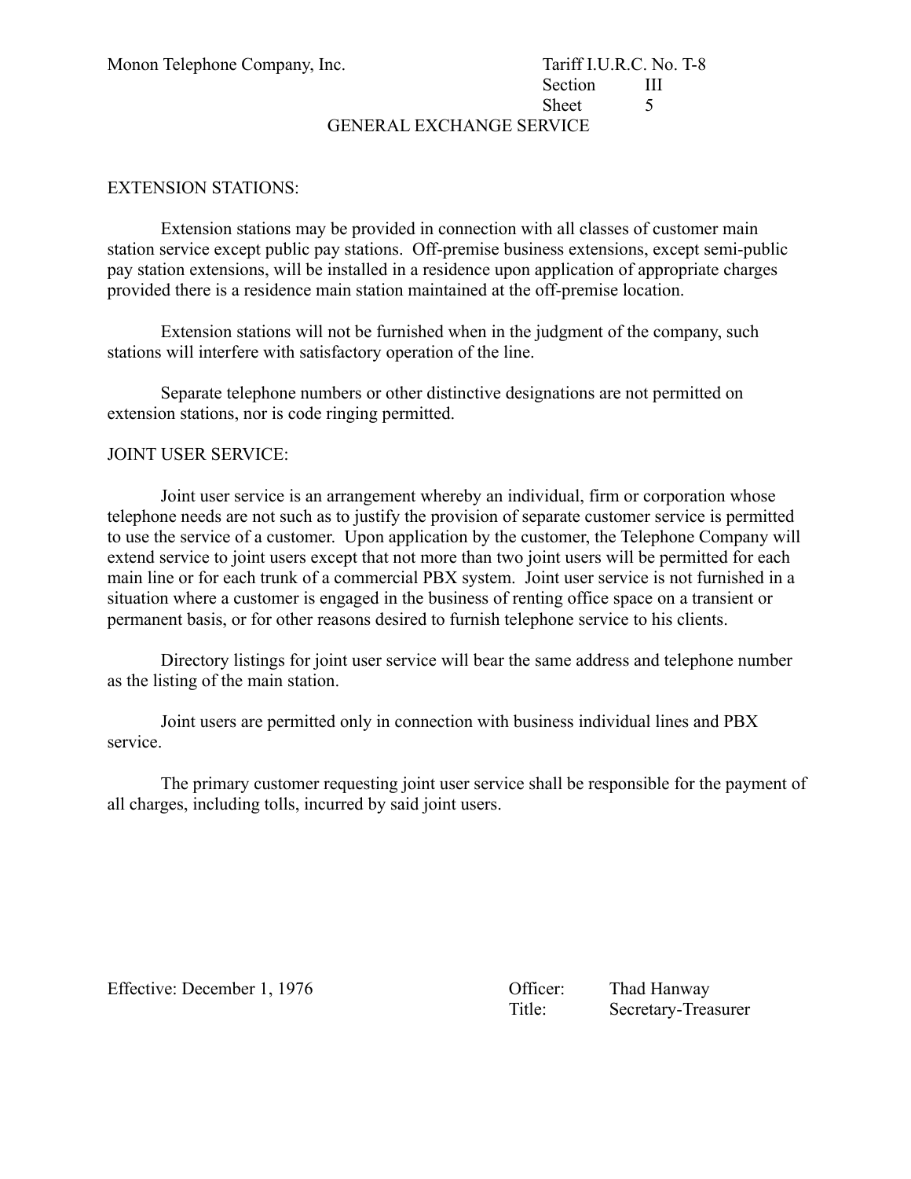## GENERAL EXCHANGE SERVICE

### EXTENSION STATIONS:

Extension stations may be provided in connection with all classes of customer main station service except public pay stations. Off-premise business extensions, except semi-public pay station extensions, will be installed in a residence upon application of appropriate charges provided there is a residence main station maintained at the off-premise location.

Extension stations will not be furnished when in the judgment of the company, such stations will interfere with satisfactory operation of the line.

Separate telephone numbers or other distinctive designations are not permitted on extension stations, nor is code ringing permitted.

### JOINT USER SERVICE:

Joint user service is an arrangement whereby an individual, firm or corporation whose telephone needs are not such as to justify the provision of separate customer service is permitted to use the service of a customer. Upon application by the customer, the Telephone Company will extend service to joint users except that not more than two joint users will be permitted for each main line or for each trunk of a commercial PBX system. Joint user service is not furnished in a situation where a customer is engaged in the business of renting office space on a transient or permanent basis, or for other reasons desired to furnish telephone service to his clients.

Directory listings for joint user service will bear the same address and telephone number as the listing of the main station.

Joint users are permitted only in connection with business individual lines and PBX service.

The primary customer requesting joint user service shall be responsible for the payment of all charges, including tolls, incurred by said joint users.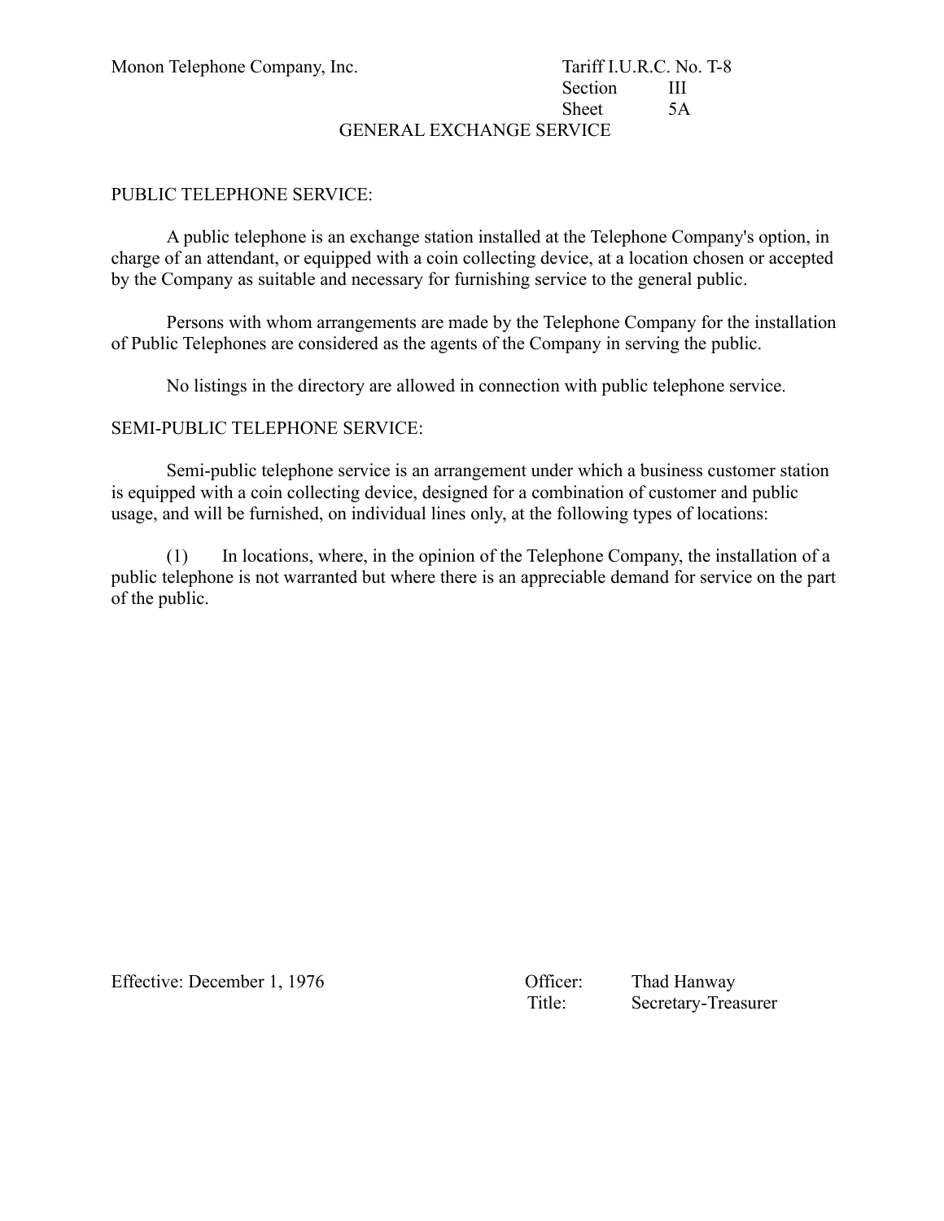Monon Telephone Company, Inc.

Tariff I.U.R.C. No. T-8
Section III
Sheet 5A

GENERAL EXCHANGE SERVICE

PUBLIC TELEPHONE SERVICE:

A public telephone is an exchange station installed at the Telephone Company's option, in charge of an attendant, or equipped with a coin collecting device, at a location chosen or accepted by the Company as suitable and necessary for furnishing service to the general public.

Persons with whom arrangements are made by the Telephone Company for the installation of Public Telephones are considered as the agents of the Company in serving the public.

No listings in the directory are allowed in connection with public telephone service.

SEMI-PUBLIC TELEPHONE SERVICE:

Semi-public telephone service is an arrangement under which a business customer station is equipped with a coin collecting device, designed for a combination of customer and public usage, and will be furnished, on individual lines only, at the following types of locations:

(1) In locations, where, in the opinion of the Telephone Company, the installation of a public telephone is not warranted but where there is an appreciable demand for service on the part of the public.

Effective: December 1, 1976

Officer: Thad Hanway
Title: Secretary-Treasurer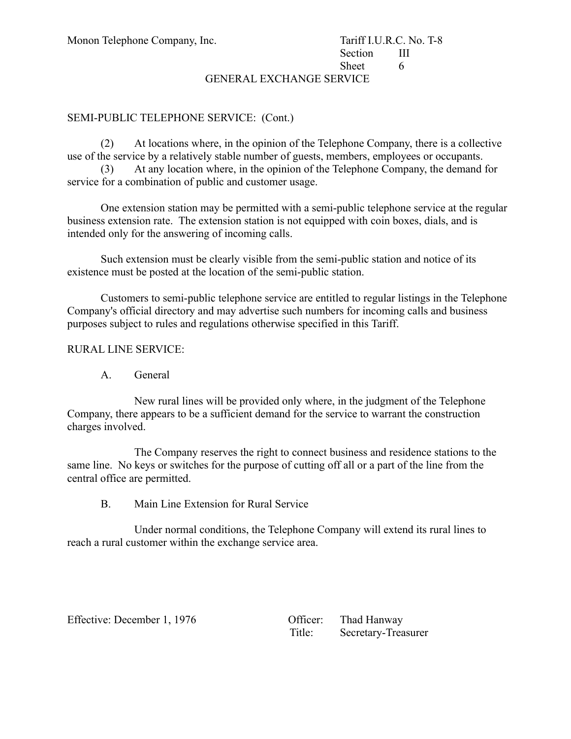GENERAL EXCHANGE SERVICE

SEMI-PUBLIC TELEPHONE SERVICE: (Cont.)

(2) At locations where, in the opinion of the Telephone Company, there is a collective use of the service by a relatively stable number of guests, members, employees or occupants.

(3) At any location where, in the opinion of the Telephone Company, the demand for service for a combination of public and customer usage.

One extension station may be permitted with a semi-public telephone service at the regular business extension rate. The extension station is not equipped with coin boxes, dials, and is intended only for the answering of incoming calls.

Such extension must be clearly visible from the semi-public station and notice of its existence must be posted at the location of the semi-public station.

Customers to semi-public telephone service are entitled to regular listings in the Telephone Company's official directory and may advertise such numbers for incoming calls and business purposes subject to rules and regulations otherwise specified in this Tariff.

RURAL LINE SERVICE:

A. General

New rural lines will be provided only where, in the judgment of the Telephone Company, there appears to be a sufficient demand for the service to warrant the construction charges involved.

The Company reserves the right to connect business and residence stations to the same line. No keys or switches for the purpose of cutting off all or a part of the line from the central office are permitted.

B. Main Line Extension for Rural Service

Under normal conditions, the Telephone Company will extend its rural lines to reach a rural customer within the exchange service area.

Effective: December 1, 1976

Officer: Thad Hanway
Title: Secretary-Treasurer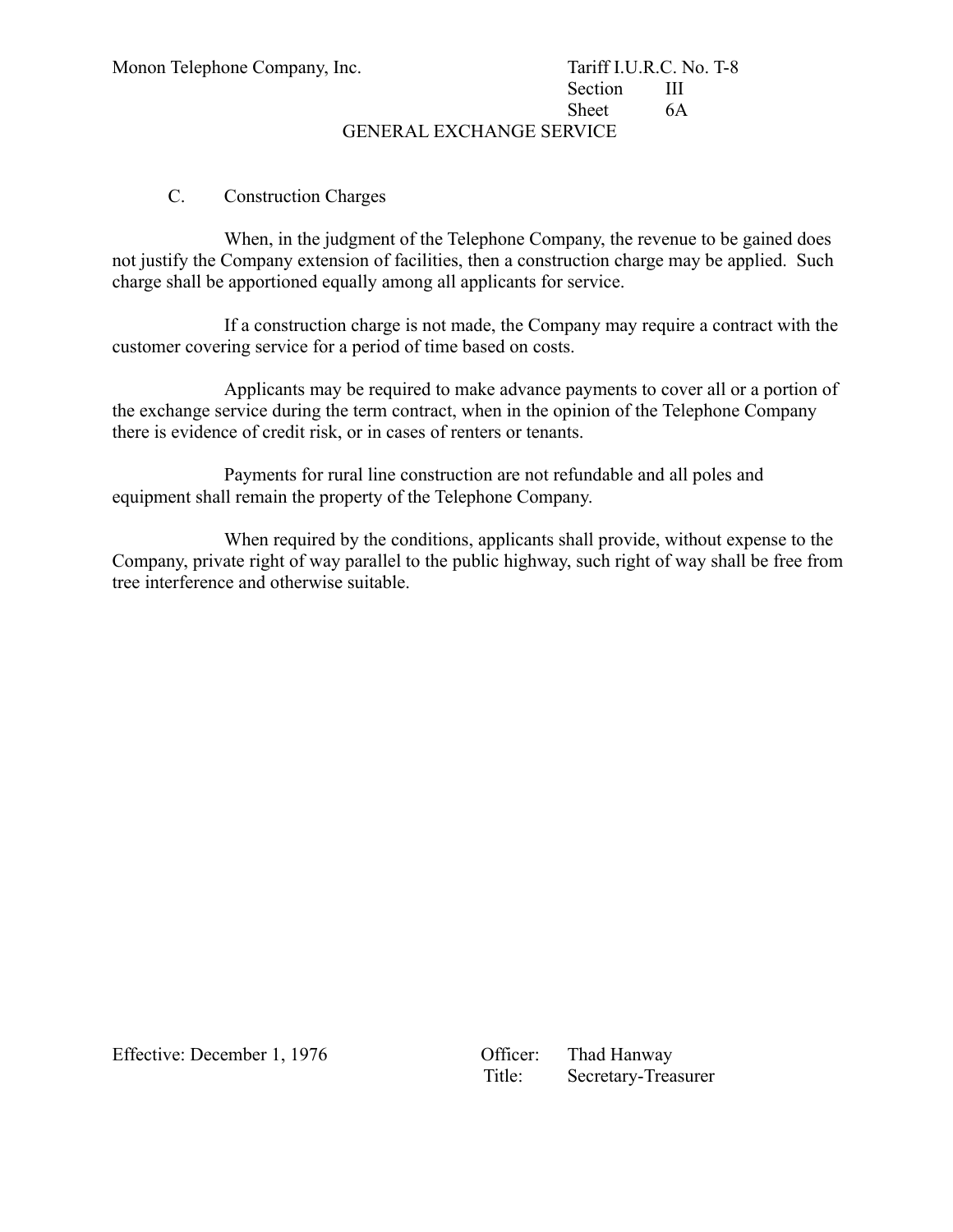# GENERAL EXCHANGE SERVICE

## C. Construction Charges

When, in the judgment of the Telephone Company, the revenue to be gained does not justify the Company extension of facilities, then a construction charge may be applied. Such charge shall be apportioned equally among all applicants for service.

If a construction charge is not made, the Company may require a contract with the customer covering service for a period of time based on costs.

Applicants may be required to make advance payments to cover all or a portion of the exchange service during the term contract, when in the opinion of the Telephone Company there is evidence of credit risk, or in cases of renters or tenants.

Payments for rural line construction are not refundable and all poles and equipment shall remain the property of the Telephone Company.

When required by the conditions, applicants shall provide, without expense to the Company, private right of way parallel to the public highway, such right of way shall be free from tree interference and otherwise suitable.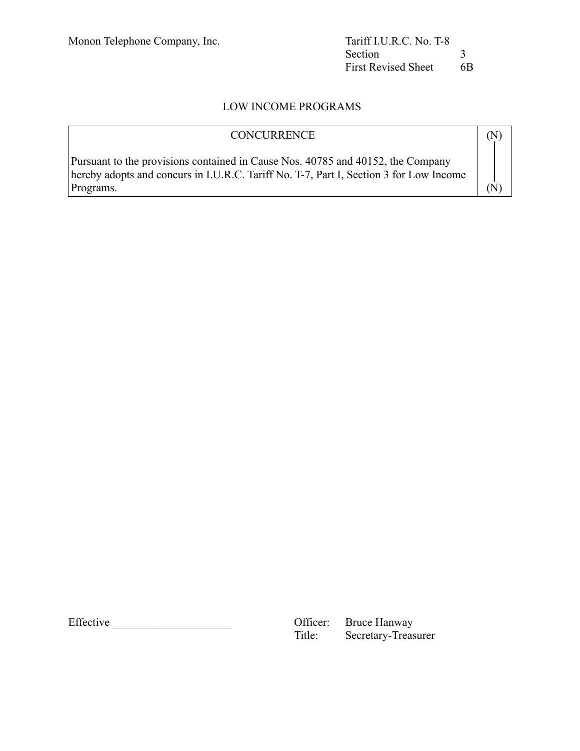Monon Telephone Company, Inc.

Tariff I.U.R.C. No. T-8
Section 3
First Revised Sheet 6B

## LOW INCOME PROGRAMS

| CONCURRENCE | (N) |
|---|---|
| Pursuant to the provisions contained in Cause Nos. 40785 and 40152, the Company hereby adopts and concurs in I.U.R.C. Tariff No. T-7, Part I, Section 3 for Low Income Programs. | (N) |

Effective ____________________

Officer: Bruce Hanway
Title: Secretary-Treasurer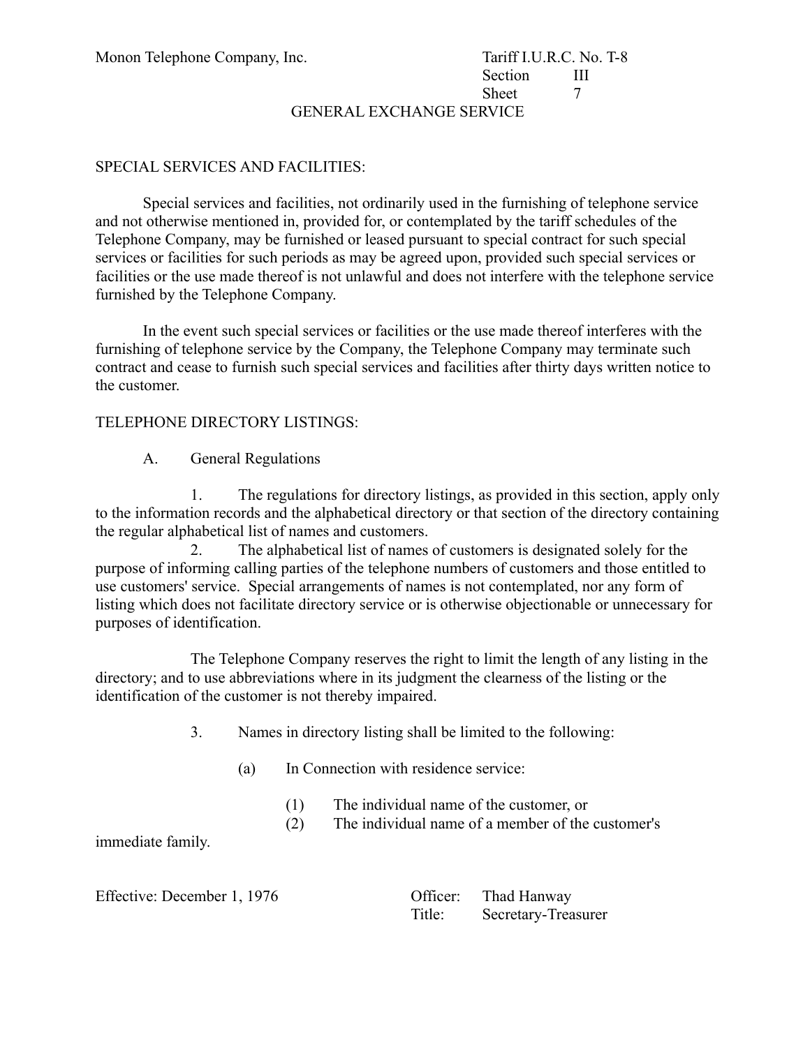GENERAL EXCHANGE SERVICE

## SPECIAL SERVICES AND FACILITIES:

Special services and facilities, not ordinarily used in the furnishing of telephone service and not otherwise mentioned in, provided for, or contemplated by the tariff schedules of the Telephone Company, may be furnished or leased pursuant to special contract for such special services or facilities for such periods as may be agreed upon, provided such special services or facilities or the use made thereof is not unlawful and does not interfere with the telephone service furnished by the Telephone Company.

In the event such special services or facilities or the use made thereof interferes with the furnishing of telephone service by the Company, the Telephone Company may terminate such contract and cease to furnish such special services and facilities after thirty days written notice to the customer.

## TELEPHONE DIRECTORY LISTINGS:

A. General Regulations

1. The regulations for directory listings, as provided in this section, apply only to the information records and the alphabetical directory or that section of the directory containing the regular alphabetical list of names and customers.

2. The alphabetical list of names of customers is designated solely for the purpose of informing calling parties of the telephone numbers of customers and those entitled to use customers' service. Special arrangements of names is not contemplated, nor any form of listing which does not facilitate directory service or is otherwise objectionable or unnecessary for purposes of identification.

The Telephone Company reserves the right to limit the length of any listing in the directory; and to use abbreviations where in its judgment the clearness of the listing or the identification of the customer is not thereby impaired.

3. Names in directory listing shall be limited to the following:

(a) In Connection with residence service:

(1) The individual name of the customer, or
(2) The individual name of a member of the customer's immediate family.

Effective: December 1, 1976

Officer: Thad Hanway
Title: Secretary-Treasurer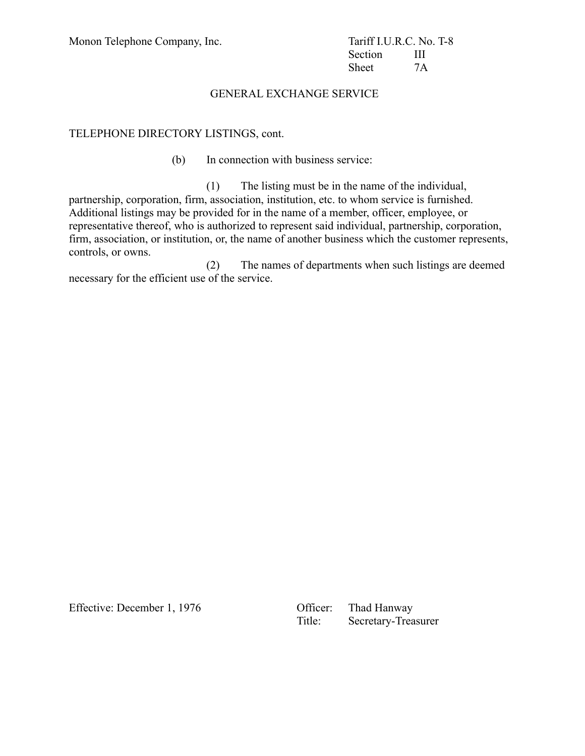## GENERAL EXCHANGE SERVICE

TELEPHONE DIRECTORY LISTINGS, cont.

(b) In connection with business service:

(1) The listing must be in the name of the individual, partnership, corporation, firm, association, institution, etc. to whom service is furnished. Additional listings may be provided for in the name of a member, officer, employee, or representative thereof, who is authorized to represent said individual, partnership, corporation, firm, association, or institution, or, the name of another business which the customer represents, controls, or owns.

(2) The names of departments when such listings are deemed necessary for the efficient use of the service.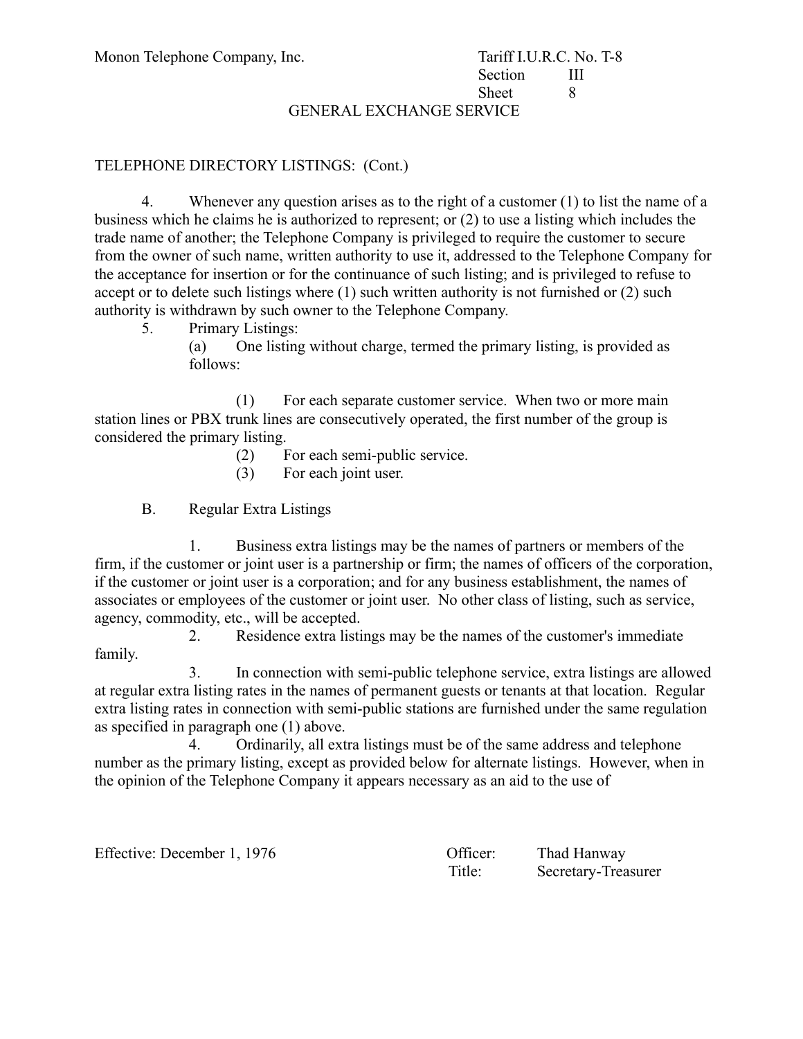Monon Telephone Company, Inc. Tariff I.U.R.C. No. T-8
Section III
Sheet 8

GENERAL EXCHANGE SERVICE

TELEPHONE DIRECTORY LISTINGS: (Cont.)

4. Whenever any question arises as to the right of a customer (1) to list the name of a business which he claims he is authorized to represent; or (2) to use a listing which includes the trade name of another; the Telephone Company is privileged to require the customer to secure from the owner of such name, written authority to use it, addressed to the Telephone Company for the acceptance for insertion or for the continuance of such listing; and is privileged to refuse to accept or to delete such listings where (1) such written authority is not furnished or (2) such authority is withdrawn by such owner to the Telephone Company.

5. Primary Listings:

(a) One listing without charge, termed the primary listing, is provided as follows:

(1) For each separate customer service. When two or more main station lines or PBX trunk lines are consecutively operated, the first number of the group is considered the primary listing.

(2) For each semi-public service.

(3) For each joint user.

B. Regular Extra Listings

1. Business extra listings may be the names of partners or members of the firm, if the customer or joint user is a partnership or firm; the names of officers of the corporation, if the customer or joint user is a corporation; and for any business establishment, the names of associates or employees of the customer or joint user. No other class of listing, such as service, agency, commodity, etc., will be accepted.

2. Residence extra listings may be the names of the customer's immediate family.

3. In connection with semi-public telephone service, extra listings are allowed at regular extra listing rates in the names of permanent guests or tenants at that location. Regular extra listing rates in connection with semi-public stations are furnished under the same regulation as specified in paragraph one (1) above.

4. Ordinarily, all extra listings must be of the same address and telephone number as the primary listing, except as provided below for alternate listings. However, when in the opinion of the Telephone Company it appears necessary as an aid to the use of

Effective: December 1, 1976

Officer: Thad Hanway
Title: Secretary-Treasurer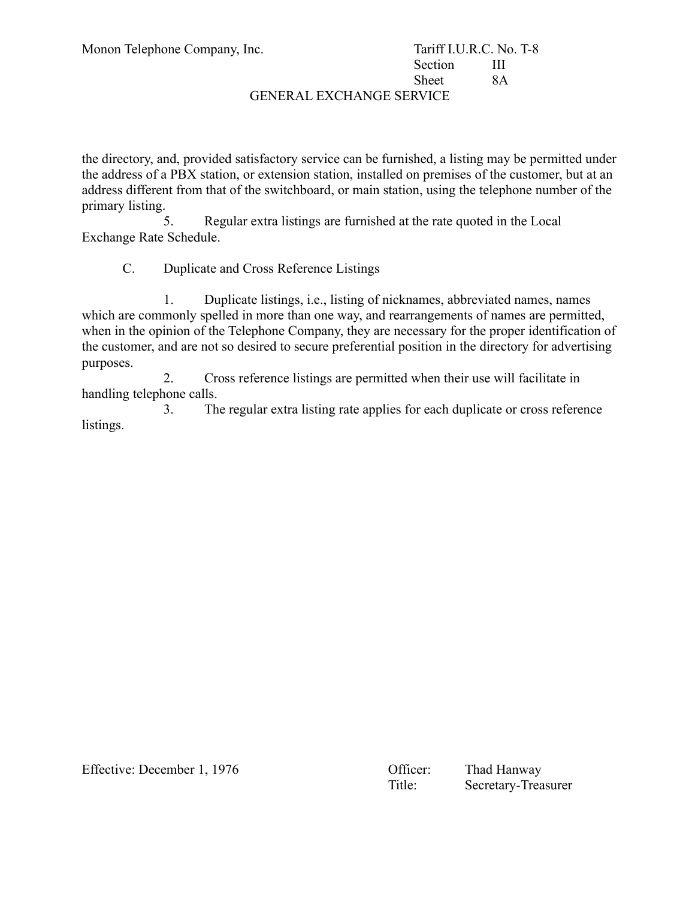the directory, and, provided satisfactory service can be furnished, a listing may be permitted under the address of a PBX station, or extension station, installed on premises of the customer, but at an address different from that of the switchboard, or main station, using the telephone number of the primary listing.

5. Regular extra listings are furnished at the rate quoted in the Local Exchange Rate Schedule.

C. Duplicate and Cross Reference Listings

1. Duplicate listings, i.e., listing of nicknames, abbreviated names, names which are commonly spelled in more than one way, and rearrangements of names are permitted, when in the opinion of the Telephone Company, they are necessary for the proper identification of the customer, and are not so desired to secure preferential position in the directory for advertising purposes.

2. Cross reference listings are permitted when their use will facilitate in handling telephone calls.

3. The regular extra listing rate applies for each duplicate or cross reference listings.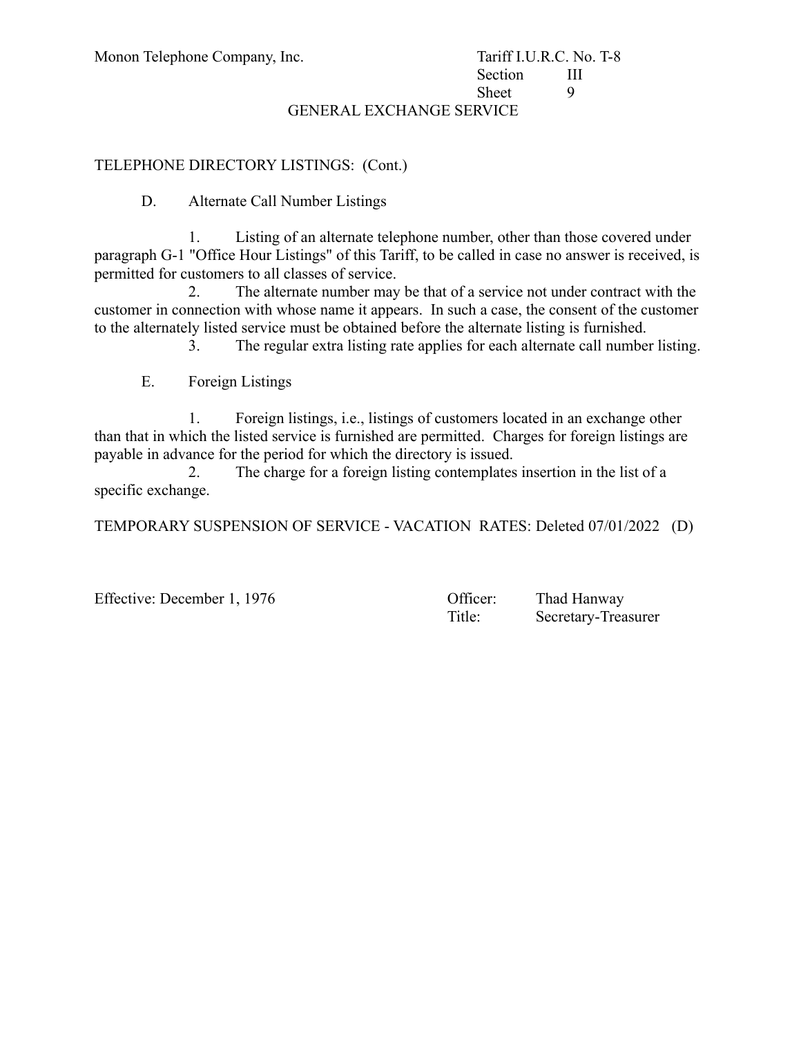Monon Telephone Company, Inc. — Tariff I.U.R.C. No. T-8, Section III, Sheet 9

GENERAL EXCHANGE SERVICE

TELEPHONE DIRECTORY LISTINGS: (Cont.)

D. Alternate Call Number Listings

1. Listing of an alternate telephone number, other than those covered under paragraph G-1 "Office Hour Listings" of this Tariff, to be called in case no answer is received, is permitted for customers to all classes of service.

2. The alternate number may be that of a service not under contract with the customer in connection with whose name it appears. In such a case, the consent of the customer to the alternately listed service must be obtained before the alternate listing is furnished.

3. The regular extra listing rate applies for each alternate call number listing.

E. Foreign Listings

1. Foreign listings, i.e., listings of customers located in an exchange other than that in which the listed service is furnished are permitted. Charges for foreign listings are payable in advance for the period for which the directory is issued.

2. The charge for a foreign listing contemplates insertion in the list of a specific exchange.

TEMPORARY SUSPENSION OF SERVICE - VACATION RATES: Deleted 07/01/2022 (D)

Effective: December 1, 1976

Officer: Thad Hanway
Title: Secretary-Treasurer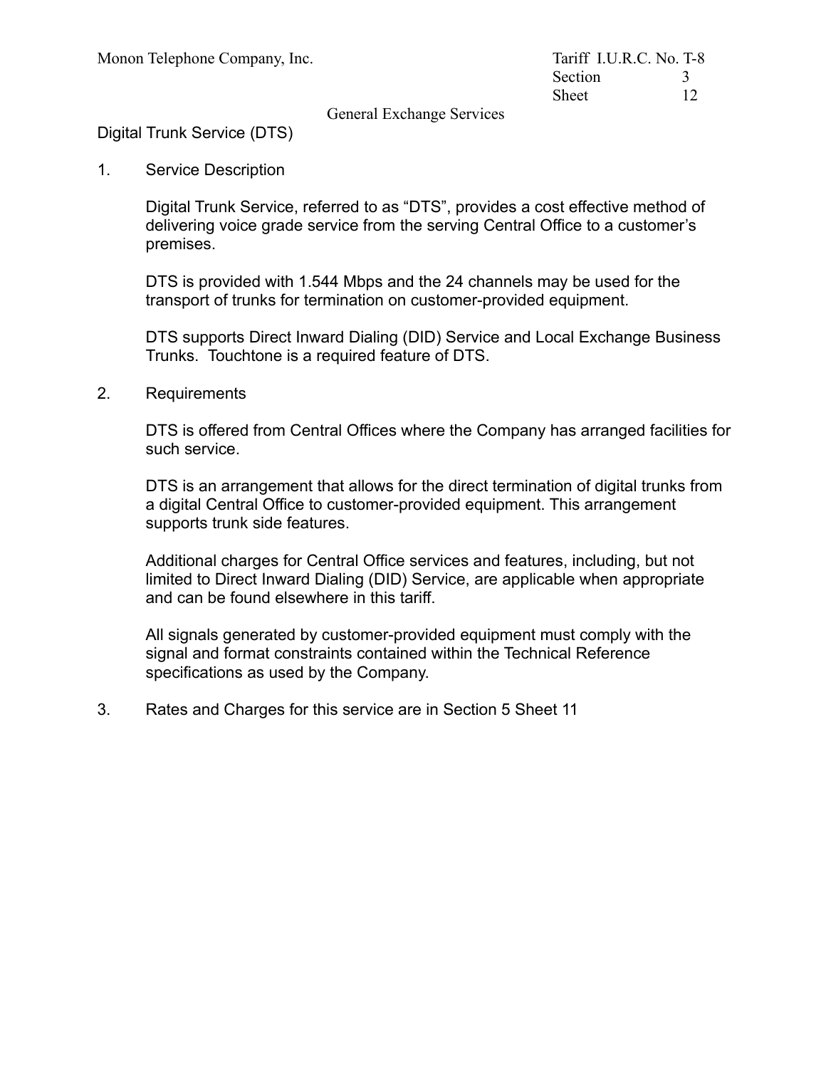Monon Telephone Company, Inc.

Tariff I.U.R.C. No. T-8
Section 3
Sheet 12

General Exchange Services

## Digital Trunk Service (DTS)

1. Service Description

   Digital Trunk Service, referred to as “DTS”, provides a cost effective method of delivering voice grade service from the serving Central Office to a customer’s premises.

   DTS is provided with 1.544 Mbps and the 24 channels may be used for the transport of trunks for termination on customer-provided equipment.

   DTS supports Direct Inward Dialing (DID) Service and Local Exchange Business Trunks. Touchtone is a required feature of DTS.

2. Requirements

   DTS is offered from Central Offices where the Company has arranged facilities for such service.

   DTS is an arrangement that allows for the direct termination of digital trunks from a digital Central Office to customer-provided equipment. This arrangement supports trunk side features.

   Additional charges for Central Office services and features, including, but not limited to Direct Inward Dialing (DID) Service, are applicable when appropriate and can be found elsewhere in this tariff.

   All signals generated by customer-provided equipment must comply with the signal and format constraints contained within the Technical Reference specifications as used by the Company.

3. Rates and Charges for this service are in Section 5 Sheet 11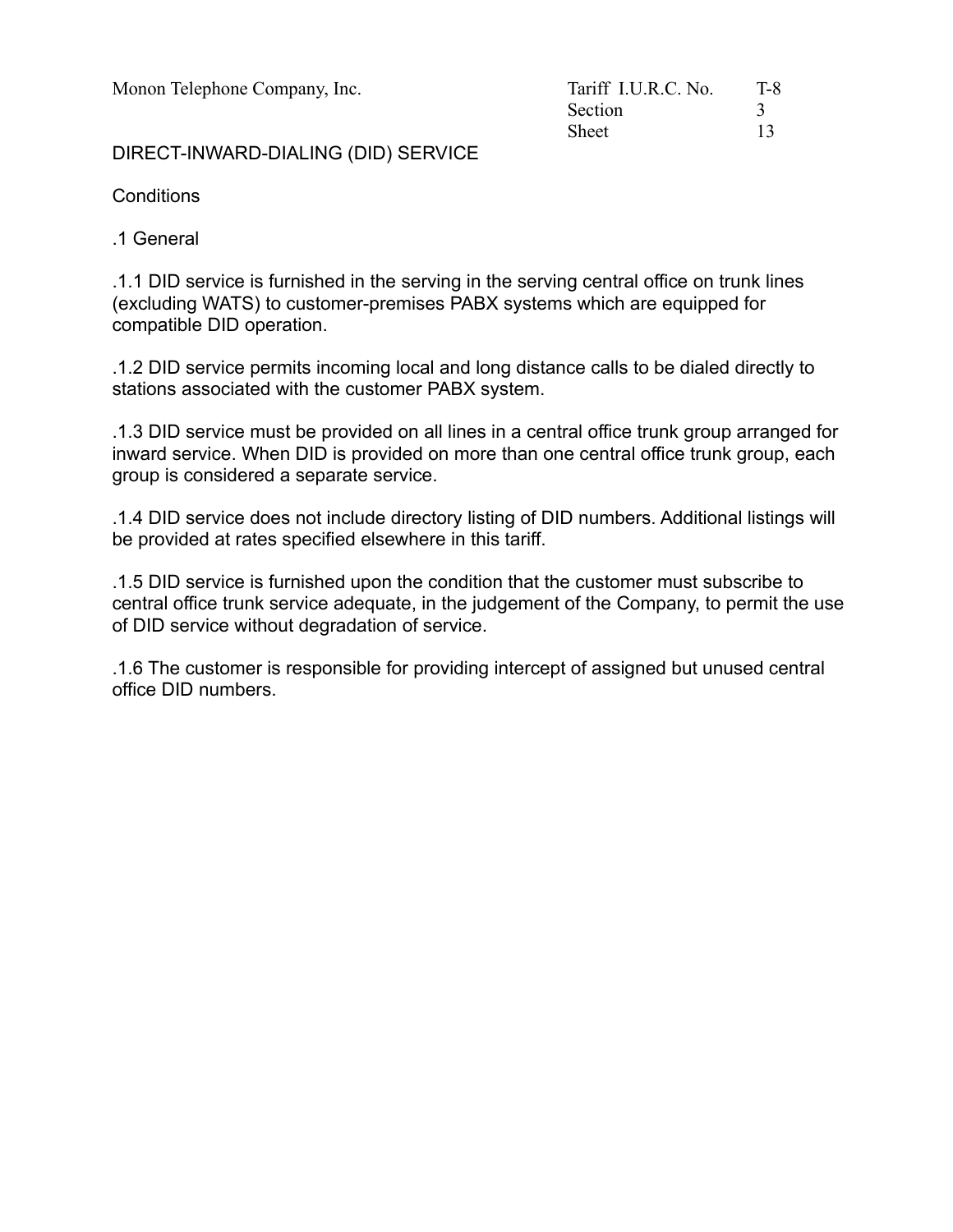Monon Telephone Company, Inc.

Tariff I.U.R.C. No. T-8
Section 3
Sheet 13

# DIRECT-INWARD-DIALING (DID) SERVICE

## Conditions

### .1 General

.1.1 DID service is furnished in the serving in the serving central office on trunk lines (excluding WATS) to customer-premises PABX systems which are equipped for compatible DID operation.

.1.2 DID service permits incoming local and long distance calls to be dialed directly to stations associated with the customer PABX system.

.1.3 DID service must be provided on all lines in a central office trunk group arranged for inward service. When DID is provided on more than one central office trunk group, each group is considered a separate service.

.1.4 DID service does not include directory listing of DID numbers. Additional listings will be provided at rates specified elsewhere in this tariff.

.1.5 DID service is furnished upon the condition that the customer must subscribe to central office trunk service adequate, in the judgement of the Company, to permit the use of DID service without degradation of service.

.1.6 The customer is responsible for providing intercept of assigned but unused central office DID numbers.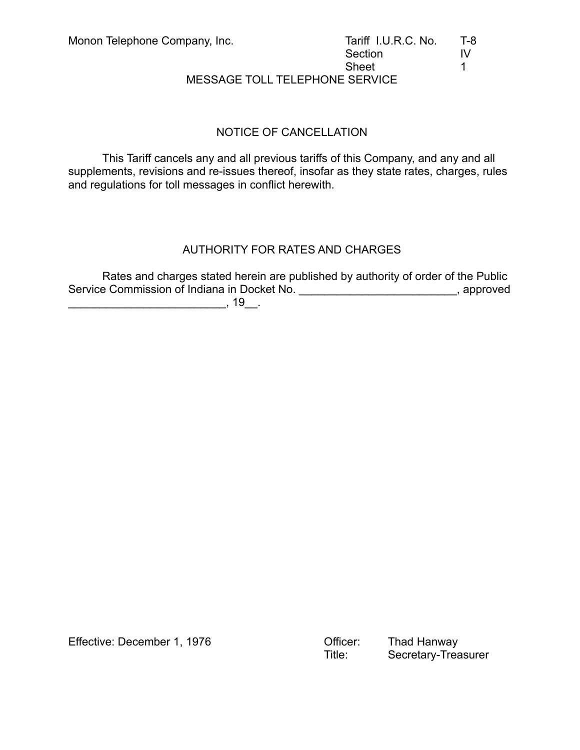Monon Telephone Company, Inc.

Tariff I.U.R.C. No. T-8
Section IV
Sheet 1

MESSAGE TOLL TELEPHONE SERVICE

## NOTICE OF CANCELLATION

This Tariff cancels any and all previous tariffs of this Company, and any and all supplements, revisions and re-issues thereof, insofar as they state rates, charges, rules and regulations for toll messages in conflict herewith.

## AUTHORITY FOR RATES AND CHARGES

Rates and charges stated herein are published by authority of order of the Public Service Commission of Indiana in Docket No. _________________________, approved _________________________, 19__.

Effective: December 1, 1976

Officer: Thad Hanway
Title: Secretary-Treasurer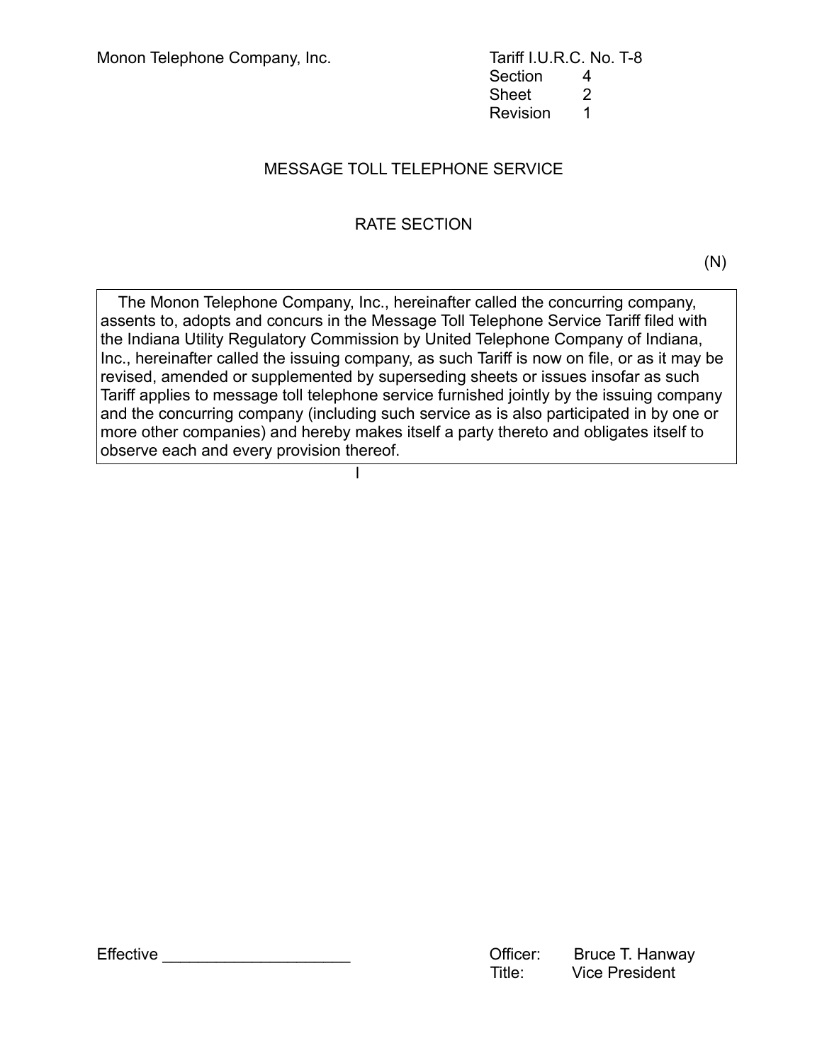Monon Telephone Company, Inc.

Tariff I.U.R.C. No. T-8
Section 4
Sheet 2
Revision 1

## MESSAGE TOLL TELEPHONE SERVICE

## RATE SECTION

(N)

The Monon Telephone Company, Inc., hereinafter called the concurring company, assents to, adopts and concurs in the Message Toll Telephone Service Tariff filed with the Indiana Utility Regulatory Commission by United Telephone Company of Indiana, Inc., hereinafter called the issuing company, as such Tariff is now on file, or as it may be revised, amended or supplemented by superseding sheets or issues insofar as such Tariff applies to message toll telephone service furnished jointly by the issuing company and the concurring company (including such service as is also participated in by one or more other companies) and hereby makes itself a party thereto and obligates itself to observe each and every provision thereof.

Effective ____________________

Officer: Bruce T. Hanway
Title: Vice President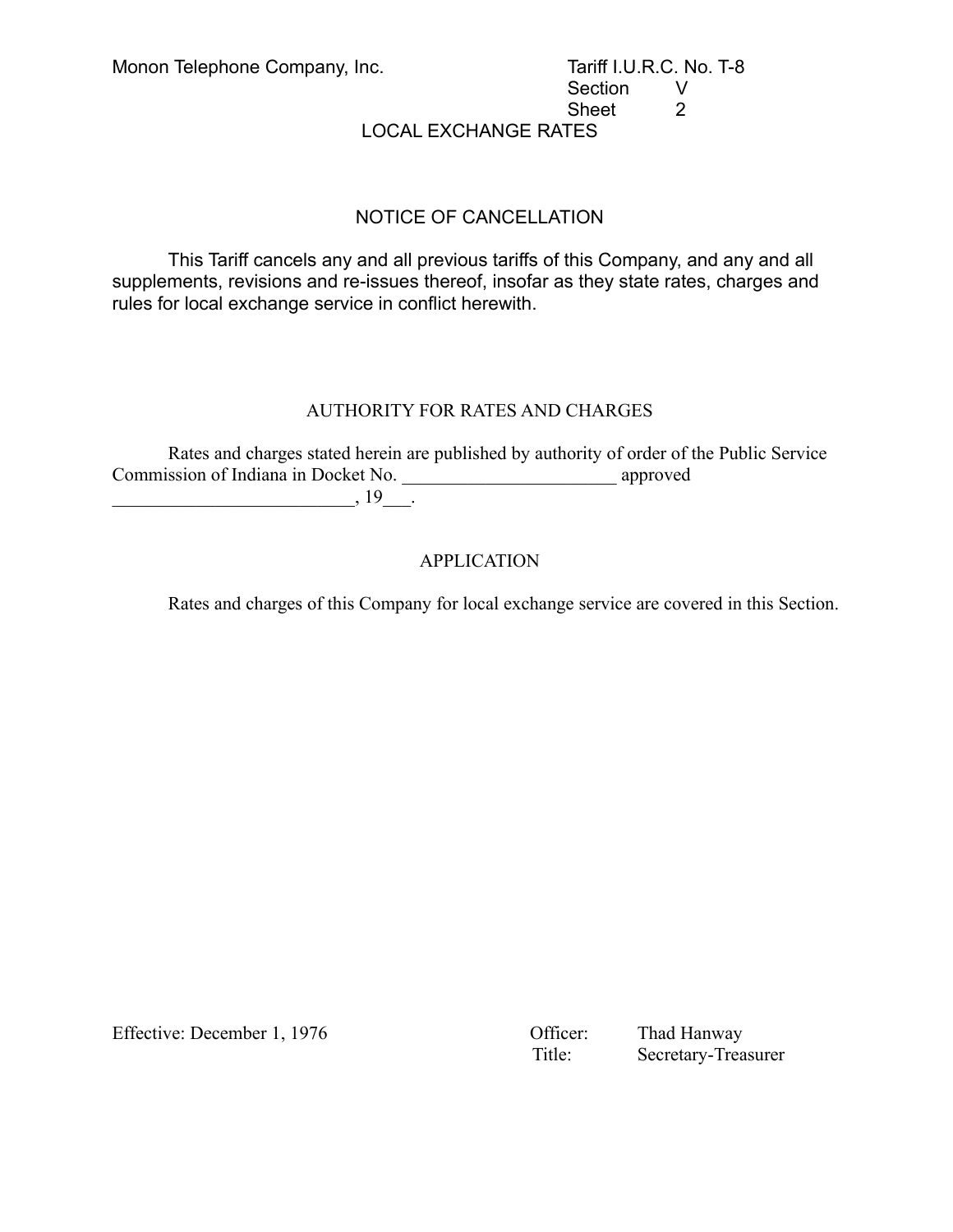Monon Telephone Company, Inc.

Tariff I.U.R.C. No. T-8
Section V
Sheet 2

LOCAL EXCHANGE RATES

## NOTICE OF CANCELLATION

This Tariff cancels any and all previous tariffs of this Company, and any and all supplements, revisions and re-issues thereof, insofar as they state rates, charges and rules for local exchange service in conflict herewith.

## AUTHORITY FOR RATES AND CHARGES

Rates and charges stated herein are published by authority of order of the Public Service Commission of Indiana in Docket No. _______________________ approved __________________________, 19___.

## APPLICATION

Rates and charges of this Company for local exchange service are covered in this Section.

Effective: December 1, 1976

Officer: Thad Hanway
Title: Secretary-Treasurer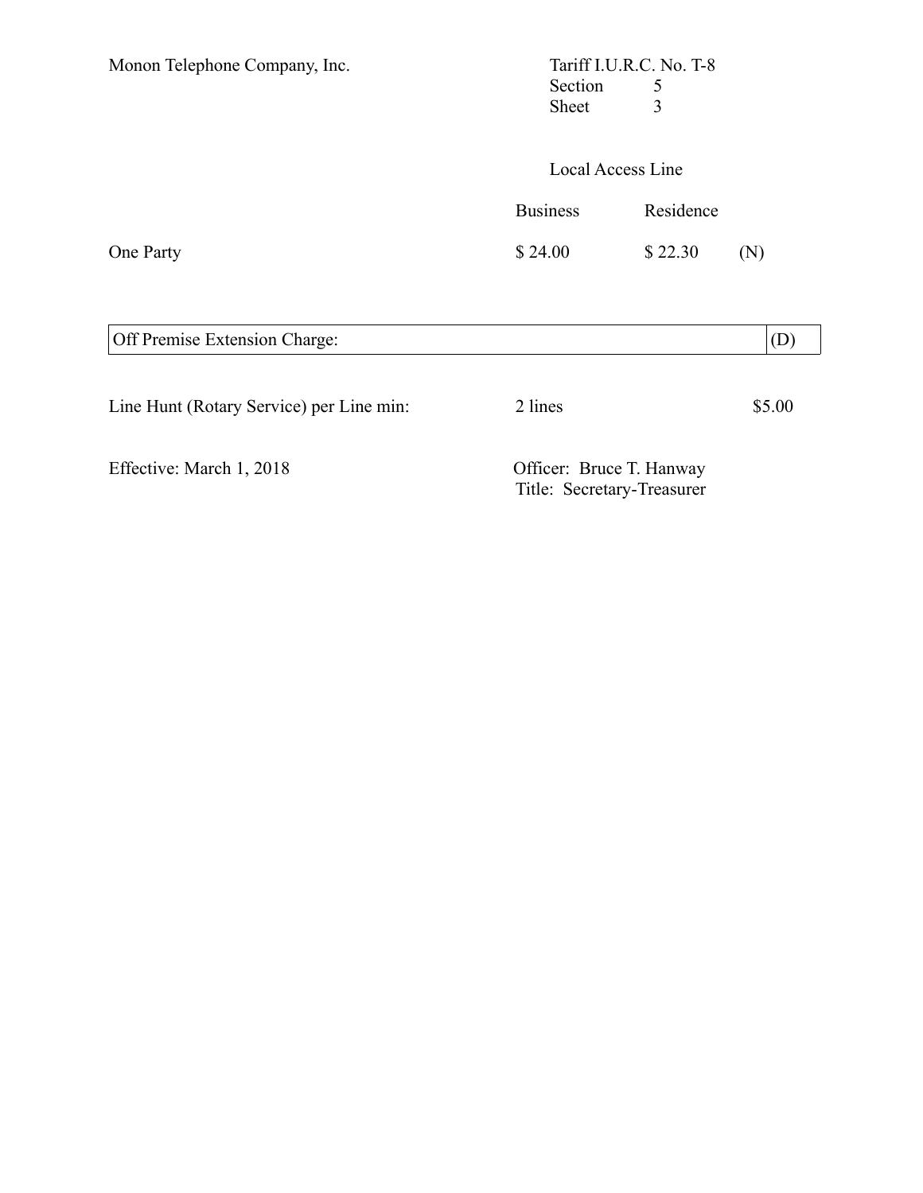Monon Telephone Company, Inc.

Tariff I.U.R.C. No. T-8
Section 5
Sheet 3

Local Access Line

| | Business | Residence | |
|---|---|---|---|
| One Party | $ 24.00 | $ 22.30 | (N) |

| Off Premise Extension Charge: | (D) |
|---|---|

| Line Hunt (Rotary Service) per Line min: | 2 lines | $5.00 |
|---|---|---|

Effective: March 1, 2018

Officer: Bruce T. Hanway
Title: Secretary-Treasurer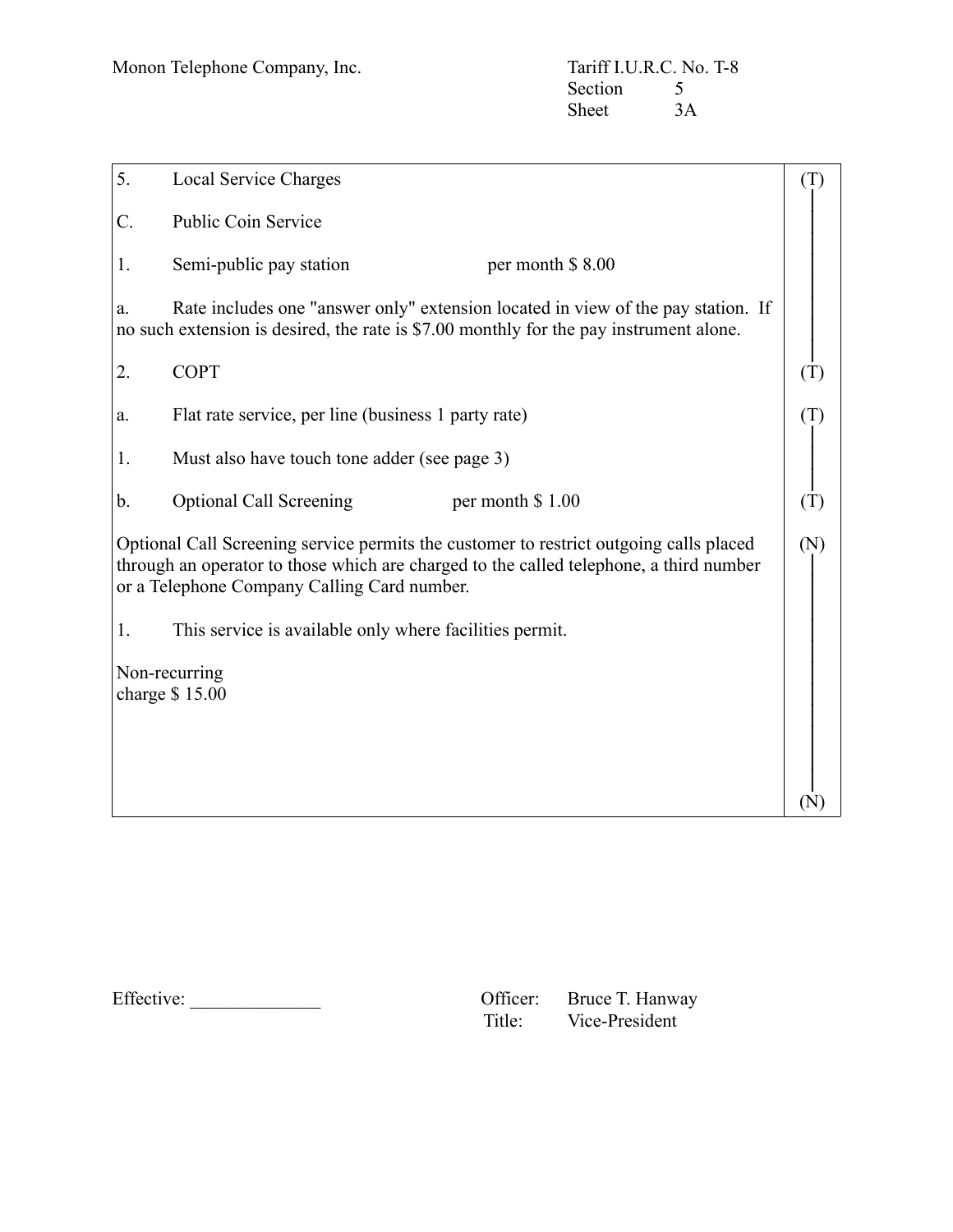Monon Telephone Company, Inc.

Tariff I.U.R.C. No. T-8
Section 5
Sheet 3A

5. Local Service Charges (T)

C. Public Coin Service

1. Semi-public pay station per month $ 8.00

a. Rate includes one "answer only" extension located in view of the pay station. If no such extension is desired, the rate is $7.00 monthly for the pay instrument alone.

2. COPT (T)

a. Flat rate service, per line (business 1 party rate) (T)

1. Must also have touch tone adder (see page 3)

b. Optional Call Screening per month $ 1.00 (T)

Optional Call Screening service permits the customer to restrict outgoing calls placed through an operator to those which are charged to the called telephone, a third number or a Telephone Company Calling Card number. (N)

1. This service is available only where facilities permit.

Non-recurring
charge $ 15.00

(N)

Effective: ______________

Officer: Bruce T. Hanway
Title: Vice-President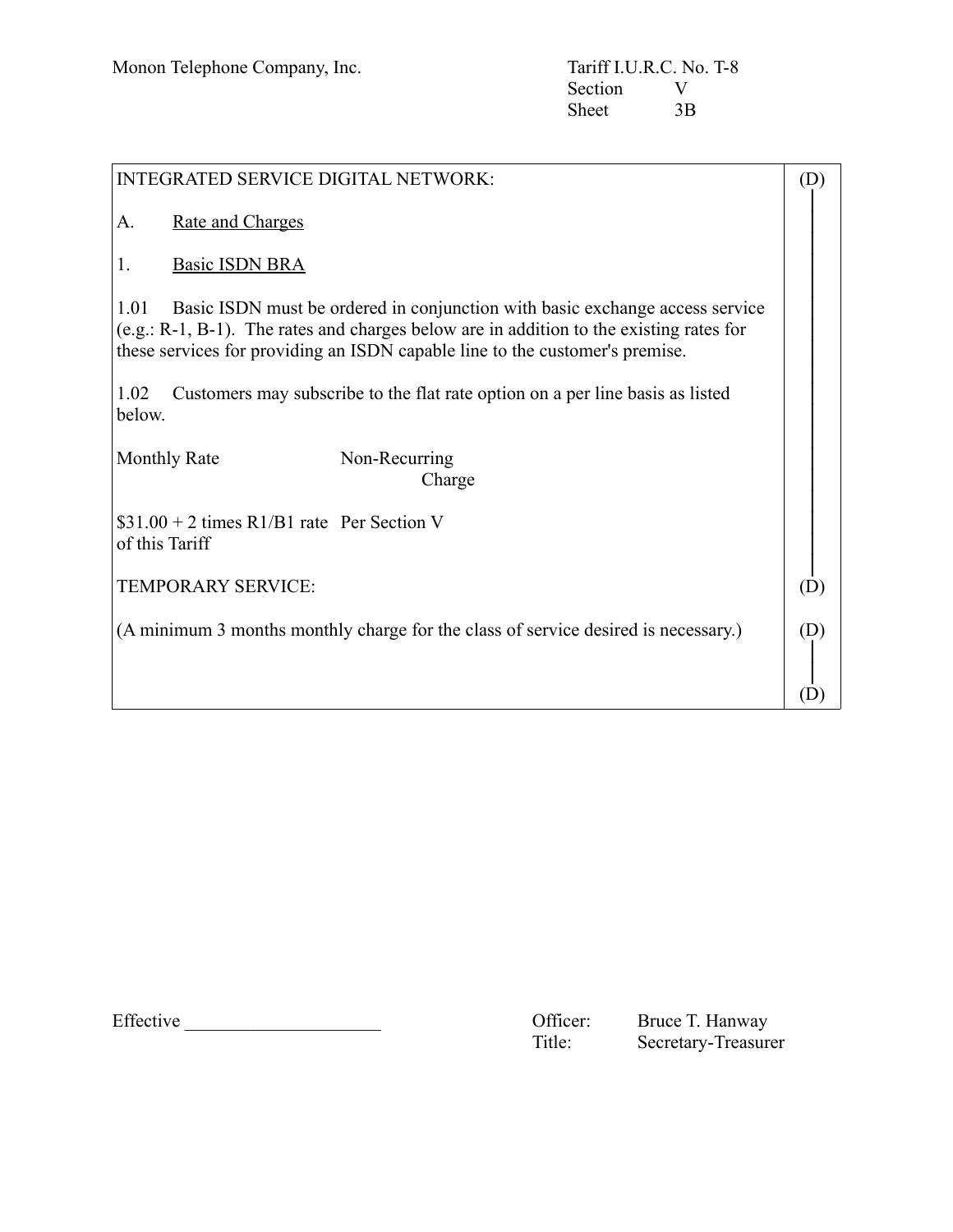Monon Telephone Company, Inc.

Tariff I.U.R.C. No. T-8
Section V
Sheet 3B

INTEGRATED SERVICE DIGITAL NETWORK: (D)

A. Rate and Charges

1. Basic ISDN BRA

1.01 Basic ISDN must be ordered in conjunction with basic exchange access service (e.g.: R-1, B-1). The rates and charges below are in addition to the existing rates for these services for providing an ISDN capable line to the customer's premise.

1.02 Customers may subscribe to the flat rate option on a per line basis as listed below.

| Monthly Rate | Non-Recurring Charge |
|---|---|
| \$31.00 + 2 times R1/B1 rate | Per Section V of this Tariff |

TEMPORARY SERVICE: (D)

(A minimum 3 months monthly charge for the class of service desired is necessary.) (D)

(D)

Effective ____________________

Officer: Bruce T. Hanway
Title: Secretary-Treasurer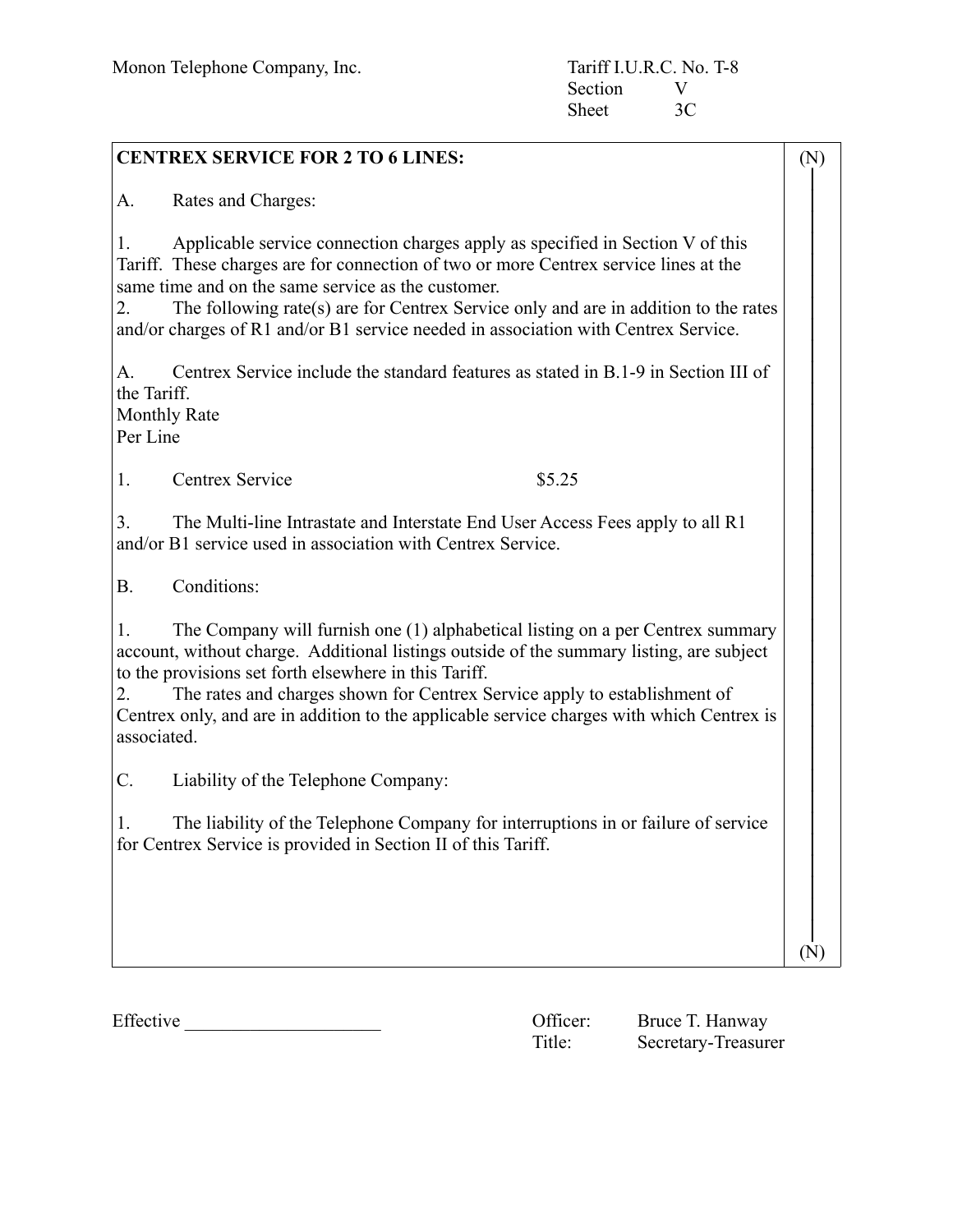Monon Telephone Company, Inc.

Tariff I.U.R.C. No. T-8
Section V
Sheet 3C

(N)

**CENTREX SERVICE FOR 2 TO 6 LINES:**

A. Rates and Charges:

1. Applicable service connection charges apply as specified in Section V of this Tariff. These charges are for connection of two or more Centrex service lines at the same time and on the same service as the customer.
2. The following rate(s) are for Centrex Service only and are in addition to the rates and/or charges of R1 and/or B1 service needed in association with Centrex Service.

A. Centrex Service include the standard features as stated in B.1-9 in Section III of the Tariff.

Monthly Rate
Per Line

1. Centrex Service $5.25

3. The Multi-line Intrastate and Interstate End User Access Fees apply to all R1 and/or B1 service used in association with Centrex Service.

B. Conditions:

1. The Company will furnish one (1) alphabetical listing on a per Centrex summary account, without charge. Additional listings outside of the summary listing, are subject to the provisions set forth elsewhere in this Tariff.
2. The rates and charges shown for Centrex Service apply to establishment of Centrex only, and are in addition to the applicable service charges with which Centrex is associated.

C. Liability of the Telephone Company:

1. The liability of the Telephone Company for interruptions in or failure of service for Centrex Service is provided in Section II of this Tariff.

(N)

Effective ____________________

Officer: Bruce T. Hanway
Title: Secretary-Treasurer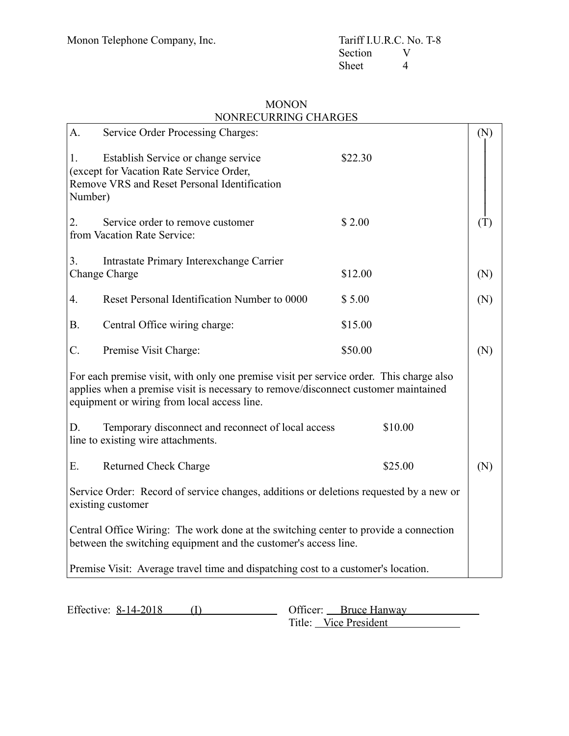Monon Telephone Company, Inc.

Tariff I.U.R.C. No. T-8
Section V
Sheet 4

## MONON
## NONRECURRING CHARGES

| | | | |
|---|---|---|---|
| A. Service Order Processing Charges: | | | (N) |
| 1. Establish Service or change service (except for Vacation Rate Service Order, Remove VRS and Reset Personal Identification Number) | $22.30 | | |
| 2. Service order to remove customer from Vacation Rate Service: | $ 2.00 | | (T) |
| 3. Intrastate Primary Interexchange Carrier Change Charge | $12.00 | | (N) |
| 4. Reset Personal Identification Number to 0000 | $ 5.00 | | (N) |
| B. Central Office wiring charge: | $15.00 | | |
| C. Premise Visit Charge: | $50.00 | | (N) |

For each premise visit, with only one premise visit per service order. This charge also applies when a premise visit is necessary to remove/disconnect customer maintained equipment or wiring from local access line.

| | | | |
|---|---|---|---|
| D. Temporary disconnect and reconnect of local access line to existing wire attachments. | | $10.00 | |
| E. Returned Check Charge | | $25.00 | (N) |

Service Order: Record of service changes, additions or deletions requested by a new or existing customer

Central Office Wiring: The work done at the switching center to provide a connection between the switching equipment and the customer's access line.

Premise Visit: Average travel time and dispatching cost to a customer's location.

Effective: 8-14-2018 (I)

Officer: Bruce Hanway
Title: Vice President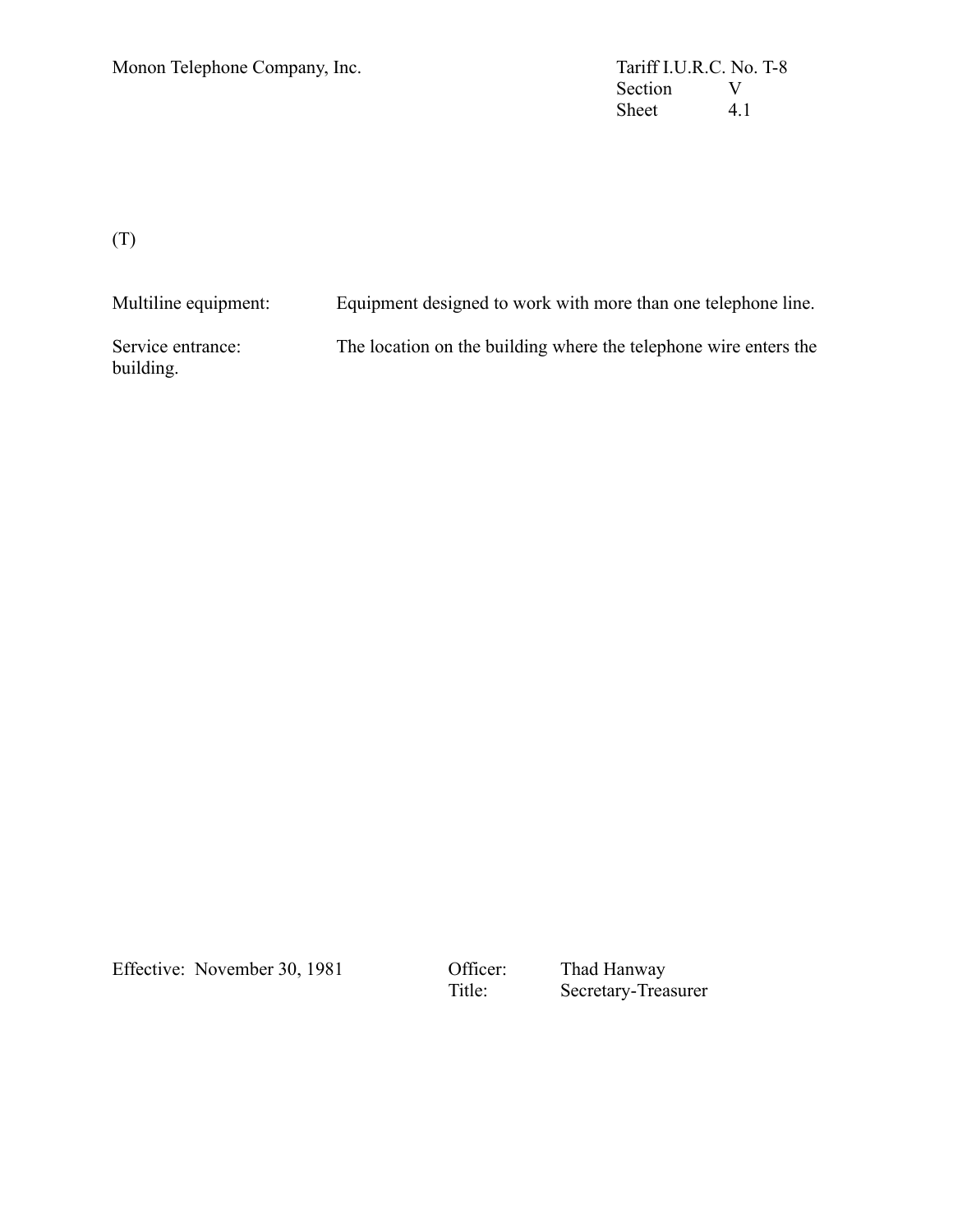(T)

Multiline equipment: Equipment designed to work with more than one telephone line.

Service entrance: The location on the building where the telephone wire enters the building.

Effective: November 30, 1981

Officer: Thad Hanway
Title: Secretary-Treasurer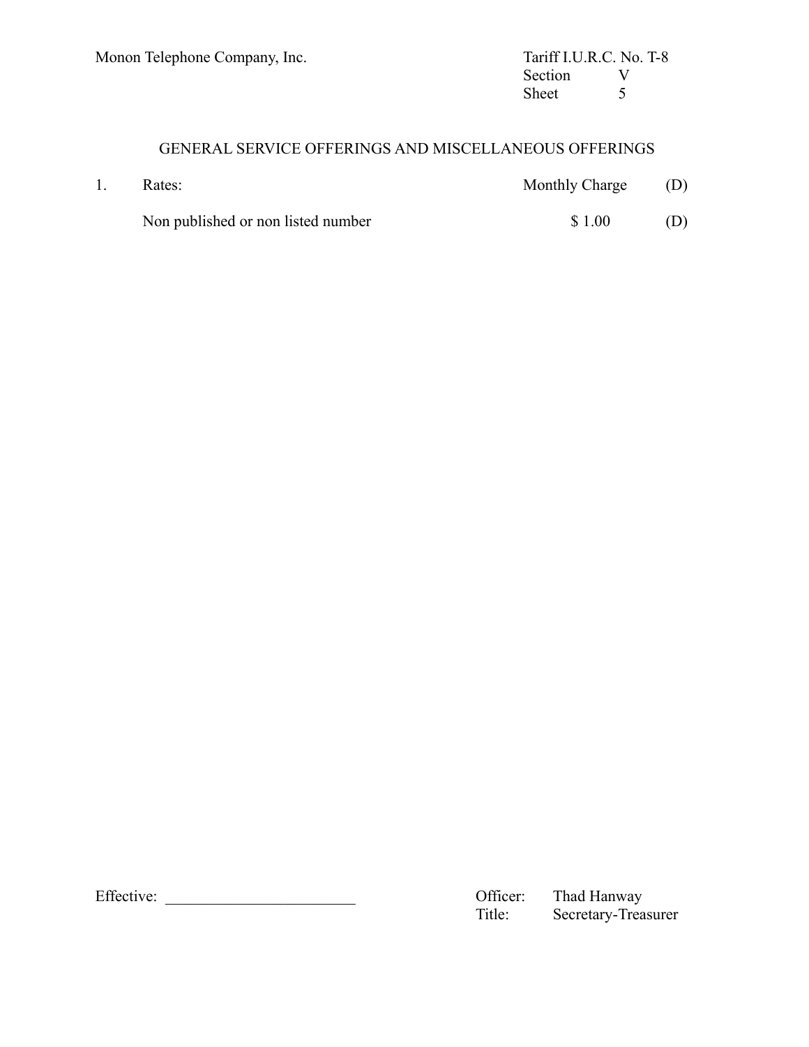Monon Telephone Company, Inc.

Tariff I.U.R.C. No. T-8
Section V
Sheet 5

## GENERAL SERVICE OFFERINGS AND MISCELLANEOUS OFFERINGS

| 1. | Rates: | Monthly Charge | (D) |
| --- | --- | --- | --- |
| | Non published or non listed number | $ 1.00 | (D) |

Effective: ________________________

Officer: Thad Hanway
Title: Secretary-Treasurer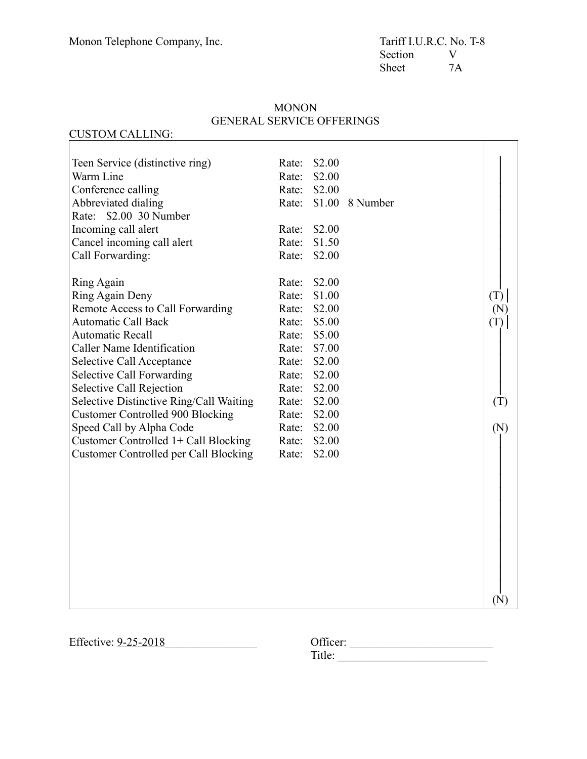Monon Telephone Company, Inc.

Tariff I.U.R.C. No. T-8
Section V
Sheet 7A

# MONON
## GENERAL SERVICE OFFERINGS

CUSTOM CALLING:

| Service | Rate | | Note |
|---|---|---|---|
| Teen Service (distinctive ring) | Rate: $2.00 | | |
| Warm Line | Rate: $2.00 | | |
| Conference calling | Rate: $2.00 | | |
| Abbreviated dialing | Rate: $1.00 | 8 Number | |
| Rate: $2.00 30 Number | | | |
| Incoming call alert | Rate: $2.00 | | |
| Cancel incoming call alert | Rate: $1.50 | | |
| Call Forwarding: | Rate: $2.00 | | |
| Ring Again | Rate: $2.00 | | |
| Ring Again Deny | Rate: $1.00 | | (T) |
| Remote Access to Call Forwarding | Rate: $2.00 | | (N) |
| Automatic Call Back | Rate: $5.00 | | (T) |
| Automatic Recall | Rate: $5.00 | | |
| Caller Name Identification | Rate: $7.00 | | |
| Selective Call Acceptance | Rate: $2.00 | | |
| Selective Call Forwarding | Rate: $2.00 | | |
| Selective Call Rejection | Rate: $2.00 | | |
| Selective Distinctive Ring/Call Waiting | Rate: $2.00 | | (T) |
| Customer Controlled 900 Blocking | Rate: $2.00 | | |
| Speed Call by Alpha Code | Rate: $2.00 | | (N) |
| Customer Controlled 1+ Call Blocking | Rate: $2.00 | | |
| Customer Controlled per Call Blocking | Rate: $2.00 | | |
| | | | (N) |

Effective: 9-25-2018

Officer: ________________________
Title: ________________________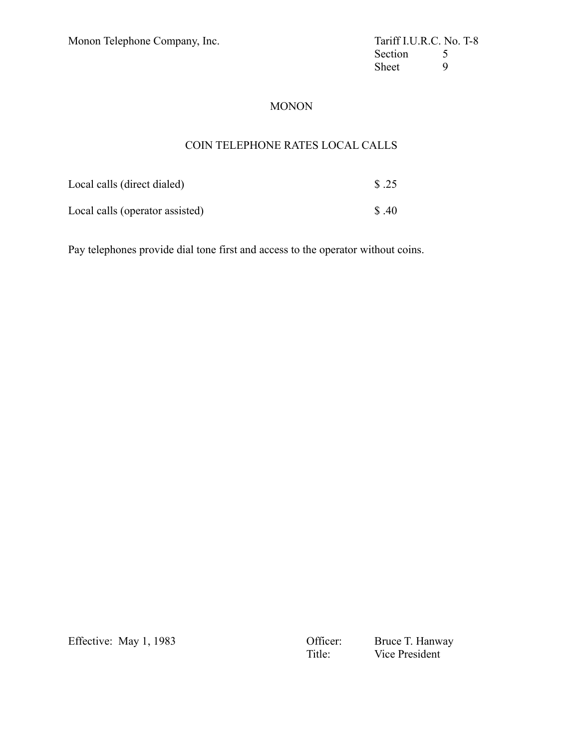Monon Telephone Company, Inc.

Tariff I.U.R.C. No. T-8
Section 5
Sheet 9

# MONON

## COIN TELEPHONE RATES LOCAL CALLS

| | |
|---|---|
| Local calls (direct dialed) | $ .25 |
| Local calls (operator assisted) | $ .40 |

Pay telephones provide dial tone first and access to the operator without coins.

Effective: May 1, 1983

Officer: Bruce T. Hanway
Title: Vice President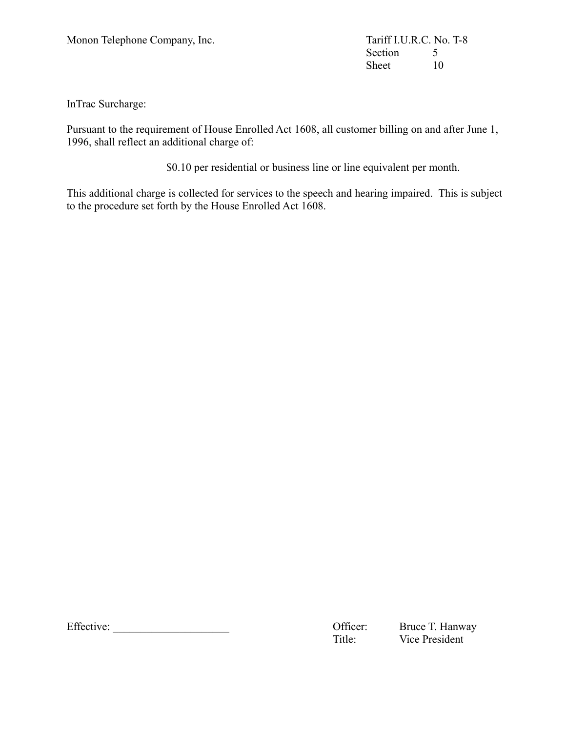Monon Telephone Company, Inc.

Tariff I.U.R.C. No. T-8
Section 5
Sheet 10

InTrac Surcharge:

Pursuant to the requirement of House Enrolled Act 1608, all customer billing on and after June 1, 1996, shall reflect an additional charge of:

$0.10 per residential or business line or line equivalent per month.

This additional charge is collected for services to the speech and hearing impaired. This is subject to the procedure set forth by the House Enrolled Act 1608.

Effective: ____________________

Officer: Bruce T. Hanway
Title: Vice President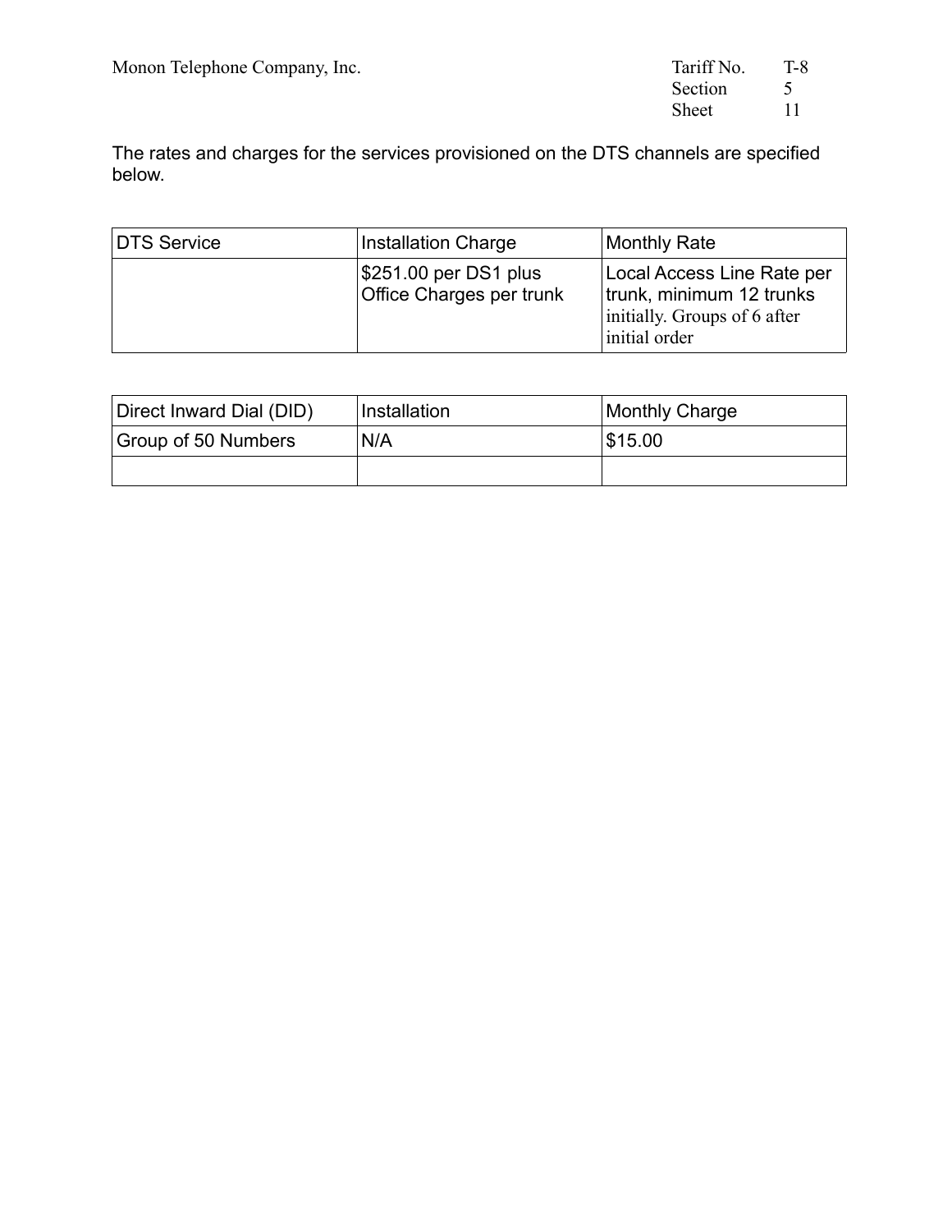The rates and charges for the services provisioned on the DTS channels are specified below.

| DTS Service | Installation Charge | Monthly Rate |
|---|---|---|
| | $251.00 per DS1 plus Office Charges per trunk | Local Access Line Rate per trunk, minimum 12 trunks initially. Groups of 6 after initial order |

| Direct Inward Dial (DID) | Installation | Monthly Charge |
|---|---|---|
| Group of 50 Numbers | N/A | $15.00 |
| | | |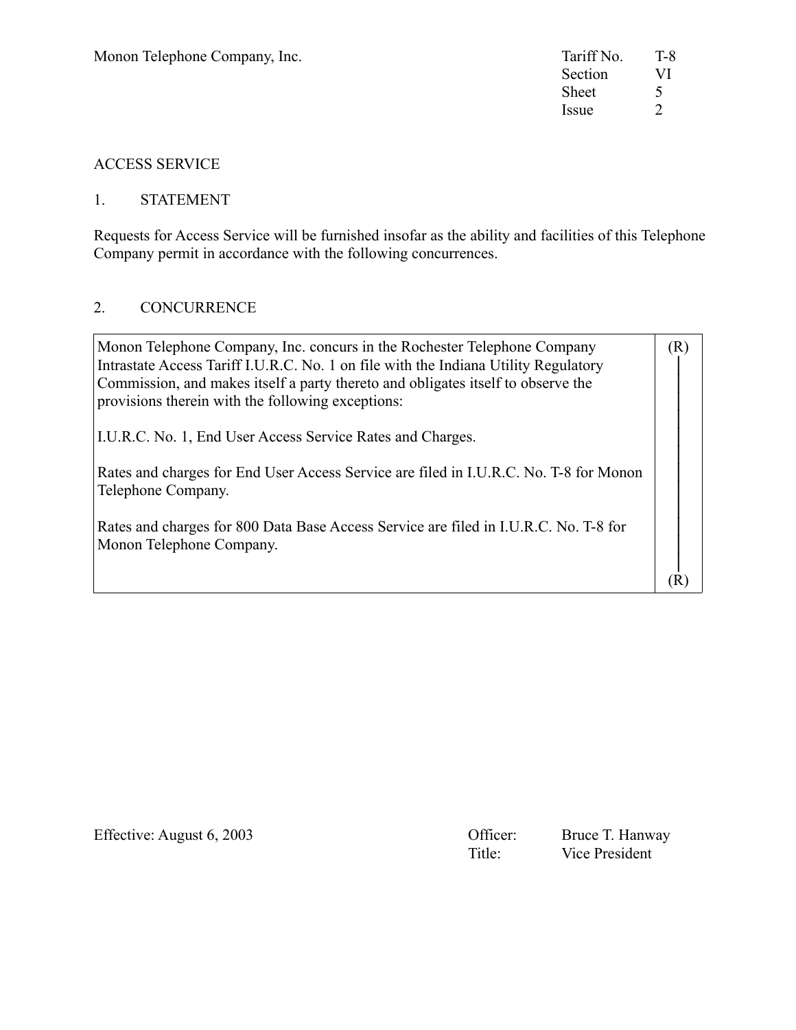Monon Telephone Company, Inc.

Tariff No. T-8
Section VI
Sheet 5
Issue 2

ACCESS SERVICE

1. STATEMENT

Requests for Access Service will be furnished insofar as the ability and facilities of this Telephone Company permit in accordance with the following concurrences.

2. CONCURRENCE

| | |
|---|---|
| Monon Telephone Company, Inc. concurs in the Rochester Telephone Company Intrastate Access Tariff I.U.R.C. No. 1 on file with the Indiana Utility Regulatory Commission, and makes itself a party thereto and obligates itself to observe the provisions therein with the following exceptions:<br><br>I.U.R.C. No. 1, End User Access Service Rates and Charges.<br><br>Rates and charges for End User Access Service are filed in I.U.R.C. No. T-8 for Monon Telephone Company.<br><br>Rates and charges for 800 Data Base Access Service are filed in I.U.R.C. No. T-8 for Monon Telephone Company. | (R)<br>\|<br>(R) |

Effective: August 6, 2003

Officer: Bruce T. Hanway
Title: Vice President